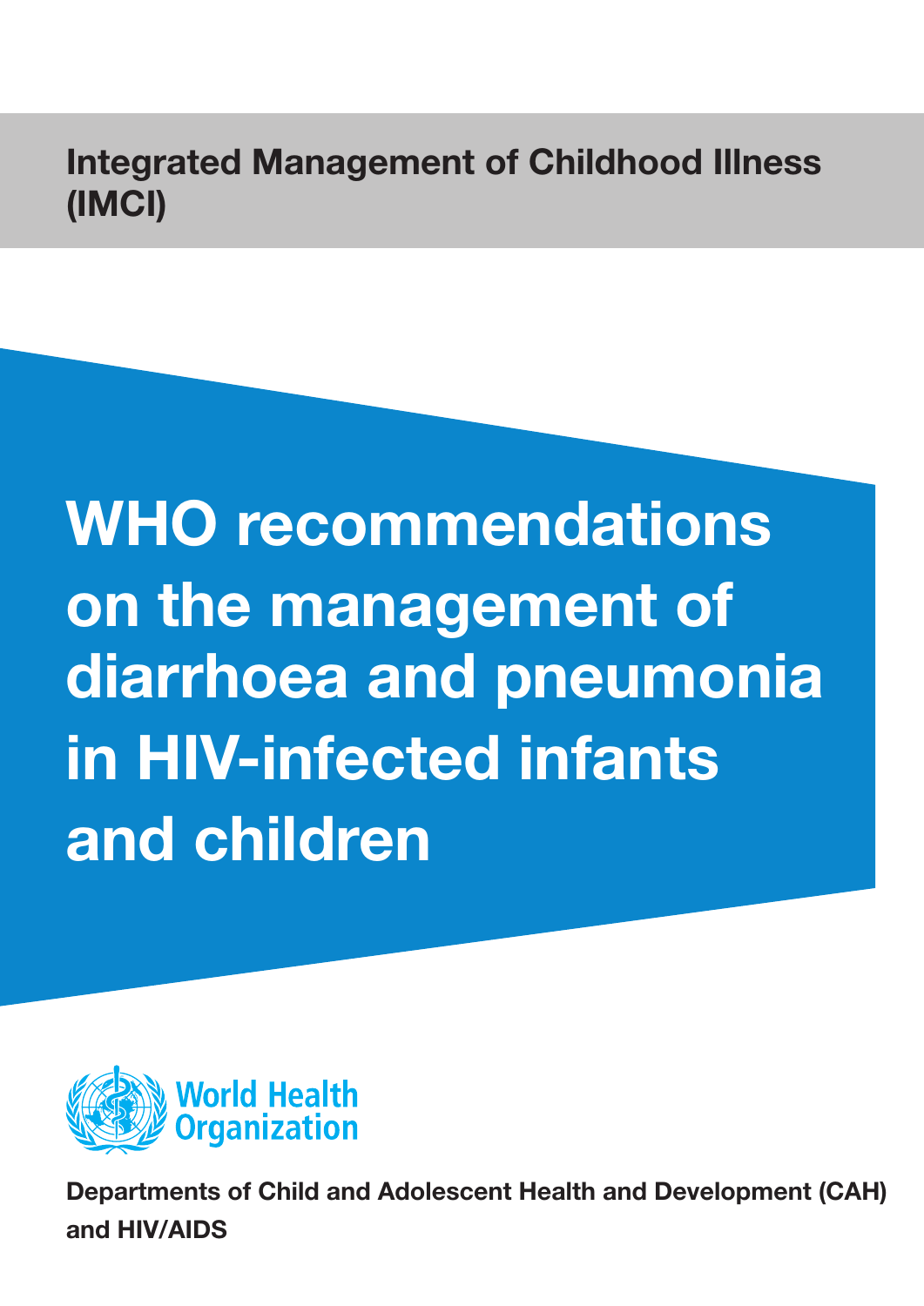**Integrated Management of Childhood Illness (IMCI)**

# WHO recommendations on the management of diarrhoea and pneumonia in HIV-infected infants and children

World Health Organization

**Departments of Child and Adolescent Health and Development (CAH) and HIV/AIDS**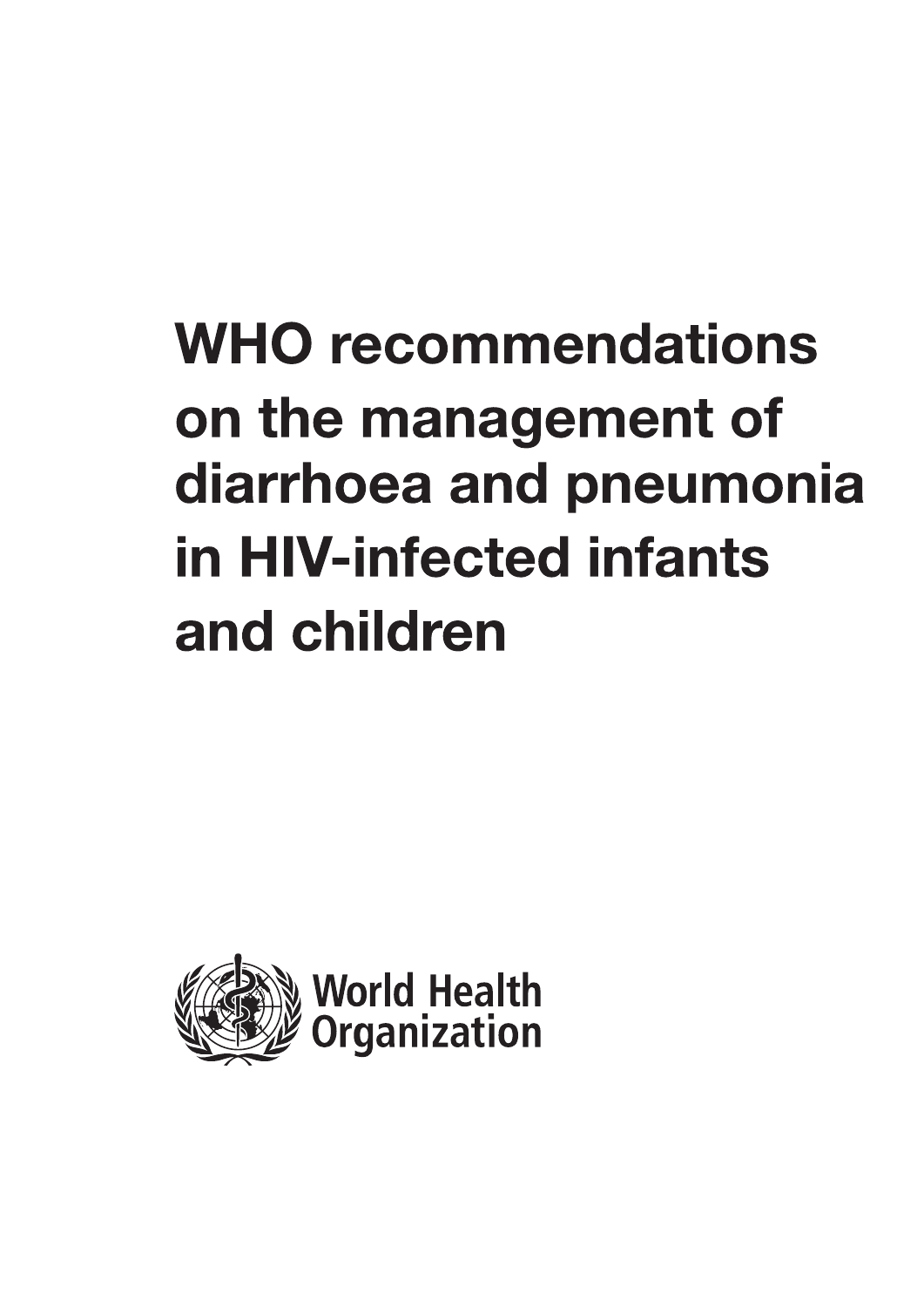# WHO recommendations on the management of diarrhoea and pneumonia in HIV-infected infants and children

World Health Organization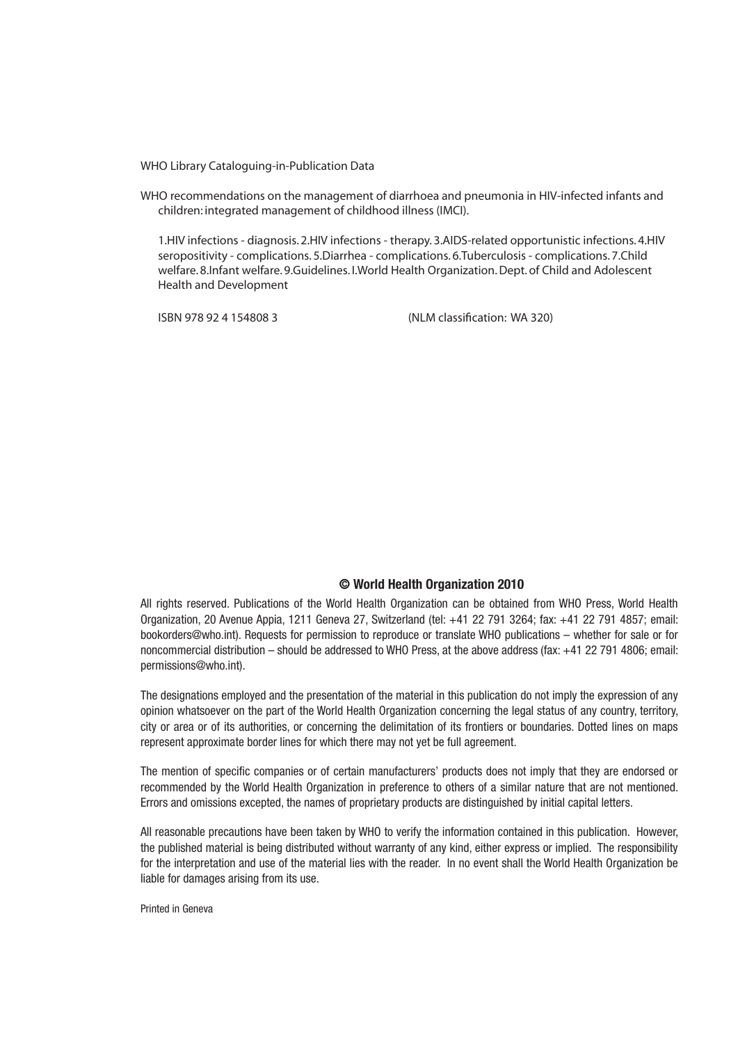WHO Library Cataloguing-in-Publication Data

WHO recommendations on the management of diarrhoea and pneumonia in HIV-infected infants and children: integrated management of childhood illness (IMCI).

1.HIV infections - diagnosis. 2.HIV infections - therapy. 3.AIDS-related opportunistic infections. 4.HIV seropositivity - complications. 5.Diarrhea - complications. 6.Tuberculosis - complications. 7.Child welfare. 8.Infant welfare. 9.Guidelines. I.World Health Organization. Dept. of Child and Adolescent Health and Development

ISBN 978 92 4 154808 3 (NLM classification: WA 320)

**© World Health Organization 2010**

All rights reserved. Publications of the World Health Organization can be obtained from WHO Press, World Health Organization, 20 Avenue Appia, 1211 Geneva 27, Switzerland (tel: +41 22 791 3264; fax: +41 22 791 4857; email: bookorders@who.int). Requests for permission to reproduce or translate WHO publications – whether for sale or for noncommercial distribution – should be addressed to WHO Press, at the above address (fax: +41 22 791 4806; email: permissions@who.int).

The designations employed and the presentation of the material in this publication do not imply the expression of any opinion whatsoever on the part of the World Health Organization concerning the legal status of any country, territory, city or area or of its authorities, or concerning the delimitation of its frontiers or boundaries. Dotted lines on maps represent approximate border lines for which there may not yet be full agreement.

The mention of specific companies or of certain manufacturers' products does not imply that they are endorsed or recommended by the World Health Organization in preference to others of a similar nature that are not mentioned. Errors and omissions excepted, the names of proprietary products are distinguished by initial capital letters.

All reasonable precautions have been taken by WHO to verify the information contained in this publication. However, the published material is being distributed without warranty of any kind, either express or implied. The responsibility for the interpretation and use of the material lies with the reader. In no event shall the World Health Organization be liable for damages arising from its use.

Printed in Geneva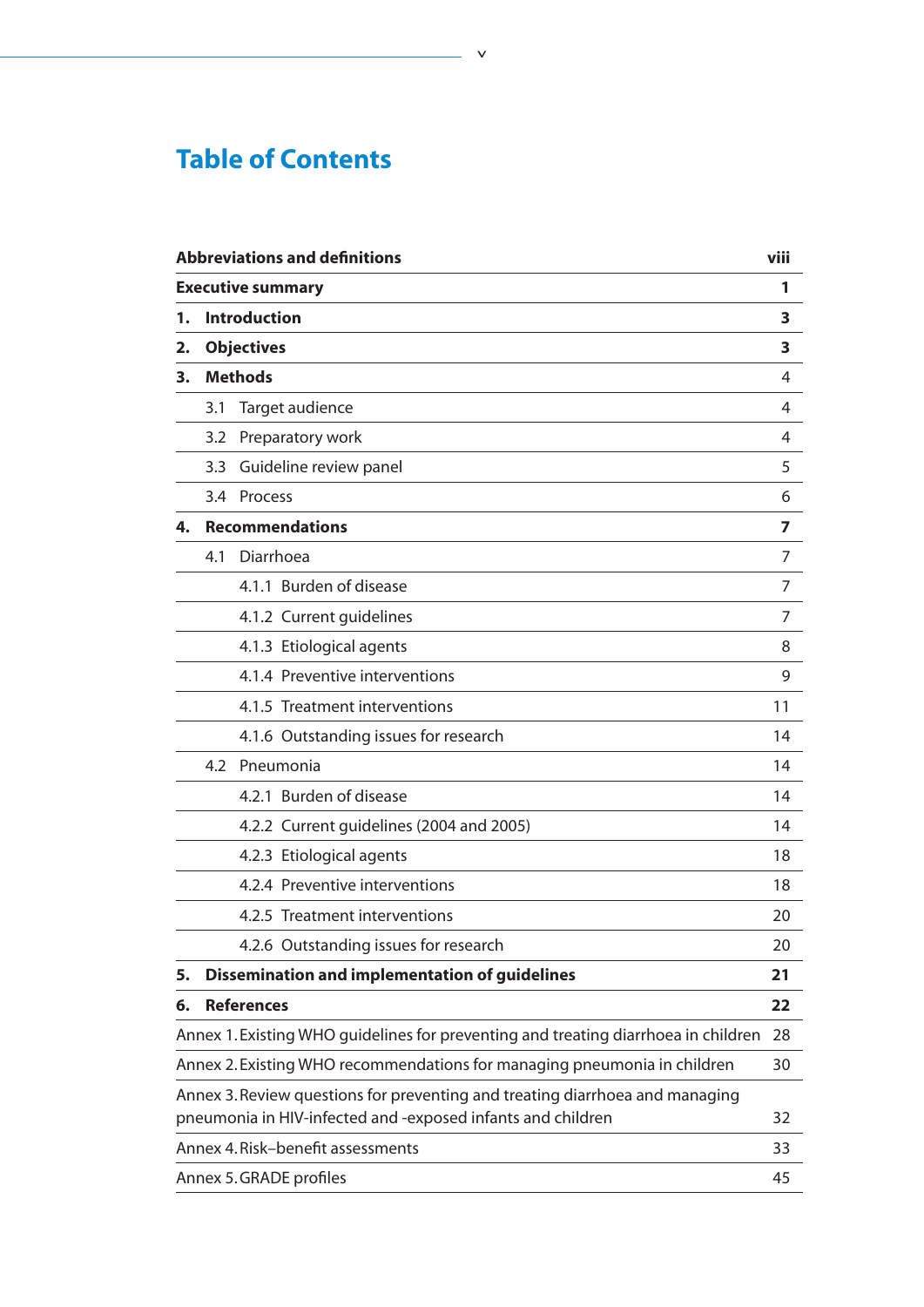# Table of Contents

| | |
|---|---|
| **Abbreviations and definitions** | **viii** |
| **Executive summary** | **1** |
| **1. Introduction** | **3** |
| **2. Objectives** | **3** |
| **3. Methods** | 4 |
| 3.1 Target audience | 4 |
| 3.2 Preparatory work | 4 |
| 3.3 Guideline review panel | 5 |
| 3.4 Process | 6 |
| **4. Recommendations** | **7** |
| 4.1 Diarrhoea | 7 |
| 4.1.1 Burden of disease | 7 |
| 4.1.2 Current guidelines | 7 |
| 4.1.3 Etiological agents | 8 |
| 4.1.4 Preventive interventions | 9 |
| 4.1.5 Treatment interventions | 11 |
| 4.1.6 Outstanding issues for research | 14 |
| 4.2 Pneumonia | 14 |
| 4.2.1 Burden of disease | 14 |
| 4.2.2 Current guidelines (2004 and 2005) | 14 |
| 4.2.3 Etiological agents | 18 |
| 4.2.4 Preventive interventions | 18 |
| 4.2.5 Treatment interventions | 20 |
| 4.2.6 Outstanding issues for research | 20 |
| **5. Dissemination and implementation of guidelines** | **21** |
| **6. References** | **22** |
| Annex 1. Existing WHO guidelines for preventing and treating diarrhoea in children | 28 |
| Annex 2. Existing WHO recommendations for managing pneumonia in children | 30 |
| Annex 3. Review questions for preventing and treating diarrhoea and managing pneumonia in HIV-infected and -exposed infants and children | 32 |
| Annex 4. Risk–benefit assessments | 33 |
| Annex 5. GRADE profiles | 45 |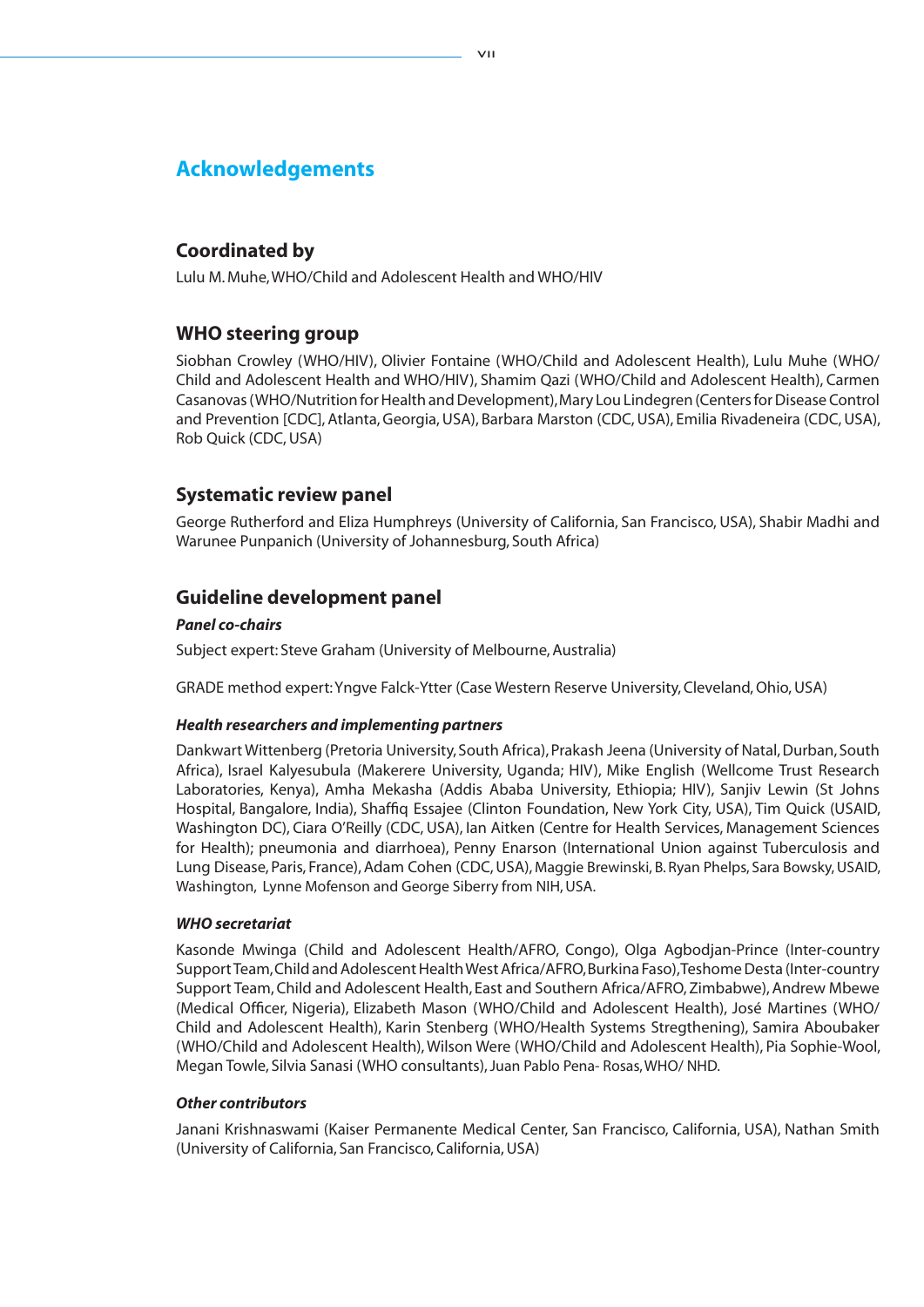## Acknowledgements

### Coordinated by

Lulu M. Muhe, WHO/Child and Adolescent Health and WHO/HIV

### WHO steering group

Siobhan Crowley (WHO/HIV), Olivier Fontaine (WHO/Child and Adolescent Health), Lulu Muhe (WHO/Child and Adolescent Health and WHO/HIV), Shamim Qazi (WHO/Child and Adolescent Health), Carmen Casanovas (WHO/Nutrition for Health and Development), Mary Lou Lindegren (Centers for Disease Control and Prevention [CDC], Atlanta, Georgia, USA), Barbara Marston (CDC, USA), Emilia Rivadeneira (CDC, USA), Rob Quick (CDC, USA)

### Systematic review panel

George Rutherford and Eliza Humphreys (University of California, San Francisco, USA), Shabir Madhi and Warunee Punpanich (University of Johannesburg, South Africa)

### Guideline development panel

***Panel co-chairs***

Subject expert: Steve Graham (University of Melbourne, Australia)

GRADE method expert: Yngve Falck-Ytter (Case Western Reserve University, Cleveland, Ohio, USA)

***Health researchers and implementing partners***

Dankwart Wittenberg (Pretoria University, South Africa), Prakash Jeena (University of Natal, Durban, South Africa), Israel Kalyesubula (Makerere University, Uganda; HIV), Mike English (Wellcome Trust Research Laboratories, Kenya), Amha Mekasha (Addis Ababa University, Ethiopia; HIV), Sanjiv Lewin (St Johns Hospital, Bangalore, India), Shaffiq Essajee (Clinton Foundation, New York City, USA), Tim Quick (USAID, Washington DC), Ciara O'Reilly (CDC, USA), Ian Aitken (Centre for Health Services, Management Sciences for Health); pneumonia and diarrhoea), Penny Enarson (International Union against Tuberculosis and Lung Disease, Paris, France), Adam Cohen (CDC, USA), Maggie Brewinski, B. Ryan Phelps, Sara Bowsky, USAID, Washington, Lynne Mofenson and George Siberry from NIH, USA.

***WHO secretariat***

Kasonde Mwinga (Child and Adolescent Health/AFRO, Congo), Olga Agbodjan-Prince (Inter-country Support Team, Child and Adolescent Health West Africa/AFRO, Burkina Faso), Teshome Desta (Inter-country Support Team, Child and Adolescent Health, East and Southern Africa/AFRO, Zimbabwe), Andrew Mbewe (Medical Officer, Nigeria), Elizabeth Mason (WHO/Child and Adolescent Health), José Martines (WHO/Child and Adolescent Health), Karin Stenberg (WHO/Health Systems Stregthening), Samira Aboubaker (WHO/Child and Adolescent Health), Wilson Were (WHO/Child and Adolescent Health), Pia Sophie-Wool, Megan Towle, Silvia Sanasi (WHO consultants), Juan Pablo Pena- Rosas, WHO/ NHD.

***Other contributors***

Janani Krishnaswami (Kaiser Permanente Medical Center, San Francisco, California, USA), Nathan Smith (University of California, San Francisco, California, USA)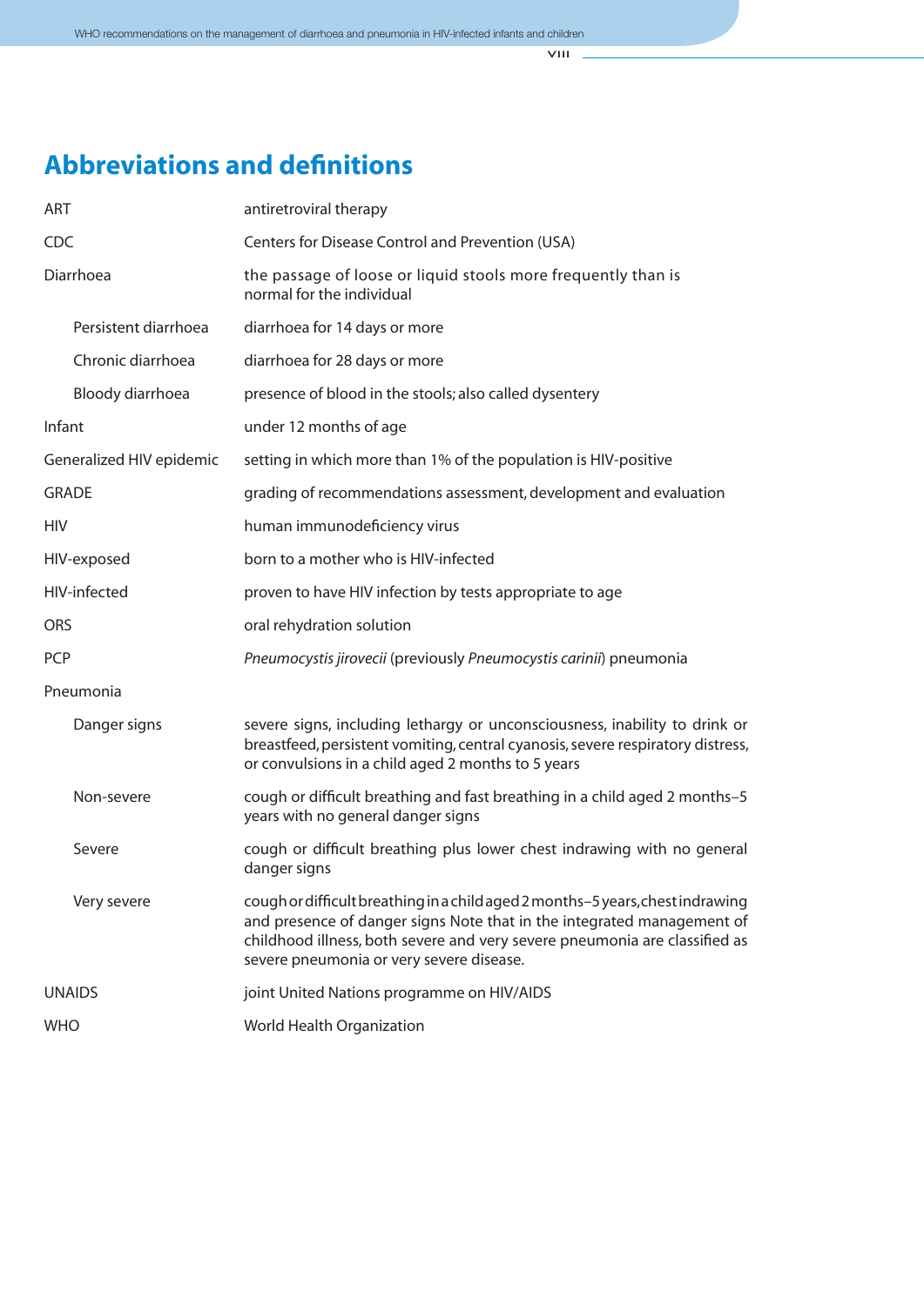# Abbreviations and definitions

| | |
|---|---|
| ART | antiretroviral therapy |
| CDC | Centers for Disease Control and Prevention (USA) |
| Diarrhoea | the passage of loose or liquid stools more frequently than is normal for the individual |
| Persistent diarrhoea | diarrhoea for 14 days or more |
| Chronic diarrhoea | diarrhoea for 28 days or more |
| Bloody diarrhoea | presence of blood in the stools; also called dysentery |
| Infant | under 12 months of age |
| Generalized HIV epidemic | setting in which more than 1% of the population is HIV-positive |
| GRADE | grading of recommendations assessment, development and evaluation |
| HIV | human immunodeficiency virus |
| HIV-exposed | born to a mother who is HIV-infected |
| HIV-infected | proven to have HIV infection by tests appropriate to age |
| ORS | oral rehydration solution |
| PCP | *Pneumocystis jirovecii* (previously *Pneumocystis carinii*) pneumonia |
| Pneumonia | |
| Danger signs | severe signs, including lethargy or unconsciousness, inability to drink or breastfeed, persistent vomiting, central cyanosis, severe respiratory distress, or convulsions in a child aged 2 months to 5 years |
| Non-severe | cough or difficult breathing and fast breathing in a child aged 2 months–5 years with no general danger signs |
| Severe | cough or difficult breathing plus lower chest indrawing with no general danger signs |
| Very severe | cough or difficult breathing in a child aged 2 months–5 years, chest indrawing and presence of danger signs Note that in the integrated management of childhood illness, both severe and very severe pneumonia are classified as severe pneumonia or very severe disease. |
| UNAIDS | joint United Nations programme on HIV/AIDS |
| WHO | World Health Organization |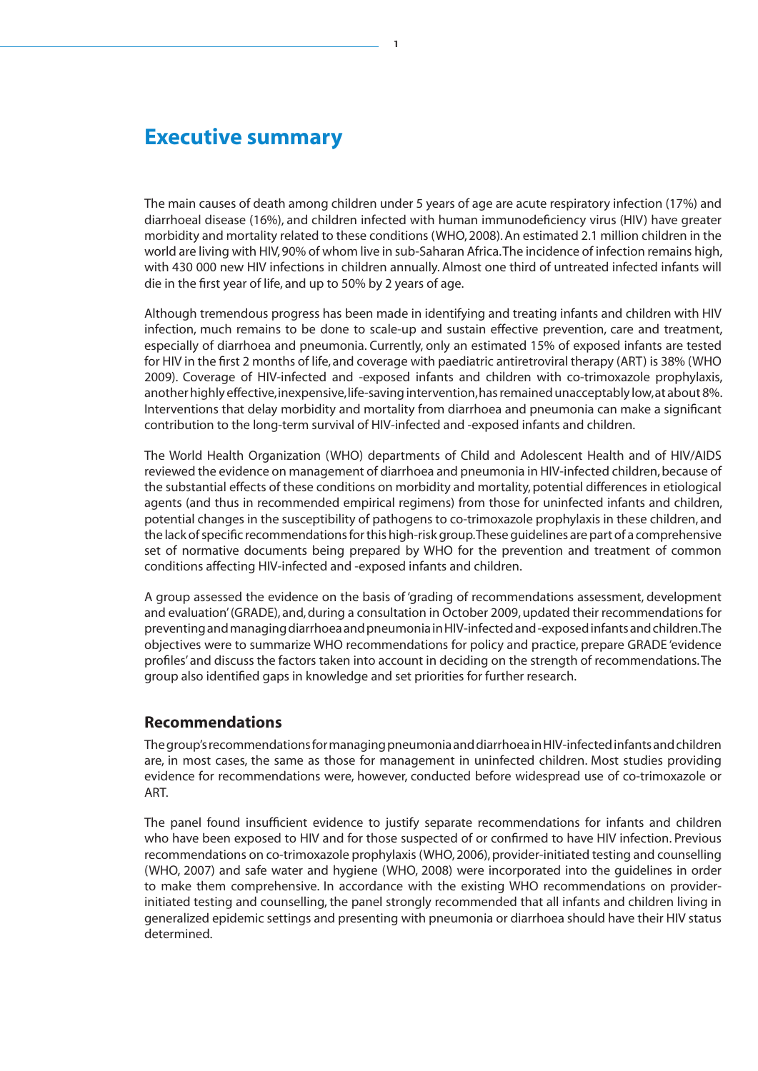# Executive summary

The main causes of death among children under 5 years of age are acute respiratory infection (17%) and diarrhoeal disease (16%), and children infected with human immunodeficiency virus (HIV) have greater morbidity and mortality related to these conditions (WHO, 2008). An estimated 2.1 million children in the world are living with HIV, 90% of whom live in sub-Saharan Africa. The incidence of infection remains high, with 430 000 new HIV infections in children annually. Almost one third of untreated infected infants will die in the first year of life, and up to 50% by 2 years of age.

Although tremendous progress has been made in identifying and treating infants and children with HIV infection, much remains to be done to scale-up and sustain effective prevention, care and treatment, especially of diarrhoea and pneumonia. Currently, only an estimated 15% of exposed infants are tested for HIV in the first 2 months of life, and coverage with paediatric antiretroviral therapy (ART) is 38% (WHO 2009). Coverage of HIV-infected and -exposed infants and children with co-trimoxazole prophylaxis, another highly effective, inexpensive, life-saving intervention, has remained unacceptably low, at about 8%. Interventions that delay morbidity and mortality from diarrhoea and pneumonia can make a significant contribution to the long-term survival of HIV-infected and -exposed infants and children.

The World Health Organization (WHO) departments of Child and Adolescent Health and of HIV/AIDS reviewed the evidence on management of diarrhoea and pneumonia in HIV-infected children, because of the substantial effects of these conditions on morbidity and mortality, potential differences in etiological agents (and thus in recommended empirical regimens) from those for uninfected infants and children, potential changes in the susceptibility of pathogens to co-trimoxazole prophylaxis in these children, and the lack of specific recommendations for this high-risk group. These guidelines are part of a comprehensive set of normative documents being prepared by WHO for the prevention and treatment of common conditions affecting HIV-infected and -exposed infants and children.

A group assessed the evidence on the basis of 'grading of recommendations assessment, development and evaluation' (GRADE), and, during a consultation in October 2009, updated their recommendations for preventing and managing diarrhoea and pneumonia in HIV-infected and -exposed infants and children. The objectives were to summarize WHO recommendations for policy and practice, prepare GRADE 'evidence profiles' and discuss the factors taken into account in deciding on the strength of recommendations. The group also identified gaps in knowledge and set priorities for further research.

## Recommendations

The group's recommendations for managing pneumonia and diarrhoea in HIV-infected infants and children are, in most cases, the same as those for management in uninfected children. Most studies providing evidence for recommendations were, however, conducted before widespread use of co-trimoxazole or ART.

The panel found insufficient evidence to justify separate recommendations for infants and children who have been exposed to HIV and for those suspected of or confirmed to have HIV infection. Previous recommendations on co-trimoxazole prophylaxis (WHO, 2006), provider-initiated testing and counselling (WHO, 2007) and safe water and hygiene (WHO, 2008) were incorporated into the guidelines in order to make them comprehensive. In accordance with the existing WHO recommendations on provider-initiated testing and counselling, the panel strongly recommended that all infants and children living in generalized epidemic settings and presenting with pneumonia or diarrhoea should have their HIV status determined.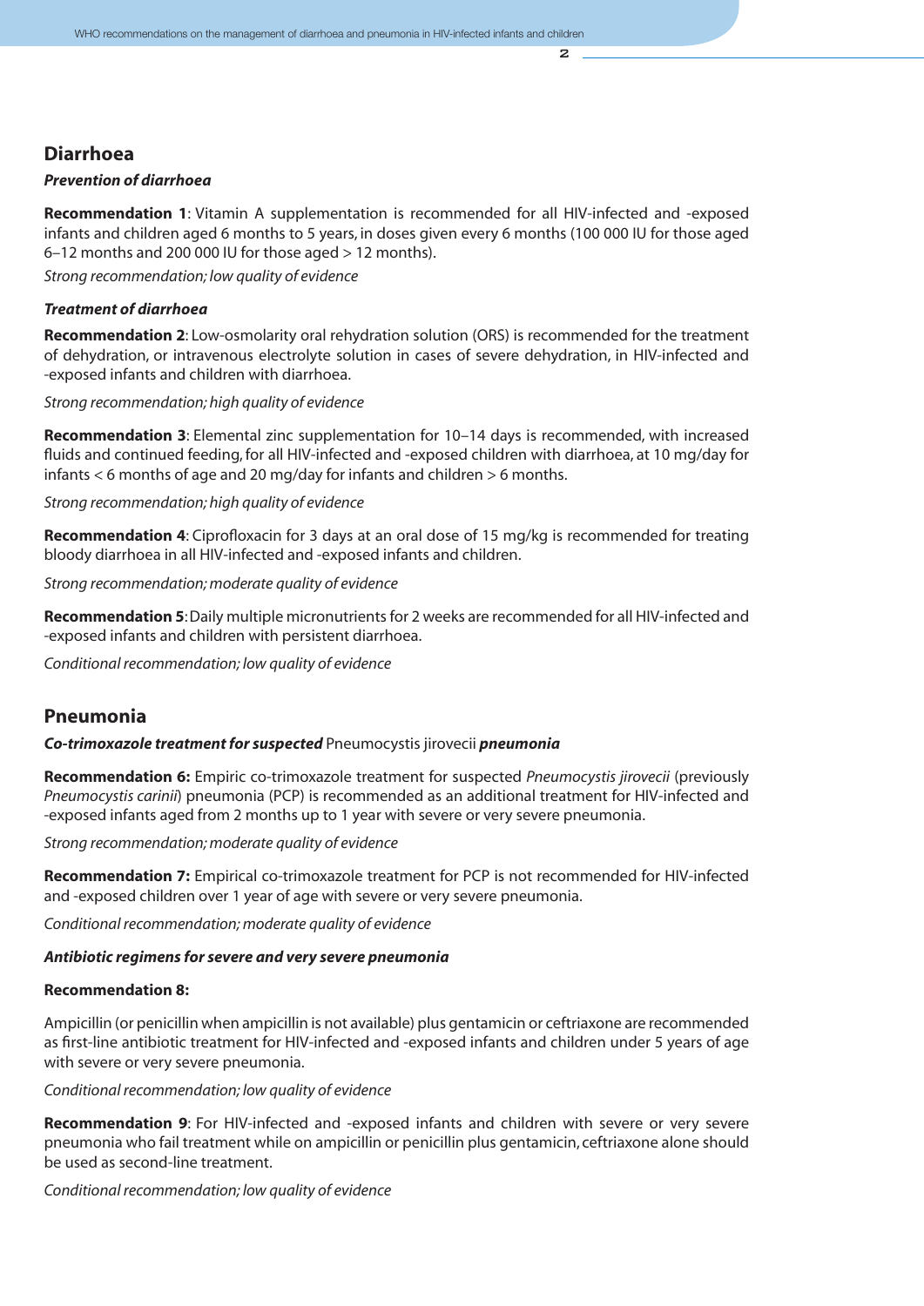## Diarrhoea

***Prevention of diarrhoea***

**Recommendation 1**: Vitamin A supplementation is recommended for all HIV-infected and -exposed infants and children aged 6 months to 5 years, in doses given every 6 months (100 000 IU for those aged 6–12 months and 200 000 IU for those aged > 12 months).

*Strong recommendation; low quality of evidence*

***Treatment of diarrhoea***

**Recommendation 2**: Low-osmolarity oral rehydration solution (ORS) is recommended for the treatment of dehydration, or intravenous electrolyte solution in cases of severe dehydration, in HIV-infected and -exposed infants and children with diarrhoea.

*Strong recommendation; high quality of evidence*

**Recommendation 3**: Elemental zinc supplementation for 10–14 days is recommended, with increased fluids and continued feeding, for all HIV-infected and -exposed children with diarrhoea, at 10 mg/day for infants < 6 months of age and 20 mg/day for infants and children > 6 months.

*Strong recommendation; high quality of evidence*

**Recommendation 4**: Ciprofloxacin for 3 days at an oral dose of 15 mg/kg is recommended for treating bloody diarrhoea in all HIV-infected and -exposed infants and children.

*Strong recommendation; moderate quality of evidence*

**Recommendation 5**: Daily multiple micronutrients for 2 weeks are recommended for all HIV-infected and -exposed infants and children with persistent diarrhoea.

*Conditional recommendation; low quality of evidence*

## Pneumonia

***Co-trimoxazole treatment for suspected*** Pneumocystis jirovecii ***pneumonia***

**Recommendation 6:** Empiric co-trimoxazole treatment for suspected *Pneumocystis jirovecii* (previously *Pneumocystis carinii*) pneumonia (PCP) is recommended as an additional treatment for HIV-infected and -exposed infants aged from 2 months up to 1 year with severe or very severe pneumonia.

*Strong recommendation; moderate quality of evidence*

**Recommendation 7:** Empirical co-trimoxazole treatment for PCP is not recommended for HIV-infected and -exposed children over 1 year of age with severe or very severe pneumonia.

*Conditional recommendation; moderate quality of evidence*

***Antibiotic regimens for severe and very severe pneumonia***

**Recommendation 8:**

Ampicillin (or penicillin when ampicillin is not available) plus gentamicin or ceftriaxone are recommended as first-line antibiotic treatment for HIV-infected and -exposed infants and children under 5 years of age with severe or very severe pneumonia.

*Conditional recommendation; low quality of evidence*

**Recommendation 9**: For HIV-infected and -exposed infants and children with severe or very severe pneumonia who fail treatment while on ampicillin or penicillin plus gentamicin, ceftriaxone alone should be used as second-line treatment.

*Conditional recommendation; low quality of evidence*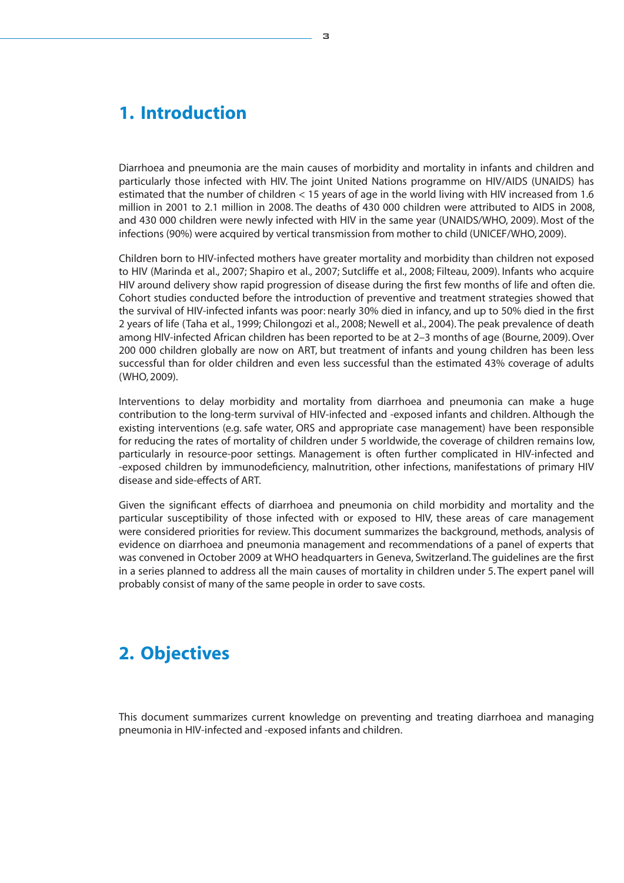# 1. Introduction

Diarrhoea and pneumonia are the main causes of morbidity and mortality in infants and children and particularly those infected with HIV. The joint United Nations programme on HIV/AIDS (UNAIDS) has estimated that the number of children < 15 years of age in the world living with HIV increased from 1.6 million in 2001 to 2.1 million in 2008. The deaths of 430 000 children were attributed to AIDS in 2008, and 430 000 children were newly infected with HIV in the same year (UNAIDS/WHO, 2009). Most of the infections (90%) were acquired by vertical transmission from mother to child (UNICEF/WHO, 2009).

Children born to HIV-infected mothers have greater mortality and morbidity than children not exposed to HIV (Marinda et al., 2007; Shapiro et al., 2007; Sutcliffe et al., 2008; Filteau, 2009). Infants who acquire HIV around delivery show rapid progression of disease during the first few months of life and often die. Cohort studies conducted before the introduction of preventive and treatment strategies showed that the survival of HIV-infected infants was poor: nearly 30% died in infancy, and up to 50% died in the first 2 years of life (Taha et al., 1999; Chilongozi et al., 2008; Newell et al., 2004). The peak prevalence of death among HIV-infected African children has been reported to be at 2–3 months of age (Bourne, 2009). Over 200 000 children globally are now on ART, but treatment of infants and young children has been less successful than for older children and even less successful than the estimated 43% coverage of adults (WHO, 2009).

Interventions to delay morbidity and mortality from diarrhoea and pneumonia can make a huge contribution to the long-term survival of HIV-infected and -exposed infants and children. Although the existing interventions (e.g. safe water, ORS and appropriate case management) have been responsible for reducing the rates of mortality of children under 5 worldwide, the coverage of children remains low, particularly in resource-poor settings. Management is often further complicated in HIV-infected and -exposed children by immunodeficiency, malnutrition, other infections, manifestations of primary HIV disease and side-effects of ART.

Given the significant effects of diarrhoea and pneumonia on child morbidity and mortality and the particular susceptibility of those infected with or exposed to HIV, these areas of care management were considered priorities for review. This document summarizes the background, methods, analysis of evidence on diarrhoea and pneumonia management and recommendations of a panel of experts that was convened in October 2009 at WHO headquarters in Geneva, Switzerland. The guidelines are the first in a series planned to address all the main causes of mortality in children under 5. The expert panel will probably consist of many of the same people in order to save costs.

# 2. Objectives

This document summarizes current knowledge on preventing and treating diarrhoea and managing pneumonia in HIV-infected and -exposed infants and children.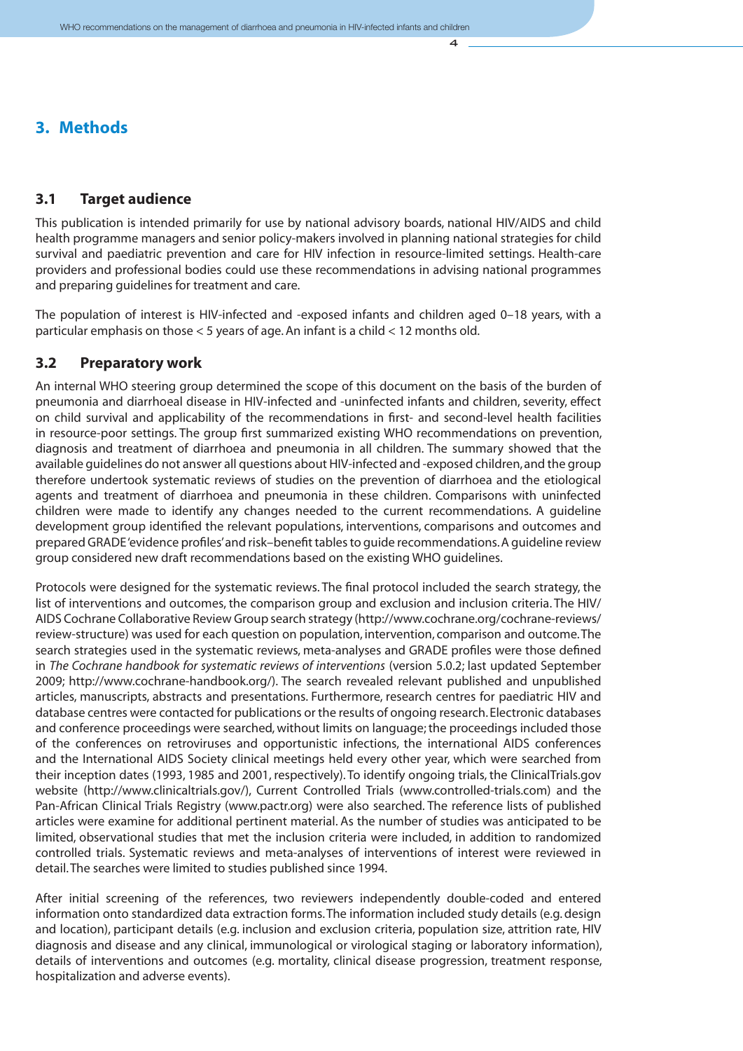# 3. Methods

## 3.1 Target audience

This publication is intended primarily for use by national advisory boards, national HIV/AIDS and child health programme managers and senior policy-makers involved in planning national strategies for child survival and paediatric prevention and care for HIV infection in resource-limited settings. Health-care providers and professional bodies could use these recommendations in advising national programmes and preparing guidelines for treatment and care.

The population of interest is HIV-infected and -exposed infants and children aged 0–18 years, with a particular emphasis on those < 5 years of age. An infant is a child < 12 months old.

## 3.2 Preparatory work

An internal WHO steering group determined the scope of this document on the basis of the burden of pneumonia and diarrhoeal disease in HIV-infected and -uninfected infants and children, severity, effect on child survival and applicability of the recommendations in first- and second-level health facilities in resource-poor settings. The group first summarized existing WHO recommendations on prevention, diagnosis and treatment of diarrhoea and pneumonia in all children. The summary showed that the available guidelines do not answer all questions about HIV-infected and -exposed children, and the group therefore undertook systematic reviews of studies on the prevention of diarrhoea and the etiological agents and treatment of diarrhoea and pneumonia in these children. Comparisons with uninfected children were made to identify any changes needed to the current recommendations. A guideline development group identified the relevant populations, interventions, comparisons and outcomes and prepared GRADE 'evidence profiles' and risk–benefit tables to guide recommendations. A guideline review group considered new draft recommendations based on the existing WHO guidelines.

Protocols were designed for the systematic reviews. The final protocol included the search strategy, the list of interventions and outcomes, the comparison group and exclusion and inclusion criteria. The HIV/AIDS Cochrane Collaborative Review Group search strategy (http://www.cochrane.org/cochrane-reviews/review-structure) was used for each question on population, intervention, comparison and outcome. The search strategies used in the systematic reviews, meta-analyses and GRADE profiles were those defined in *The Cochrane handbook for systematic reviews of interventions* (version 5.0.2; last updated September 2009; http://www.cochrane-handbook.org/). The search revealed relevant published and unpublished articles, manuscripts, abstracts and presentations. Furthermore, research centres for paediatric HIV and database centres were contacted for publications or the results of ongoing research. Electronic databases and conference proceedings were searched, without limits on language; the proceedings included those of the conferences on retroviruses and opportunistic infections, the international AIDS conferences and the International AIDS Society clinical meetings held every other year, which were searched from their inception dates (1993, 1985 and 2001, respectively). To identify ongoing trials, the ClinicalTrials.gov website (http://www.clinicaltrials.gov/), Current Controlled Trials (www.controlled-trials.com) and the Pan-African Clinical Trials Registry (www.pactr.org) were also searched. The reference lists of published articles were examine for additional pertinent material. As the number of studies was anticipated to be limited, observational studies that met the inclusion criteria were included, in addition to randomized controlled trials. Systematic reviews and meta-analyses of interventions of interest were reviewed in detail. The searches were limited to studies published since 1994.

After initial screening of the references, two reviewers independently double-coded and entered information onto standardized data extraction forms. The information included study details (e.g. design and location), participant details (e.g. inclusion and exclusion criteria, population size, attrition rate, HIV diagnosis and disease and any clinical, immunological or virological staging or laboratory information), details of interventions and outcomes (e.g. mortality, clinical disease progression, treatment response, hospitalization and adverse events).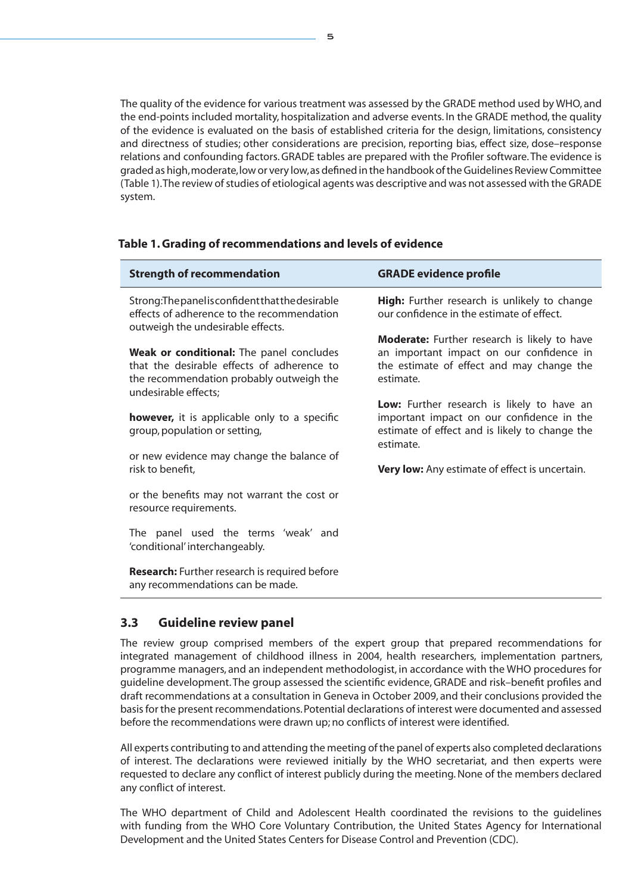The quality of the evidence for various treatment was assessed by the GRADE method used by WHO, and the end-points included mortality, hospitalization and adverse events. In the GRADE method, the quality of the evidence is evaluated on the basis of established criteria for the design, limitations, consistency and directness of studies; other considerations are precision, reporting bias, effect size, dose–response relations and confounding factors. GRADE tables are prepared with the Profiler software. The evidence is graded as high, moderate, low or very low, as defined in the handbook of the Guidelines Review Committee (Table 1). The review of studies of etiological agents was descriptive and was not assessed with the GRADE system.

**Table 1. Grading of recommendations and levels of evidence**

| Strength of recommendation | GRADE evidence profile |
|---|---|
| Strong: The panel is confident that the desirable effects of adherence to the recommendation outweigh the undesirable effects.<br><br>**Weak or conditional:** The panel concludes that the desirable effects of adherence to the recommendation probably outweigh the undesirable effects;<br><br>**however,** it is applicable only to a specific group, population or setting,<br><br>or new evidence may change the balance of risk to benefit,<br><br>or the benefits may not warrant the cost or resource requirements.<br><br>The panel used the terms 'weak' and 'conditional' interchangeably.<br><br>**Research:** Further research is required before any recommendations can be made. | **High:** Further research is unlikely to change our confidence in the estimate of effect.<br><br>**Moderate:** Further research is likely to have an important impact on our confidence in the estimate of effect and may change the estimate.<br><br>**Low:** Further research is likely to have an important impact on our confidence in the estimate of effect and is likely to change the estimate.<br><br>**Very low:** Any estimate of effect is uncertain. |

### 3.3 Guideline review panel

The review group comprised members of the expert group that prepared recommendations for integrated management of childhood illness in 2004, health researchers, implementation partners, programme managers, and an independent methodologist, in accordance with the WHO procedures for guideline development. The group assessed the scientific evidence, GRADE and risk–benefit profiles and draft recommendations at a consultation in Geneva in October 2009, and their conclusions provided the basis for the present recommendations. Potential declarations of interest were documented and assessed before the recommendations were drawn up; no conflicts of interest were identified.

All experts contributing to and attending the meeting of the panel of experts also completed declarations of interest. The declarations were reviewed initially by the WHO secretariat, and then experts were requested to declare any conflict of interest publicly during the meeting. None of the members declared any conflict of interest.

The WHO department of Child and Adolescent Health coordinated the revisions to the guidelines with funding from the WHO Core Voluntary Contribution, the United States Agency for International Development and the United States Centers for Disease Control and Prevention (CDC).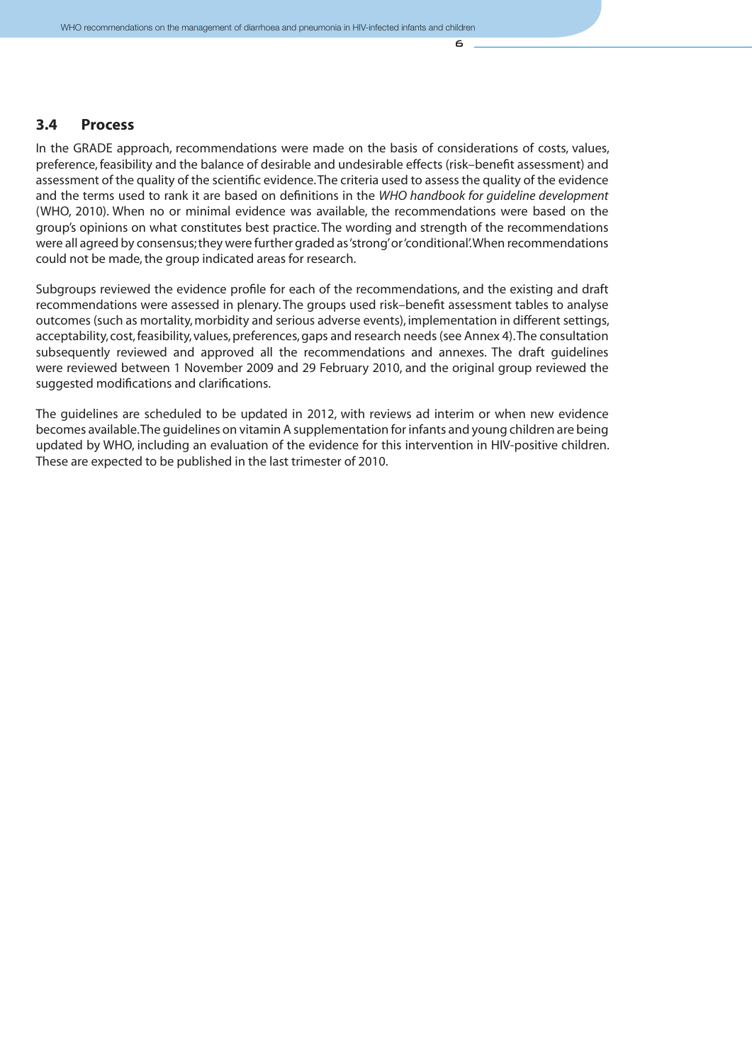## 3.4 Process

In the GRADE approach, recommendations were made on the basis of considerations of costs, values, preference, feasibility and the balance of desirable and undesirable effects (risk–benefit assessment) and assessment of the quality of the scientific evidence. The criteria used to assess the quality of the evidence and the terms used to rank it are based on definitions in the *WHO handbook for guideline development* (WHO, 2010). When no or minimal evidence was available, the recommendations were based on the group's opinions on what constitutes best practice. The wording and strength of the recommendations were all agreed by consensus; they were further graded as 'strong' or 'conditional'. When recommendations could not be made, the group indicated areas for research.

Subgroups reviewed the evidence profile for each of the recommendations, and the existing and draft recommendations were assessed in plenary. The groups used risk–benefit assessment tables to analyse outcomes (such as mortality, morbidity and serious adverse events), implementation in different settings, acceptability, cost, feasibility, values, preferences, gaps and research needs (see Annex 4). The consultation subsequently reviewed and approved all the recommendations and annexes. The draft guidelines were reviewed between 1 November 2009 and 29 February 2010, and the original group reviewed the suggested modifications and clarifications.

The guidelines are scheduled to be updated in 2012, with reviews ad interim or when new evidence becomes available. The guidelines on vitamin A supplementation for infants and young children are being updated by WHO, including an evaluation of the evidence for this intervention in HIV-positive children. These are expected to be published in the last trimester of 2010.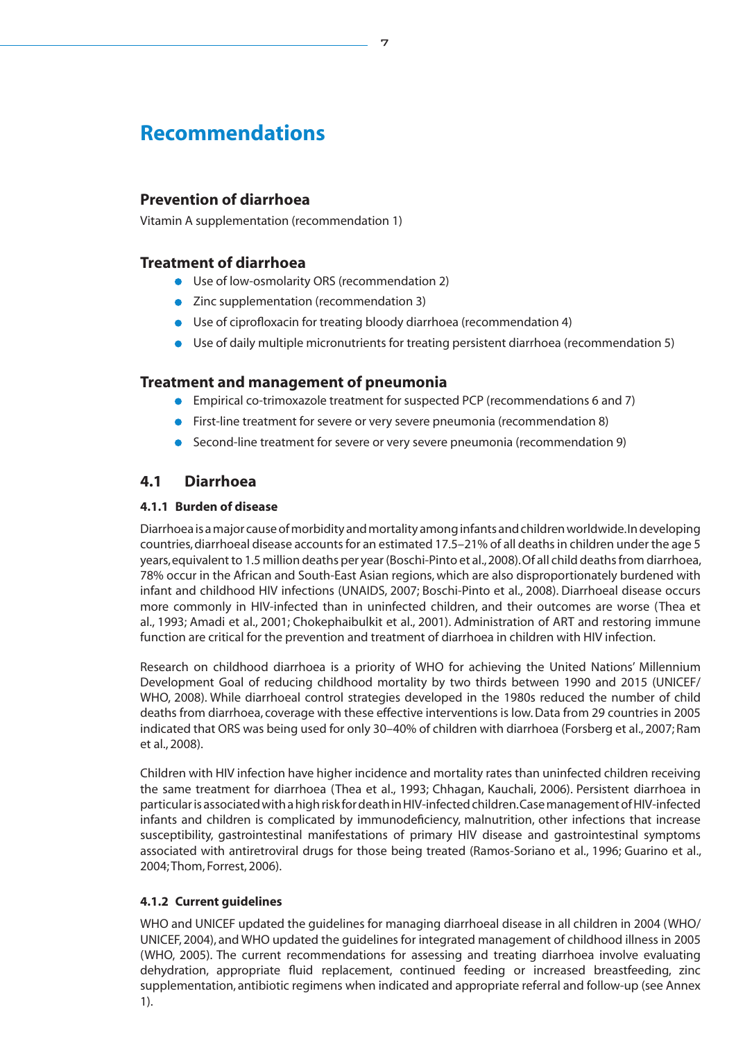# Recommendations

## Prevention of diarrhoea

Vitamin A supplementation (recommendation 1)

## Treatment of diarrhoea

- Use of low-osmolarity ORS (recommendation 2)
- Zinc supplementation (recommendation 3)
- Use of ciprofloxacin for treating bloody diarrhoea (recommendation 4)
- Use of daily multiple micronutrients for treating persistent diarrhoea (recommendation 5)

## Treatment and management of pneumonia

- Empirical co-trimoxazole treatment for suspected PCP (recommendations 6 and 7)
- First-line treatment for severe or very severe pneumonia (recommendation 8)
- Second-line treatment for severe or very severe pneumonia (recommendation 9)

## 4.1 Diarrhoea

### 4.1.1 Burden of disease

Diarrhoea is a major cause of morbidity and mortality among infants and children worldwide. In developing countries, diarrhoeal disease accounts for an estimated 17.5–21% of all deaths in children under the age 5 years, equivalent to 1.5 million deaths per year (Boschi-Pinto et al., 2008). Of all child deaths from diarrhoea, 78% occur in the African and South-East Asian regions, which are also disproportionately burdened with infant and childhood HIV infections (UNAIDS, 2007; Boschi-Pinto et al., 2008). Diarrhoeal disease occurs more commonly in HIV-infected than in uninfected children, and their outcomes are worse (Thea et al., 1993; Amadi et al., 2001; Chokephaibulkit et al., 2001). Administration of ART and restoring immune function are critical for the prevention and treatment of diarrhoea in children with HIV infection.

Research on childhood diarrhoea is a priority of WHO for achieving the United Nations' Millennium Development Goal of reducing childhood mortality by two thirds between 1990 and 2015 (UNICEF/WHO, 2008). While diarrhoeal control strategies developed in the 1980s reduced the number of child deaths from diarrhoea, coverage with these effective interventions is low. Data from 29 countries in 2005 indicated that ORS was being used for only 30–40% of children with diarrhoea (Forsberg et al., 2007; Ram et al., 2008).

Children with HIV infection have higher incidence and mortality rates than uninfected children receiving the same treatment for diarrhoea (Thea et al., 1993; Chhagan, Kauchali, 2006). Persistent diarrhoea in particular is associated with a high risk for death in HIV-infected children. Case management of HIV-infected infants and children is complicated by immunodeficiency, malnutrition, other infections that increase susceptibility, gastrointestinal manifestations of primary HIV disease and gastrointestinal symptoms associated with antiretroviral drugs for those being treated (Ramos-Soriano et al., 1996; Guarino et al., 2004; Thom, Forrest, 2006).

### 4.1.2 Current guidelines

WHO and UNICEF updated the guidelines for managing diarrhoeal disease in all children in 2004 (WHO/UNICEF, 2004), and WHO updated the guidelines for integrated management of childhood illness in 2005 (WHO, 2005). The current recommendations for assessing and treating diarrhoea involve evaluating dehydration, appropriate fluid replacement, continued feeding or increased breastfeeding, zinc supplementation, antibiotic regimens when indicated and appropriate referral and follow-up (see Annex 1).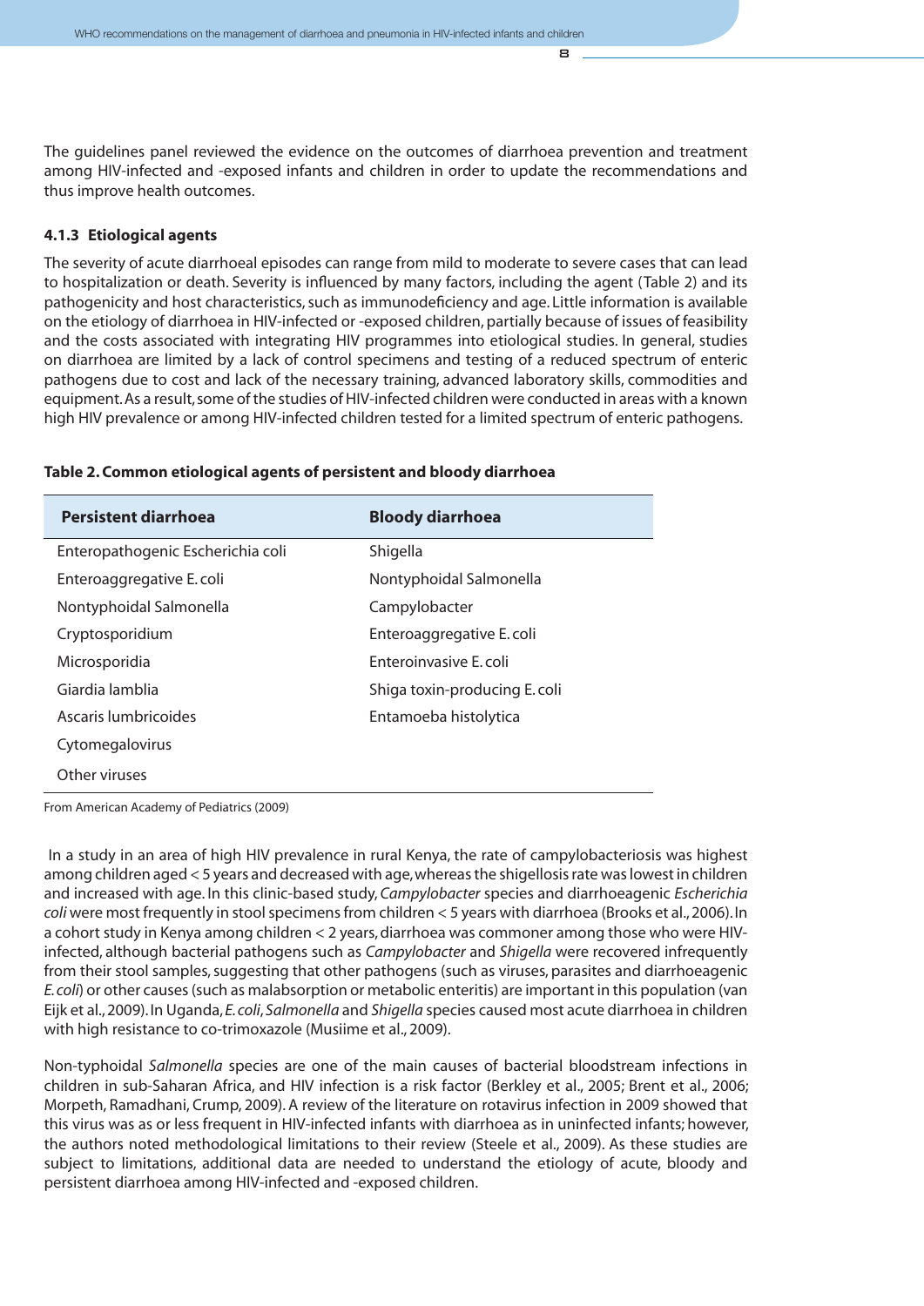The guidelines panel reviewed the evidence on the outcomes of diarrhoea prevention and treatment among HIV-infected and -exposed infants and children in order to update the recommendations and thus improve health outcomes.

#### 4.1.3 Etiological agents

The severity of acute diarrhoeal episodes can range from mild to moderate to severe cases that can lead to hospitalization or death. Severity is influenced by many factors, including the agent (Table 2) and its pathogenicity and host characteristics, such as immunodeficiency and age. Little information is available on the etiology of diarrhoea in HIV-infected or -exposed children, partially because of issues of feasibility and the costs associated with integrating HIV programmes into etiological studies. In general, studies on diarrhoea are limited by a lack of control specimens and testing of a reduced spectrum of enteric pathogens due to cost and lack of the necessary training, advanced laboratory skills, commodities and equipment. As a result, some of the studies of HIV-infected children were conducted in areas with a known high HIV prevalence or among HIV-infected children tested for a limited spectrum of enteric pathogens.

**Table 2. Common etiological agents of persistent and bloody diarrhoea**

| Persistent diarrhoea | Bloody diarrhoea |
|---|---|
| Enteropathogenic Escherichia coli | Shigella |
| Enteroaggregative E. coli | Nontyphoidal Salmonella |
| Nontyphoidal Salmonella | Campylobacter |
| Cryptosporidium | Enteroaggregative E. coli |
| Microsporidia | Enteroinvasive E. coli |
| Giardia lamblia | Shiga toxin-producing E. coli |
| Ascaris lumbricoides | Entamoeba histolytica |
| Cytomegalovirus | |
| Other viruses | |

From American Academy of Pediatrics (2009)

In a study in an area of high HIV prevalence in rural Kenya, the rate of campylobacteriosis was highest among children aged < 5 years and decreased with age, whereas the shigellosis rate was lowest in children and increased with age. In this clinic-based study, *Campylobacter* species and diarrhoeagenic *Escherichia coli* were most frequently in stool specimens from children < 5 years with diarrhoea (Brooks et al., 2006). In a cohort study in Kenya among children < 2 years, diarrhoea was commoner among those who were HIV-infected, although bacterial pathogens such as *Campylobacter* and *Shigella* were recovered infrequently from their stool samples, suggesting that other pathogens (such as viruses, parasites and diarrhoeagenic *E. coli*) or other causes (such as malabsorption or metabolic enteritis) are important in this population (van Eijk et al., 2009). In Uganda, *E. coli*, *Salmonella* and *Shigella* species caused most acute diarrhoea in children with high resistance to co-trimoxazole (Musiime et al., 2009).

Non-typhoidal *Salmonella* species are one of the main causes of bacterial bloodstream infections in children in sub-Saharan Africa, and HIV infection is a risk factor (Berkley et al., 2005; Brent et al., 2006; Morpeth, Ramadhani, Crump, 2009). A review of the literature on rotavirus infection in 2009 showed that this virus was as or less frequent in HIV-infected infants with diarrhoea as in uninfected infants; however, the authors noted methodological limitations to their review (Steele et al., 2009). As these studies are subject to limitations, additional data are needed to understand the etiology of acute, bloody and persistent diarrhoea among HIV-infected and -exposed children.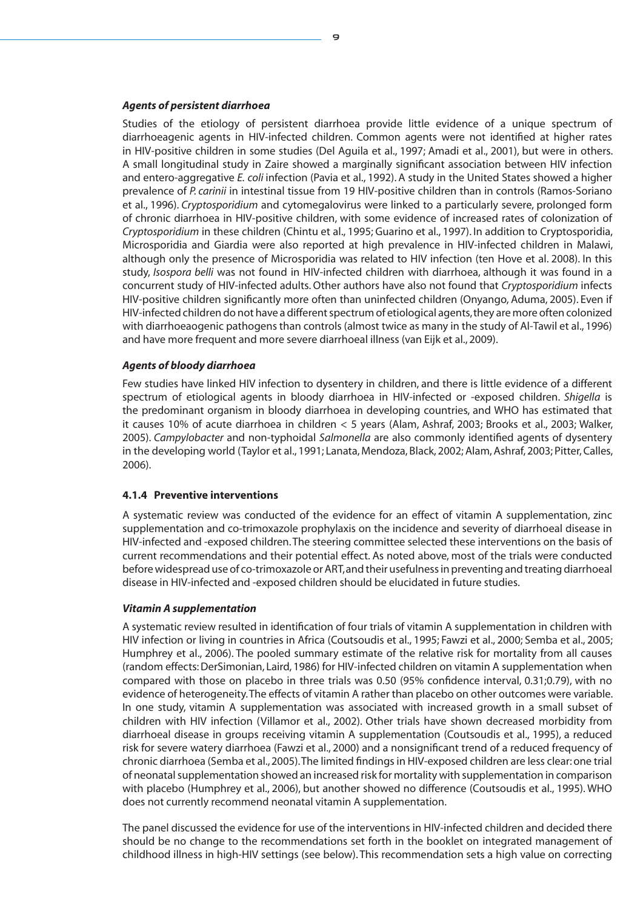***Agents of persistent diarrhoea***

Studies of the etiology of persistent diarrhoea provide little evidence of a unique spectrum of diarrhoeagenic agents in HIV-infected children. Common agents were not identified at higher rates in HIV-positive children in some studies (Del Aguila et al., 1997; Amadi et al., 2001), but were in others. A small longitudinal study in Zaire showed a marginally significant association between HIV infection and entero-aggregative *E. coli* infection (Pavia et al., 1992). A study in the United States showed a higher prevalence of *P. carinii* in intestinal tissue from 19 HIV-positive children than in controls (Ramos-Soriano et al., 1996). *Cryptosporidium* and cytomegalovirus were linked to a particularly severe, prolonged form of chronic diarrhoea in HIV-positive children, with some evidence of increased rates of colonization of *Cryptosporidium* in these children (Chintu et al., 1995; Guarino et al., 1997). In addition to Cryptosporidia, Microsporidia and Giardia were also reported at high prevalence in HIV-infected children in Malawi, although only the presence of Microsporidia was related to HIV infection (ten Hove et al. 2008). In this study, *Isospora belli* was not found in HIV-infected children with diarrhoea, although it was found in a concurrent study of HIV-infected adults. Other authors have also not found that *Cryptosporidium* infects HIV-positive children significantly more often than uninfected children (Onyango, Aduma, 2005). Even if HIV-infected children do not have a different spectrum of etiological agents, they are more often colonized with diarrhoeaogenic pathogens than controls (almost twice as many in the study of Al-Tawil et al., 1996) and have more frequent and more severe diarrhoeal illness (van Eijk et al., 2009).

***Agents of bloody diarrhoea***

Few studies have linked HIV infection to dysentery in children, and there is little evidence of a different spectrum of etiological agents in bloody diarrhoea in HIV-infected or -exposed children. *Shigella* is the predominant organism in bloody diarrhoea in developing countries, and WHO has estimated that it causes 10% of acute diarrhoea in children < 5 years (Alam, Ashraf, 2003; Brooks et al., 2003; Walker, 2005). *Campylobacter* and non-typhoidal *Salmonella* are also commonly identified agents of dysentery in the developing world (Taylor et al., 1991; Lanata, Mendoza, Black, 2002; Alam, Ashraf, 2003; Pitter, Calles, 2006).

### 4.1.4 Preventive interventions

A systematic review was conducted of the evidence for an effect of vitamin A supplementation, zinc supplementation and co-trimoxazole prophylaxis on the incidence and severity of diarrhoeal disease in HIV-infected and -exposed children. The steering committee selected these interventions on the basis of current recommendations and their potential effect. As noted above, most of the trials were conducted before widespread use of co-trimoxazole or ART, and their usefulness in preventing and treating diarrhoeal disease in HIV-infected and -exposed children should be elucidated in future studies.

***Vitamin A supplementation***

A systematic review resulted in identification of four trials of vitamin A supplementation in children with HIV infection or living in countries in Africa (Coutsoudis et al., 1995; Fawzi et al., 2000; Semba et al., 2005; Humphrey et al., 2006). The pooled summary estimate of the relative risk for mortality from all causes (random effects: DerSimonian, Laird, 1986) for HIV-infected children on vitamin A supplementation when compared with those on placebo in three trials was 0.50 (95% confidence interval, 0.31;0.79), with no evidence of heterogeneity. The effects of vitamin A rather than placebo on other outcomes were variable. In one study, vitamin A supplementation was associated with increased growth in a small subset of children with HIV infection (Villamor et al., 2002). Other trials have shown decreased morbidity from diarrhoeal disease in groups receiving vitamin A supplementation (Coutsoudis et al., 1995), a reduced risk for severe watery diarrhoea (Fawzi et al., 2000) and a nonsignificant trend of a reduced frequency of chronic diarrhoea (Semba et al., 2005). The limited findings in HIV-exposed children are less clear: one trial of neonatal supplementation showed an increased risk for mortality with supplementation in comparison with placebo (Humphrey et al., 2006), but another showed no difference (Coutsoudis et al., 1995). WHO does not currently recommend neonatal vitamin A supplementation.

The panel discussed the evidence for use of the interventions in HIV-infected children and decided there should be no change to the recommendations set forth in the booklet on integrated management of childhood illness in high-HIV settings (see below). This recommendation sets a high value on correcting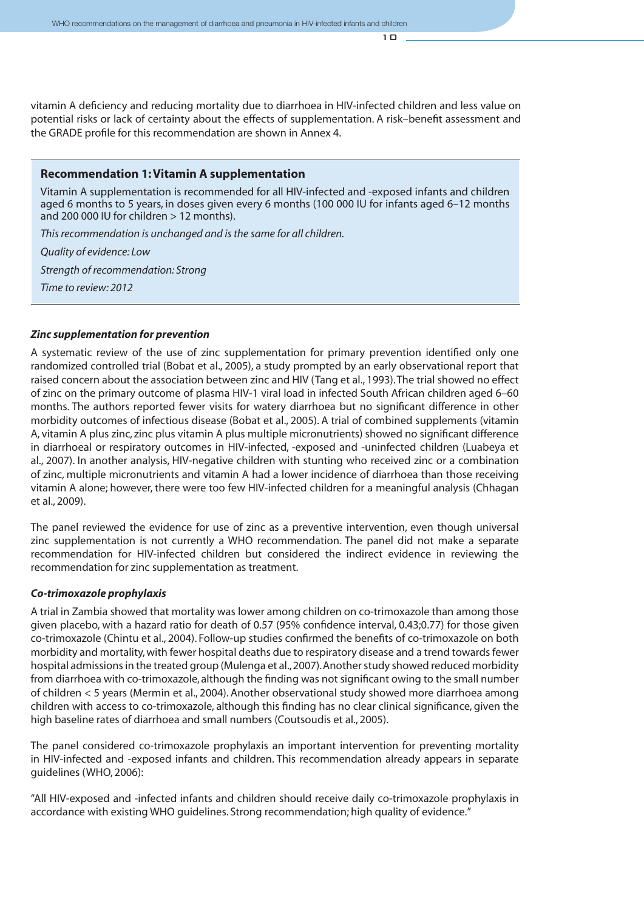vitamin A deficiency and reducing mortality due to diarrhoea in HIV-infected children and less value on potential risks or lack of certainty about the effects of supplementation. A risk–benefit assessment and the GRADE profile for this recommendation are shown in Annex 4.

> **Recommendation 1: Vitamin A supplementation**
>
> Vitamin A supplementation is recommended for all HIV-infected and -exposed infants and children aged 6 months to 5 years, in doses given every 6 months (100 000 IU for infants aged 6–12 months and 200 000 IU for children > 12 months).
>
> *This recommendation is unchanged and is the same for all children.*
>
> *Quality of evidence: Low*
>
> *Strength of recommendation: Strong*
>
> *Time to review: 2012*

***Zinc supplementation for prevention***

A systematic review of the use of zinc supplementation for primary prevention identified only one randomized controlled trial (Bobat et al., 2005), a study prompted by an early observational report that raised concern about the association between zinc and HIV (Tang et al., 1993). The trial showed no effect of zinc on the primary outcome of plasma HIV-1 viral load in infected South African children aged 6–60 months. The authors reported fewer visits for watery diarrhoea but no significant difference in other morbidity outcomes of infectious disease (Bobat et al., 2005). A trial of combined supplements (vitamin A, vitamin A plus zinc, zinc plus vitamin A plus multiple micronutrients) showed no significant difference in diarrhoeal or respiratory outcomes in HIV-infected, -exposed and -uninfected children (Luabeya et al., 2007). In another analysis, HIV-negative children with stunting who received zinc or a combination of zinc, multiple micronutrients and vitamin A had a lower incidence of diarrhoea than those receiving vitamin A alone; however, there were too few HIV-infected children for a meaningful analysis (Chhagan et al., 2009).

The panel reviewed the evidence for use of zinc as a preventive intervention, even though universal zinc supplementation is not currently a WHO recommendation. The panel did not make a separate recommendation for HIV-infected children but considered the indirect evidence in reviewing the recommendation for zinc supplementation as treatment.

***Co-trimoxazole prophylaxis***

A trial in Zambia showed that mortality was lower among children on co-trimoxazole than among those given placebo, with a hazard ratio for death of 0.57 (95% confidence interval, 0.43;0.77) for those given co-trimoxazole (Chintu et al., 2004). Follow-up studies confirmed the benefits of co-trimoxazole on both morbidity and mortality, with fewer hospital deaths due to respiratory disease and a trend towards fewer hospital admissions in the treated group (Mulenga et al., 2007). Another study showed reduced morbidity from diarrhoea with co-trimoxazole, although the finding was not significant owing to the small number of children < 5 years (Mermin et al., 2004). Another observational study showed more diarrhoea among children with access to co-trimoxazole, although this finding has no clear clinical significance, given the high baseline rates of diarrhoea and small numbers (Coutsoudis et al., 2005).

The panel considered co-trimoxazole prophylaxis an important intervention for preventing mortality in HIV-infected and -exposed infants and children. This recommendation already appears in separate guidelines (WHO, 2006):

"All HIV-exposed and -infected infants and children should receive daily co-trimoxazole prophylaxis in accordance with existing WHO guidelines. Strong recommendation; high quality of evidence."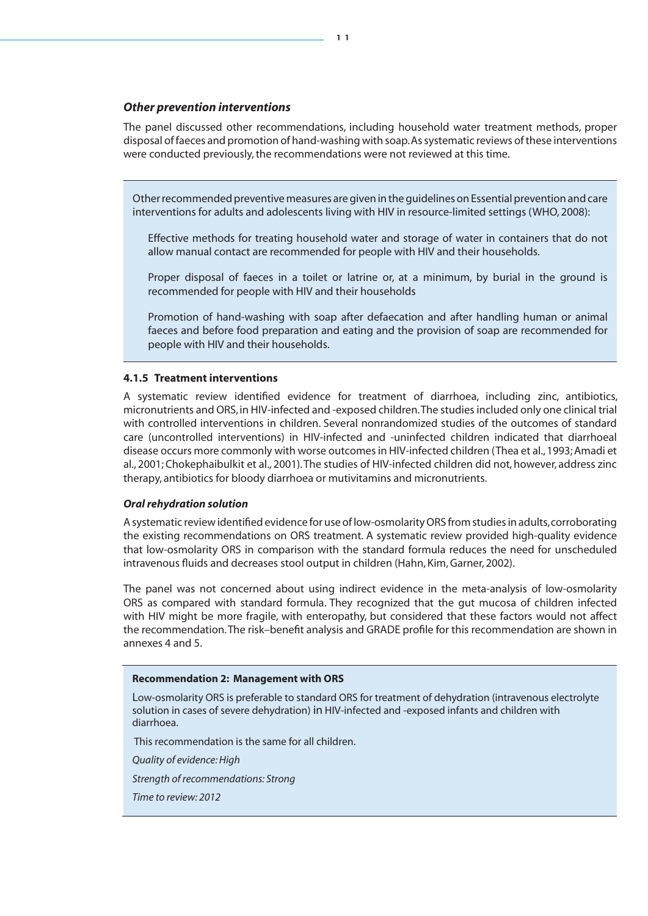### *Other prevention interventions*

The panel discussed other recommendations, including household water treatment methods, proper disposal of faeces and promotion of hand-washing with soap. As systematic reviews of these interventions were conducted previously, the recommendations were not reviewed at this time.

> Other recommended preventive measures are given in the guidelines on Essential prevention and care interventions for adults and adolescents living with HIV in resource-limited settings (WHO, 2008):
>
> Effective methods for treating household water and storage of water in containers that do not allow manual contact are recommended for people with HIV and their households.
>
> Proper disposal of faeces in a toilet or latrine or, at a minimum, by burial in the ground is recommended for people with HIV and their households
>
> Promotion of hand-washing with soap after defaecation and after handling human or animal faeces and before food preparation and eating and the provision of soap are recommended for people with HIV and their households.

#### 4.1.5 Treatment interventions

A systematic review identified evidence for treatment of diarrhoea, including zinc, antibiotics, micronutrients and ORS, in HIV-infected and -exposed children. The studies included only one clinical trial with controlled interventions in children. Several nonrandomized studies of the outcomes of standard care (uncontrolled interventions) in HIV-infected and -uninfected children indicated that diarrhoeal disease occurs more commonly with worse outcomes in HIV-infected children (Thea et al., 1993; Amadi et al., 2001; Chokephaibulkit et al., 2001). The studies of HIV-infected children did not, however, address zinc therapy, antibiotics for bloody diarrhoea or mutivitamins and micronutrients.

### *Oral rehydration solution*

A systematic review identified evidence for use of low-osmolarity ORS from studies in adults, corroborating the existing recommendations on ORS treatment. A systematic review provided high-quality evidence that low-osmolarity ORS in comparison with the standard formula reduces the need for unscheduled intravenous fluids and decreases stool output in children (Hahn, Kim, Garner, 2002).

The panel was not concerned about using indirect evidence in the meta-analysis of low-osmolarity ORS as compared with standard formula. They recognized that the gut mucosa of children infected with HIV might be more fragile, with enteropathy, but considered that these factors would not affect the recommendation. The risk–benefit analysis and GRADE profile for this recommendation are shown in annexes 4 and 5.

> **Recommendation 2: Management with ORS**
>
> Low-osmolarity ORS is preferable to standard ORS for treatment of dehydration (intravenous electrolyte solution in cases of severe dehydration) in HIV-infected and -exposed infants and children with diarrhoea.
>
> This recommendation is the same for all children.
>
> *Quality of evidence: High*
>
> *Strength of recommendations: Strong*
>
> *Time to review: 2012*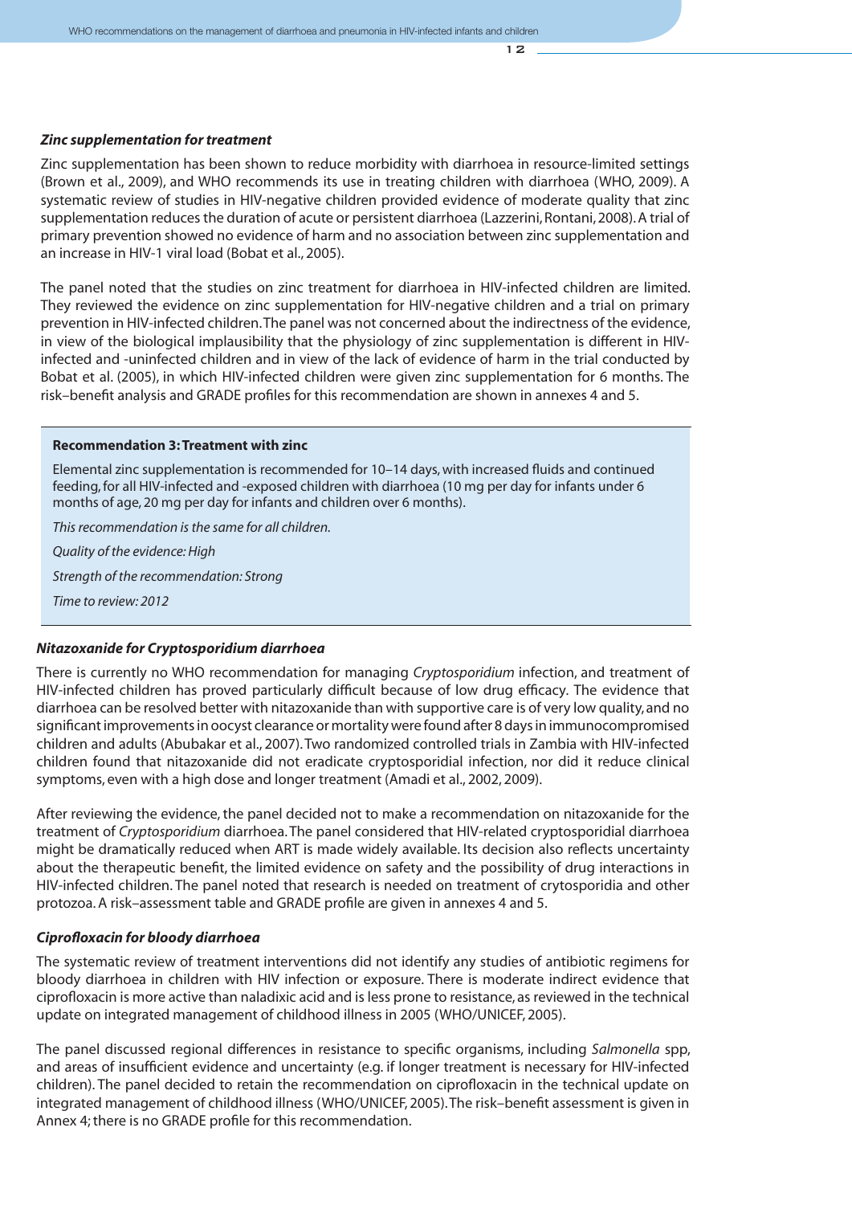***Zinc supplementation for treatment***

Zinc supplementation has been shown to reduce morbidity with diarrhoea in resource-limited settings (Brown et al., 2009), and WHO recommends its use in treating children with diarrhoea (WHO, 2009). A systematic review of studies in HIV-negative children provided evidence of moderate quality that zinc supplementation reduces the duration of acute or persistent diarrhoea (Lazzerini, Rontani, 2008). A trial of primary prevention showed no evidence of harm and no association between zinc supplementation and an increase in HIV-1 viral load (Bobat et al., 2005).

The panel noted that the studies on zinc treatment for diarrhoea in HIV-infected children are limited. They reviewed the evidence on zinc supplementation for HIV-negative children and a trial on primary prevention in HIV-infected children. The panel was not concerned about the indirectness of the evidence, in view of the biological implausibility that the physiology of zinc supplementation is different in HIV-infected and -uninfected children and in view of the lack of evidence of harm in the trial conducted by Bobat et al. (2005), in which HIV-infected children were given zinc supplementation for 6 months. The risk–benefit analysis and GRADE profiles for this recommendation are shown in annexes 4 and 5.

> **Recommendation 3: Treatment with zinc**
>
> Elemental zinc supplementation is recommended for 10–14 days, with increased fluids and continued feeding, for all HIV-infected and -exposed children with diarrhoea (10 mg per day for infants under 6 months of age, 20 mg per day for infants and children over 6 months).
>
> *This recommendation is the same for all children.*
>
> *Quality of the evidence: High*
>
> *Strength of the recommendation: Strong*
>
> *Time to review: 2012*

***Nitazoxanide for Cryptosporidium diarrhoea***

There is currently no WHO recommendation for managing *Cryptosporidium* infection, and treatment of HIV-infected children has proved particularly difficult because of low drug efficacy. The evidence that diarrhoea can be resolved better with nitazoxanide than with supportive care is of very low quality, and no significant improvements in oocyst clearance or mortality were found after 8 days in immunocompromised children and adults (Abubakar et al., 2007). Two randomized controlled trials in Zambia with HIV-infected children found that nitazoxanide did not eradicate cryptosporidial infection, nor did it reduce clinical symptoms, even with a high dose and longer treatment (Amadi et al., 2002, 2009).

After reviewing the evidence, the panel decided not to make a recommendation on nitazoxanide for the treatment of *Cryptosporidium* diarrhoea. The panel considered that HIV-related cryptosporidial diarrhoea might be dramatically reduced when ART is made widely available. Its decision also reflects uncertainty about the therapeutic benefit, the limited evidence on safety and the possibility of drug interactions in HIV-infected children. The panel noted that research is needed on treatment of crytosporidia and other protozoa. A risk–assessment table and GRADE profile are given in annexes 4 and 5.

***Ciprofloxacin for bloody diarrhoea***

The systematic review of treatment interventions did not identify any studies of antibiotic regimens for bloody diarrhoea in children with HIV infection or exposure. There is moderate indirect evidence that ciprofloxacin is more active than naladixic acid and is less prone to resistance, as reviewed in the technical update on integrated management of childhood illness in 2005 (WHO/UNICEF, 2005).

The panel discussed regional differences in resistance to specific organisms, including *Salmonella* spp, and areas of insufficient evidence and uncertainty (e.g. if longer treatment is necessary for HIV-infected children). The panel decided to retain the recommendation on ciprofloxacin in the technical update on integrated management of childhood illness (WHO/UNICEF, 2005). The risk–benefit assessment is given in Annex 4; there is no GRADE profile for this recommendation.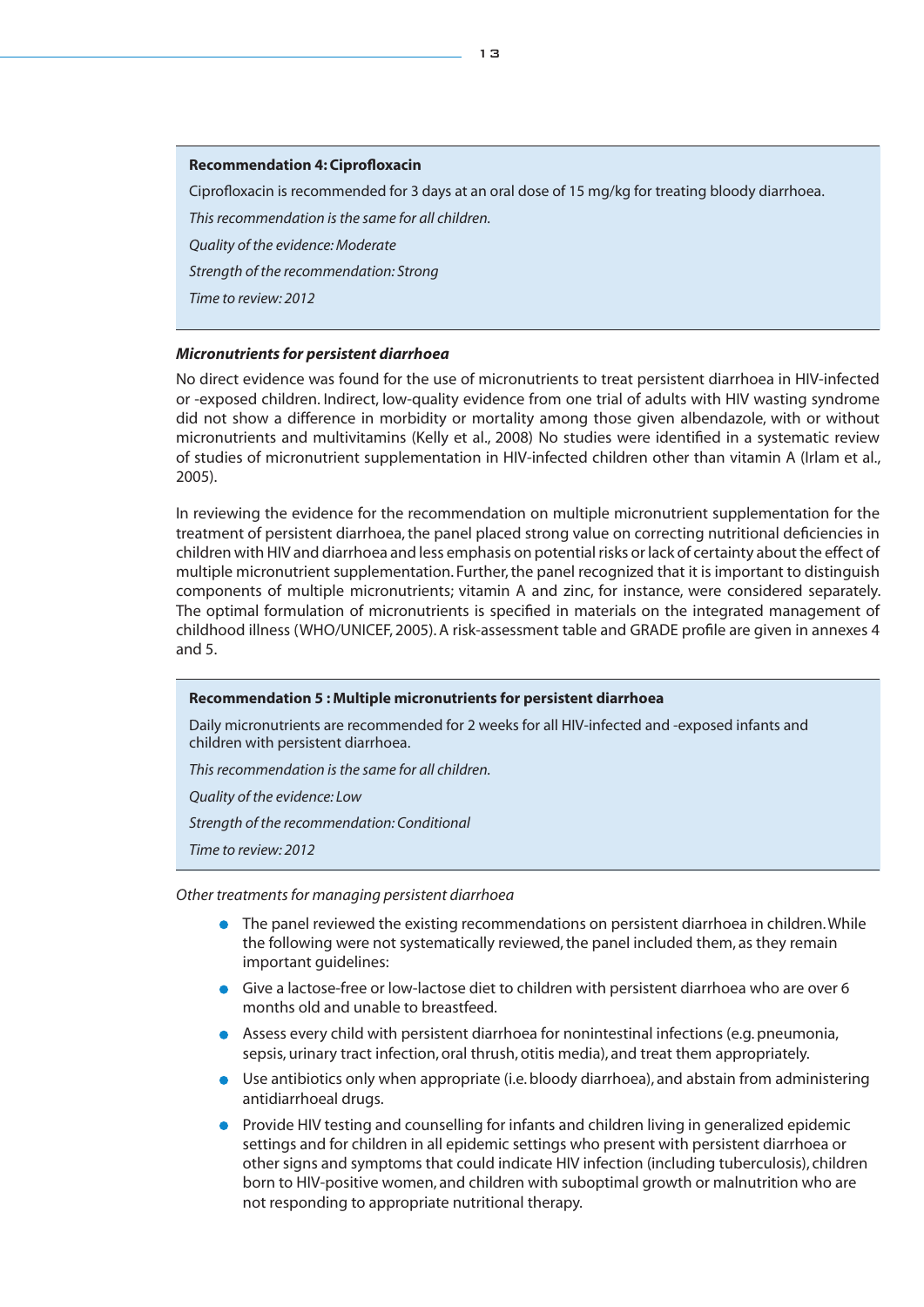**Recommendation 4: Ciprofloxacin**

Ciprofloxacin is recommended for 3 days at an oral dose of 15 mg/kg for treating bloody diarrhoea.

*This recommendation is the same for all children.*

*Quality of the evidence: Moderate*

*Strength of the recommendation: Strong*

*Time to review: 2012*

### *Micronutrients for persistent diarrhoea*

No direct evidence was found for the use of micronutrients to treat persistent diarrhoea in HIV-infected or -exposed children. Indirect, low-quality evidence from one trial of adults with HIV wasting syndrome did not show a difference in morbidity or mortality among those given albendazole, with or without micronutrients and multivitamins (Kelly et al., 2008) No studies were identified in a systematic review of studies of micronutrient supplementation in HIV-infected children other than vitamin A (Irlam et al., 2005).

In reviewing the evidence for the recommendation on multiple micronutrient supplementation for the treatment of persistent diarrhoea, the panel placed strong value on correcting nutritional deficiencies in children with HIV and diarrhoea and less emphasis on potential risks or lack of certainty about the effect of multiple micronutrient supplementation. Further, the panel recognized that it is important to distinguish components of multiple micronutrients; vitamin A and zinc, for instance, were considered separately. The optimal formulation of micronutrients is specified in materials on the integrated management of childhood illness (WHO/UNICEF, 2005). A risk-assessment table and GRADE profile are given in annexes 4 and 5.

**Recommendation 5 : Multiple micronutrients for persistent diarrhoea**

Daily micronutrients are recommended for 2 weeks for all HIV-infected and -exposed infants and children with persistent diarrhoea.

*This recommendation is the same for all children.*

*Quality of the evidence: Low*

*Strength of the recommendation: Conditional*

*Time to review: 2012*

*Other treatments for managing persistent diarrhoea*

- The panel reviewed the existing recommendations on persistent diarrhoea in children. While the following were not systematically reviewed, the panel included them, as they remain important guidelines:
- Give a lactose-free or low-lactose diet to children with persistent diarrhoea who are over 6 months old and unable to breastfeed.
- Assess every child with persistent diarrhoea for nonintestinal infections (e.g. pneumonia, sepsis, urinary tract infection, oral thrush, otitis media), and treat them appropriately.
- Use antibiotics only when appropriate (i.e. bloody diarrhoea), and abstain from administering antidiarrhoeal drugs.
- Provide HIV testing and counselling for infants and children living in generalized epidemic settings and for children in all epidemic settings who present with persistent diarrhoea or other signs and symptoms that could indicate HIV infection (including tuberculosis), children born to HIV-positive women, and children with suboptimal growth or malnutrition who are not responding to appropriate nutritional therapy.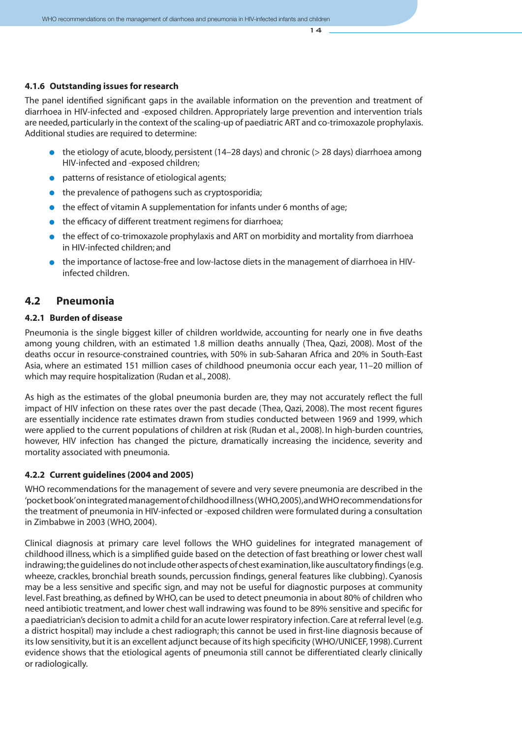#### 4.1.6 Outstanding issues for research

The panel identified significant gaps in the available information on the prevention and treatment of diarrhoea in HIV-infected and -exposed children. Appropriately large prevention and intervention trials are needed, particularly in the context of the scaling-up of paediatric ART and co-trimoxazole prophylaxis. Additional studies are required to determine:

- the etiology of acute, bloody, persistent (14–28 days) and chronic (> 28 days) diarrhoea among HIV-infected and -exposed children;
- patterns of resistance of etiological agents;
- the prevalence of pathogens such as cryptosporidia;
- the effect of vitamin A supplementation for infants under 6 months of age;
- the efficacy of different treatment regimens for diarrhoea;
- the effect of co-trimoxazole prophylaxis and ART on morbidity and mortality from diarrhoea in HIV-infected children; and
- the importance of lactose-free and low-lactose diets in the management of diarrhoea in HIV-infected children.

## 4.2 Pneumonia

#### 4.2.1 Burden of disease

Pneumonia is the single biggest killer of children worldwide, accounting for nearly one in five deaths among young children, with an estimated 1.8 million deaths annually (Thea, Qazi, 2008). Most of the deaths occur in resource-constrained countries, with 50% in sub-Saharan Africa and 20% in South-East Asia, where an estimated 151 million cases of childhood pneumonia occur each year, 11–20 million of which may require hospitalization (Rudan et al., 2008).

As high as the estimates of the global pneumonia burden are, they may not accurately reflect the full impact of HIV infection on these rates over the past decade (Thea, Qazi, 2008). The most recent figures are essentially incidence rate estimates drawn from studies conducted between 1969 and 1999, which were applied to the current populations of children at risk (Rudan et al., 2008). In high-burden countries, however, HIV infection has changed the picture, dramatically increasing the incidence, severity and mortality associated with pneumonia.

#### 4.2.2 Current guidelines (2004 and 2005)

WHO recommendations for the management of severe and very severe pneumonia are described in the 'pocket book' on integrated management of childhood illness (WHO, 2005), and WHO recommendations for the treatment of pneumonia in HIV-infected or -exposed children were formulated during a consultation in Zimbabwe in 2003 (WHO, 2004).

Clinical diagnosis at primary care level follows the WHO guidelines for integrated management of childhood illness, which is a simplified guide based on the detection of fast breathing or lower chest wall indrawing; the guidelines do not include other aspects of chest examination, like auscultatory findings (e.g. wheeze, crackles, bronchial breath sounds, percussion findings, general features like clubbing). Cyanosis may be a less sensitive and specific sign, and may not be useful for diagnostic purposes at community level. Fast breathing, as defined by WHO, can be used to detect pneumonia in about 80% of children who need antibiotic treatment, and lower chest wall indrawing was found to be 89% sensitive and specific for a paediatrician's decision to admit a child for an acute lower respiratory infection. Care at referral level (e.g. a district hospital) may include a chest radiograph; this cannot be used in first-line diagnosis because of its low sensitivity, but it is an excellent adjunct because of its high specificity (WHO/UNICEF, 1998). Current evidence shows that the etiological agents of pneumonia still cannot be differentiated clearly clinically or radiologically.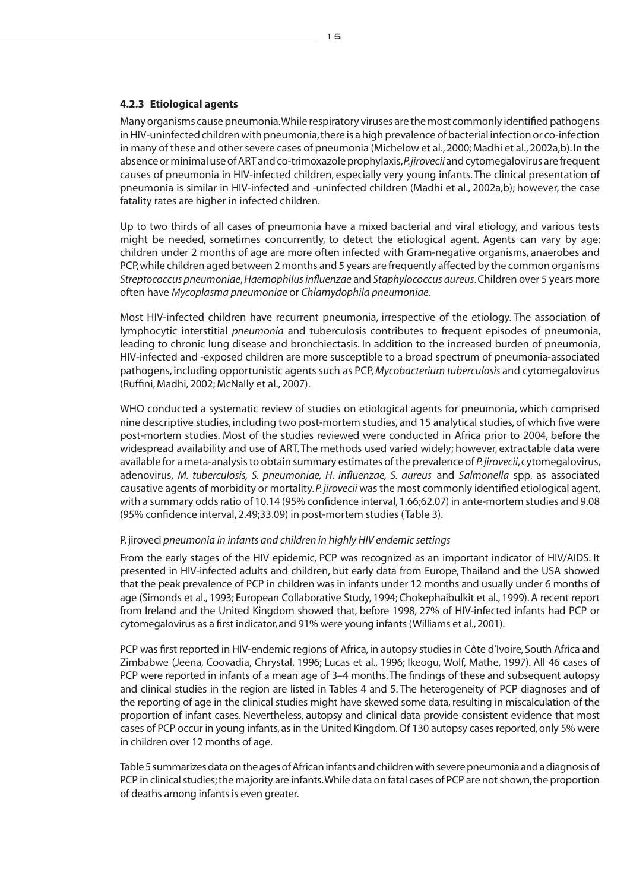### 4.2.3 Etiological agents

Many organisms cause pneumonia. While respiratory viruses are the most commonly identified pathogens in HIV-uninfected children with pneumonia, there is a high prevalence of bacterial infection or co-infection in many of these and other severe cases of pneumonia (Michelow et al., 2000; Madhi et al., 2002a,b). In the absence or minimal use of ART and co-trimoxazole prophylaxis, *P. jirovecii* and cytomegalovirus are frequent causes of pneumonia in HIV-infected children, especially very young infants. The clinical presentation of pneumonia is similar in HIV-infected and -uninfected children (Madhi et al., 2002a,b); however, the case fatality rates are higher in infected children.

Up to two thirds of all cases of pneumonia have a mixed bacterial and viral etiology, and various tests might be needed, sometimes concurrently, to detect the etiological agent. Agents can vary by age: children under 2 months of age are more often infected with Gram-negative organisms, anaerobes and PCP, while children aged between 2 months and 5 years are frequently affected by the common organisms *Streptococcus pneumoniae*, *Haemophilus influenzae* and *Staphylococcus aureus*. Children over 5 years more often have *Mycoplasma pneumoniae* or *Chlamydophila pneumoniae*.

Most HIV-infected children have recurrent pneumonia, irrespective of the etiology. The association of lymphocytic interstitial *pneumonia* and tuberculosis contributes to frequent episodes of pneumonia, leading to chronic lung disease and bronchiectasis. In addition to the increased burden of pneumonia, HIV-infected and -exposed children are more susceptible to a broad spectrum of pneumonia-associated pathogens, including opportunistic agents such as PCP, *Mycobacterium tuberculosis* and cytomegalovirus (Ruffini, Madhi, 2002; McNally et al., 2007).

WHO conducted a systematic review of studies on etiological agents for pneumonia, which comprised nine descriptive studies, including two post-mortem studies, and 15 analytical studies, of which five were post-mortem studies. Most of the studies reviewed were conducted in Africa prior to 2004, before the widespread availability and use of ART. The methods used varied widely; however, extractable data were available for a meta-analysis to obtain summary estimates of the prevalence of *P. jirovecii*, cytomegalovirus, adenovirus, *M. tuberculosis, S. pneumoniae, H. influenzae, S. aureus* and *Salmonella* spp. as associated causative agents of morbidity or mortality. *P. jirovecii* was the most commonly identified etiological agent, with a summary odds ratio of 10.14 (95% confidence interval, 1.66;62.07) in ante-mortem studies and 9.08 (95% confidence interval, 2.49;33.09) in post-mortem studies (Table 3).

#### P. jiroveci *pneumonia in infants and children in highly HIV endemic settings*

From the early stages of the HIV epidemic, PCP was recognized as an important indicator of HIV/AIDS. It presented in HIV-infected adults and children, but early data from Europe, Thailand and the USA showed that the peak prevalence of PCP in children was in infants under 12 months and usually under 6 months of age (Simonds et al., 1993; European Collaborative Study, 1994; Chokephaibulkit et al., 1999). A recent report from Ireland and the United Kingdom showed that, before 1998, 27% of HIV-infected infants had PCP or cytomegalovirus as a first indicator, and 91% were young infants (Williams et al., 2001).

PCP was first reported in HIV-endemic regions of Africa, in autopsy studies in Côte d'Ivoire, South Africa and Zimbabwe (Jeena, Coovadia, Chrystal, 1996; Lucas et al., 1996; Ikeogu, Wolf, Mathe, 1997). All 46 cases of PCP were reported in infants of a mean age of 3–4 months. The findings of these and subsequent autopsy and clinical studies in the region are listed in Tables 4 and 5. The heterogeneity of PCP diagnoses and of the reporting of age in the clinical studies might have skewed some data, resulting in miscalculation of the proportion of infant cases. Nevertheless, autopsy and clinical data provide consistent evidence that most cases of PCP occur in young infants, as in the United Kingdom. Of 130 autopsy cases reported, only 5% were in children over 12 months of age.

Table 5 summarizes data on the ages of African infants and children with severe pneumonia and a diagnosis of PCP in clinical studies; the majority are infants. While data on fatal cases of PCP are not shown, the proportion of deaths among infants is even greater.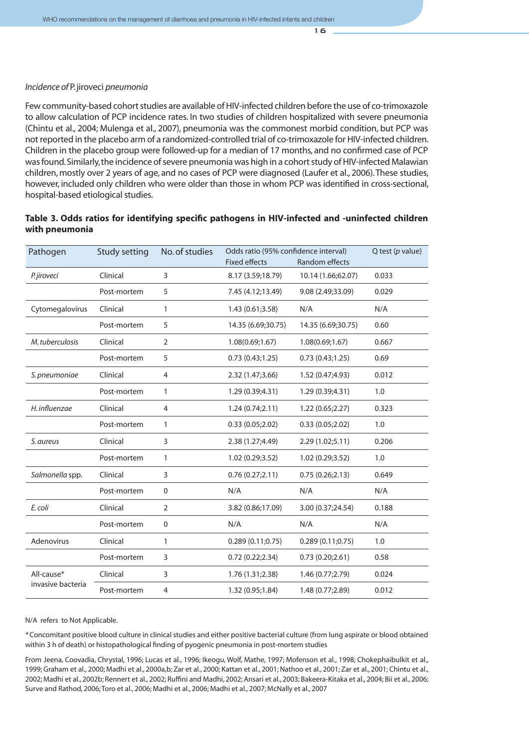*Incidence of* P. jiroveci *pneumonia*

Few community-based cohort studies are available of HIV-infected children before the use of co-trimoxazole to allow calculation of PCP incidence rates. In two studies of children hospitalized with severe pneumonia (Chintu et al., 2004; Mulenga et al., 2007), pneumonia was the commonest morbid condition, but PCP was not reported in the placebo arm of a randomized-controlled trial of co-trimoxazole for HIV-infected children. Children in the placebo group were followed-up for a median of 17 months, and no confirmed case of PCP was found. Similarly, the incidence of severe pneumonia was high in a cohort study of HIV-infected Malawian children, mostly over 2 years of age, and no cases of PCP were diagnosed (Laufer et al., 2006). These studies, however, included only children who were older than those in whom PCP was identified in cross-sectional, hospital-based etiological studies.

**Table 3. Odds ratios for identifying specific pathogens in HIV-infected and -uninfected children with pneumonia**

| Pathogen | Study setting | No. of studies | Odds ratio (95% confidence interval) | | Q test (*p* value) |
|---|---|---|---|---|---|
| | | | Fixed effects | Random effects | |
| *P. jiroveci* | Clinical | 3 | 8.17 (3.59;18.79) | 10.14 (1.66;62.07) | 0.033 |
| | Post-mortem | 5 | 7.45 (4.12;13.49) | 9.08 (2.49;33.09) | 0.029 |
| Cytomegalovirus | Clinical | 1 | 1.43 (0.61;3.58) | N/A | N/A |
| | Post-mortem | 5 | 14.35 (6.69;30.75) | 14.35 (6.69;30.75) | 0.60 |
| *M. tuberculosis* | Clinical | 2 | 1.08(0.69;1.67) | 1.08(0.69;1.67) | 0.667 |
| | Post-mortem | 5 | 0.73 (0.43;1.25) | 0.73 (0.43;1.25) | 0.69 |
| *S. pneumoniae* | Clinical | 4 | 2.32 (1.47;3.66) | 1.52 (0.47;4.93) | 0.012 |
| | Post-mortem | 1 | 1.29 (0.39;4.31) | 1.29 (0.39;4.31) | 1.0 |
| *H. influenzae* | Clinical | 4 | 1.24 (0.74;2.11) | 1.22 (0.65;2.27) | 0.323 |
| | Post-mortem | 1 | 0.33 (0.05;2.02) | 0.33 (0.05;2.02) | 1.0 |
| *S. aureus* | Clinical | 3 | 2.38 (1.27;4.49) | 2.29 (1.02;5.11) | 0.206 |
| | Post-mortem | 1 | 1.02 (0.29;3.52) | 1.02 (0.29;3.52) | 1.0 |
| *Salmonella* spp. | Clinical | 3 | 0.76 (0.27;2.11) | 0.75 (0.26;2.13) | 0.649 |
| | Post-mortem | 0 | N/A | N/A | N/A |
| *E. coli* | Clinical | 2 | 3.82 (0.86;17.09) | 3.00 (0.37;24.54) | 0.188 |
| | Post-mortem | 0 | N/A | N/A | N/A |
| Adenovirus | Clinical | 1 | 0.289 (0.11;0.75) | 0.289 (0.11;0.75) | 1.0 |
| | Post-mortem | 3 | 0.72 (0.22;2.34) | 0.73 (0.20;2.61) | 0.58 |
| All-cause* invasive bacteria | Clinical | 3 | 1.76 (1.31;2.38) | 1.46 (0.77;2.79) | 0.024 |
| | Post-mortem | 4 | 1.32 (0.95;1.84) | 1.48 (0.77;2.89) | 0.012 |

N/A refers to Not Applicable.

*Concomitant positive blood culture in clinical studies and either positive bacterial culture (from lung aspirate or blood obtained within 3 h of death) or histopathological finding of pyogenic pneumonia in post-mortem studies

From Jeena, Coovadia, Chrystal, 1996; Lucas et al., 1996; Ikeogu, Wolf, Mathe, 1997; Mofenson et al., 1998; Chokephaibulkit et al., 1999; Graham et al., 2000; Madhi et al., 2000a,b; Zar et al., 2000; Kattan et al., 2001; Nathoo et al., 2001; Zar et al., 2001; Chintu et al., 2002; Madhi et al., 2002b; Rennert et al., 2002; Ruffini and Madhi, 2002; Ansari et al., 2003; Bakeera-Kitaka et al., 2004; Bii et al., 2006; Surve and Rathod, 2006; Toro et al., 2006; Madhi et al., 2006; Madhi et al., 2007; McNally et al., 2007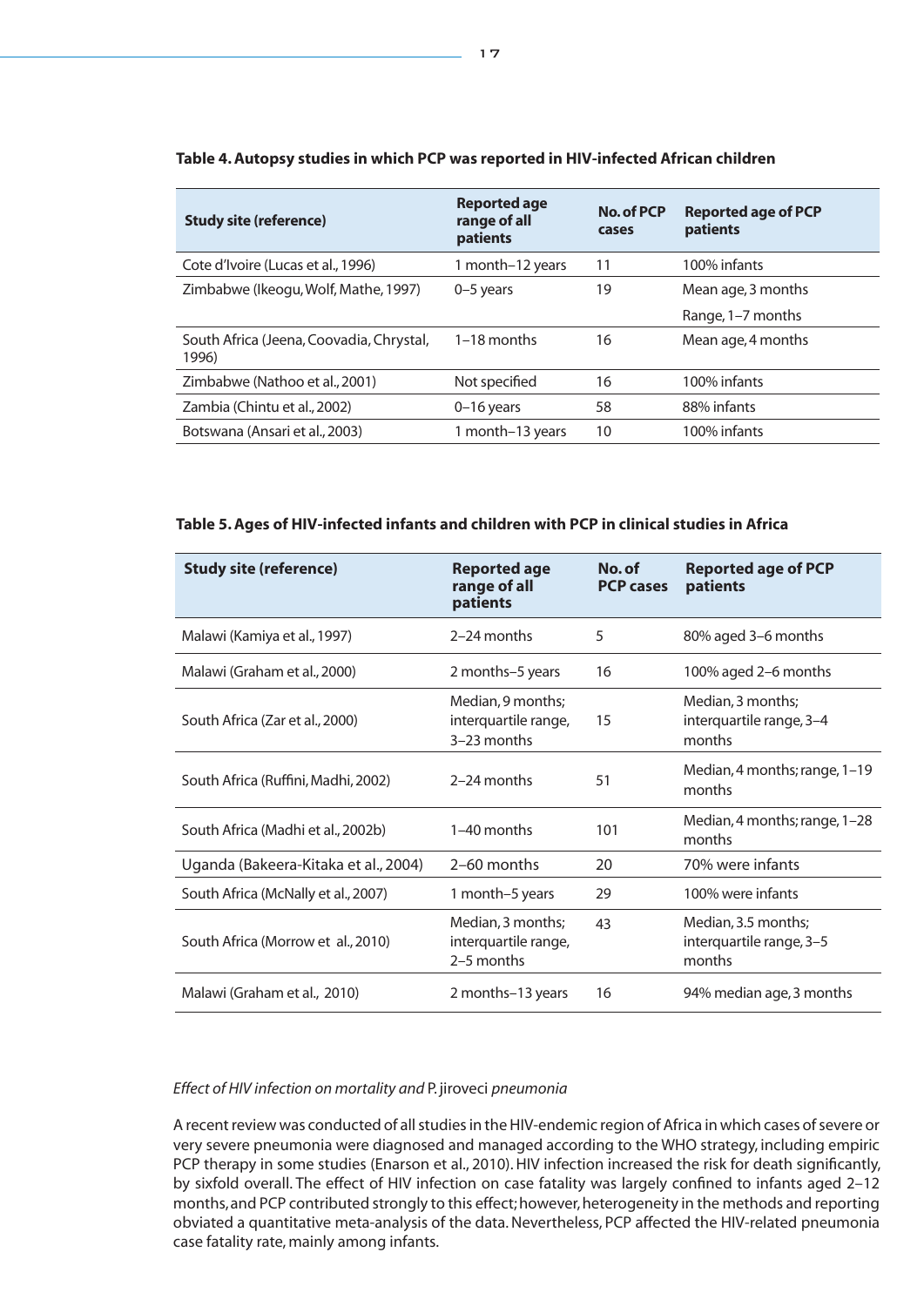**Table 4. Autopsy studies in which PCP was reported in HIV-infected African children**

| Study site (reference) | Reported age range of all patients | No. of PCP cases | Reported age of PCP patients |
|---|---|---|---|
| Cote d'Ivoire (Lucas et al., 1996) | 1 month–12 years | 11 | 100% infants |
| Zimbabwe (Ikeogu, Wolf, Mathe, 1997) | 0–5 years | 19 | Mean age, 3 months<br>Range, 1–7 months |
| South Africa (Jeena, Coovadia, Chrystal, 1996) | 1–18 months | 16 | Mean age, 4 months |
| Zimbabwe (Nathoo et al., 2001) | Not specified | 16 | 100% infants |
| Zambia (Chintu et al., 2002) | 0–16 years | 58 | 88% infants |
| Botswana (Ansari et al., 2003) | 1 month–13 years | 10 | 100% infants |

**Table 5. Ages of HIV-infected infants and children with PCP in clinical studies in Africa**

| Study site (reference) | Reported age range of all patients | No. of PCP cases | Reported age of PCP patients |
|---|---|---|---|
| Malawi (Kamiya et al., 1997) | 2–24 months | 5 | 80% aged 3–6 months |
| Malawi (Graham et al., 2000) | 2 months–5 years | 16 | 100% aged 2–6 months |
| South Africa (Zar et al., 2000) | Median, 9 months; interquartile range, 3–23 months | 15 | Median, 3 months; interquartile range, 3–4 months |
| South Africa (Ruffini, Madhi, 2002) | 2–24 months | 51 | Median, 4 months; range, 1–19 months |
| South Africa (Madhi et al., 2002b) | 1–40 months | 101 | Median, 4 months; range, 1–28 months |
| Uganda (Bakeera-Kitaka et al., 2004) | 2–60 months | 20 | 70% were infants |
| South Africa (McNally et al., 2007) | 1 month–5 years | 29 | 100% were infants |
| South Africa (Morrow et al., 2010) | Median, 3 months; interquartile range, 2–5 months | 43 | Median, 3.5 months; interquartile range, 3–5 months |
| Malawi (Graham et al., 2010) | 2 months–13 years | 16 | 94% median age, 3 months |

*Effect of HIV infection on mortality and* P. jiroveci *pneumonia*

A recent review was conducted of all studies in the HIV-endemic region of Africa in which cases of severe or very severe pneumonia were diagnosed and managed according to the WHO strategy, including empiric PCP therapy in some studies (Enarson et al., 2010). HIV infection increased the risk for death significantly, by sixfold overall. The effect of HIV infection on case fatality was largely confined to infants aged 2–12 months, and PCP contributed strongly to this effect; however, heterogeneity in the methods and reporting obviated a quantitative meta-analysis of the data. Nevertheless, PCP affected the HIV-related pneumonia case fatality rate, mainly among infants.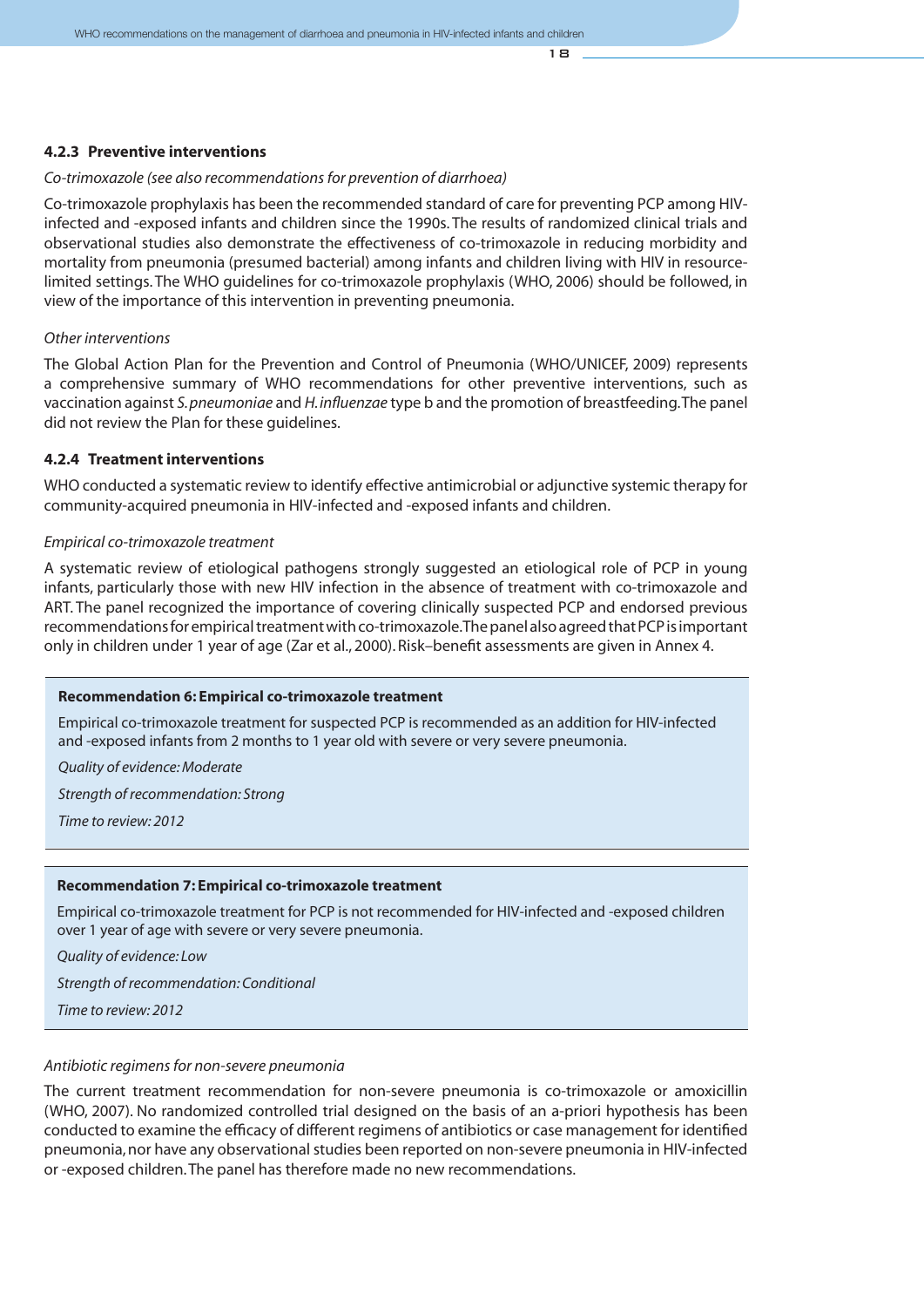### 4.2.3 Preventive interventions

*Co-trimoxazole (see also recommendations for prevention of diarrhoea)*

Co-trimoxazole prophylaxis has been the recommended standard of care for preventing PCP among HIV-infected and -exposed infants and children since the 1990s. The results of randomized clinical trials and observational studies also demonstrate the effectiveness of co-trimoxazole in reducing morbidity and mortality from pneumonia (presumed bacterial) among infants and children living with HIV in resource-limited settings. The WHO guidelines for co-trimoxazole prophylaxis (WHO, 2006) should be followed, in view of the importance of this intervention in preventing pneumonia.

*Other interventions*

The Global Action Plan for the Prevention and Control of Pneumonia (WHO/UNICEF, 2009) represents a comprehensive summary of WHO recommendations for other preventive interventions, such as vaccination against *S. pneumoniae* and *H. influenzae* type b and the promotion of breastfeeding. The panel did not review the Plan for these guidelines.

### 4.2.4 Treatment interventions

WHO conducted a systematic review to identify effective antimicrobial or adjunctive systemic therapy for community-acquired pneumonia in HIV-infected and -exposed infants and children.

*Empirical co-trimoxazole treatment*

A systematic review of etiological pathogens strongly suggested an etiological role of PCP in young infants, particularly those with new HIV infection in the absence of treatment with co-trimoxazole and ART. The panel recognized the importance of covering clinically suspected PCP and endorsed previous recommendations for empirical treatment with co-trimoxazole. The panel also agreed that PCP is important only in children under 1 year of age (Zar et al., 2000). Risk–benefit assessments are given in Annex 4.

**Recommendation 6: Empirical co-trimoxazole treatment**

Empirical co-trimoxazole treatment for suspected PCP is recommended as an addition for HIV-infected and -exposed infants from 2 months to 1 year old with severe or very severe pneumonia.

*Quality of evidence: Moderate*

*Strength of recommendation: Strong*

*Time to review: 2012*

**Recommendation 7: Empirical co-trimoxazole treatment**

Empirical co-trimoxazole treatment for PCP is not recommended for HIV-infected and -exposed children over 1 year of age with severe or very severe pneumonia.

*Quality of evidence: Low*

*Strength of recommendation: Conditional*

*Time to review: 2012*

*Antibiotic regimens for non-severe pneumonia*

The current treatment recommendation for non-severe pneumonia is co-trimoxazole or amoxicillin (WHO, 2007). No randomized controlled trial designed on the basis of an a-priori hypothesis has been conducted to examine the efficacy of different regimens of antibiotics or case management for identified pneumonia, nor have any observational studies been reported on non-severe pneumonia in HIV-infected or -exposed children. The panel has therefore made no new recommendations.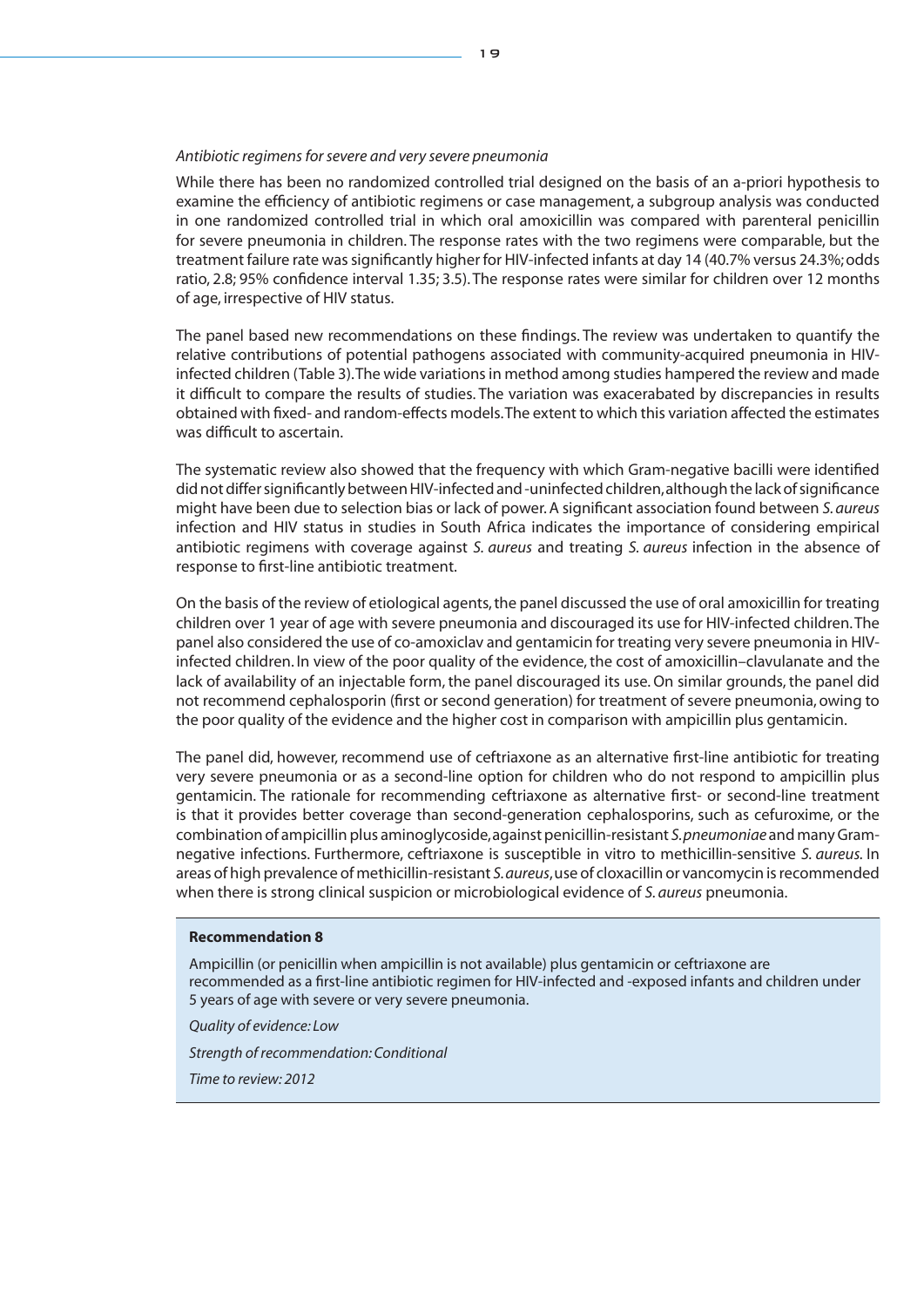*Antibiotic regimens for severe and very severe pneumonia*

While there has been no randomized controlled trial designed on the basis of an a-priori hypothesis to examine the efficiency of antibiotic regimens or case management, a subgroup analysis was conducted in one randomized controlled trial in which oral amoxicillin was compared with parenteral penicillin for severe pneumonia in children. The response rates with the two regimens were comparable, but the treatment failure rate was significantly higher for HIV-infected infants at day 14 (40.7% versus 24.3%; odds ratio, 2.8; 95% confidence interval 1.35; 3.5). The response rates were similar for children over 12 months of age, irrespective of HIV status.

The panel based new recommendations on these findings. The review was undertaken to quantify the relative contributions of potential pathogens associated with community-acquired pneumonia in HIV-infected children (Table 3). The wide variations in method among studies hampered the review and made it difficult to compare the results of studies. The variation was exacerbated by discrepancies in results obtained with fixed- and random-effects models. The extent to which this variation affected the estimates was difficult to ascertain.

The systematic review also showed that the frequency with which Gram-negative bacilli were identified did not differ significantly between HIV-infected and -uninfected children, although the lack of significance might have been due to selection bias or lack of power. A significant association found between *S. aureus* infection and HIV status in studies in South Africa indicates the importance of considering empirical antibiotic regimens with coverage against *S. aureus* and treating *S. aureus* infection in the absence of response to first-line antibiotic treatment.

On the basis of the review of etiological agents, the panel discussed the use of oral amoxicillin for treating children over 1 year of age with severe pneumonia and discouraged its use for HIV-infected children. The panel also considered the use of co-amoxiclav and gentamicin for treating very severe pneumonia in HIV-infected children. In view of the poor quality of the evidence, the cost of amoxicillin–clavulanate and the lack of availability of an injectable form, the panel discouraged its use. On similar grounds, the panel did not recommend cephalosporin (first or second generation) for treatment of severe pneumonia, owing to the poor quality of the evidence and the higher cost in comparison with ampicillin plus gentamicin.

The panel did, however, recommend use of ceftriaxone as an alternative first-line antibiotic for treating very severe pneumonia or as a second-line option for children who do not respond to ampicillin plus gentamicin. The rationale for recommending ceftriaxone as alternative first- or second-line treatment is that it provides better coverage than second-generation cephalosporins, such as cefuroxime, or the combination of ampicillin plus aminoglycoside, against penicillin-resistant *S. pneumoniae* and many Gram-negative infections. Furthermore, ceftriaxone is susceptible in vitro to methicillin-sensitive *S. aureus*. In areas of high prevalence of methicillin-resistant *S. aureus*, use of cloxacillin or vancomycin is recommended when there is strong clinical suspicion or microbiological evidence of *S. aureus* pneumonia.

**Recommendation 8**

Ampicillin (or penicillin when ampicillin is not available) plus gentamicin or ceftriaxone are recommended as a first-line antibiotic regimen for HIV-infected and -exposed infants and children under 5 years of age with severe or very severe pneumonia.

*Quality of evidence: Low*

*Strength of recommendation: Conditional*

*Time to review: 2012*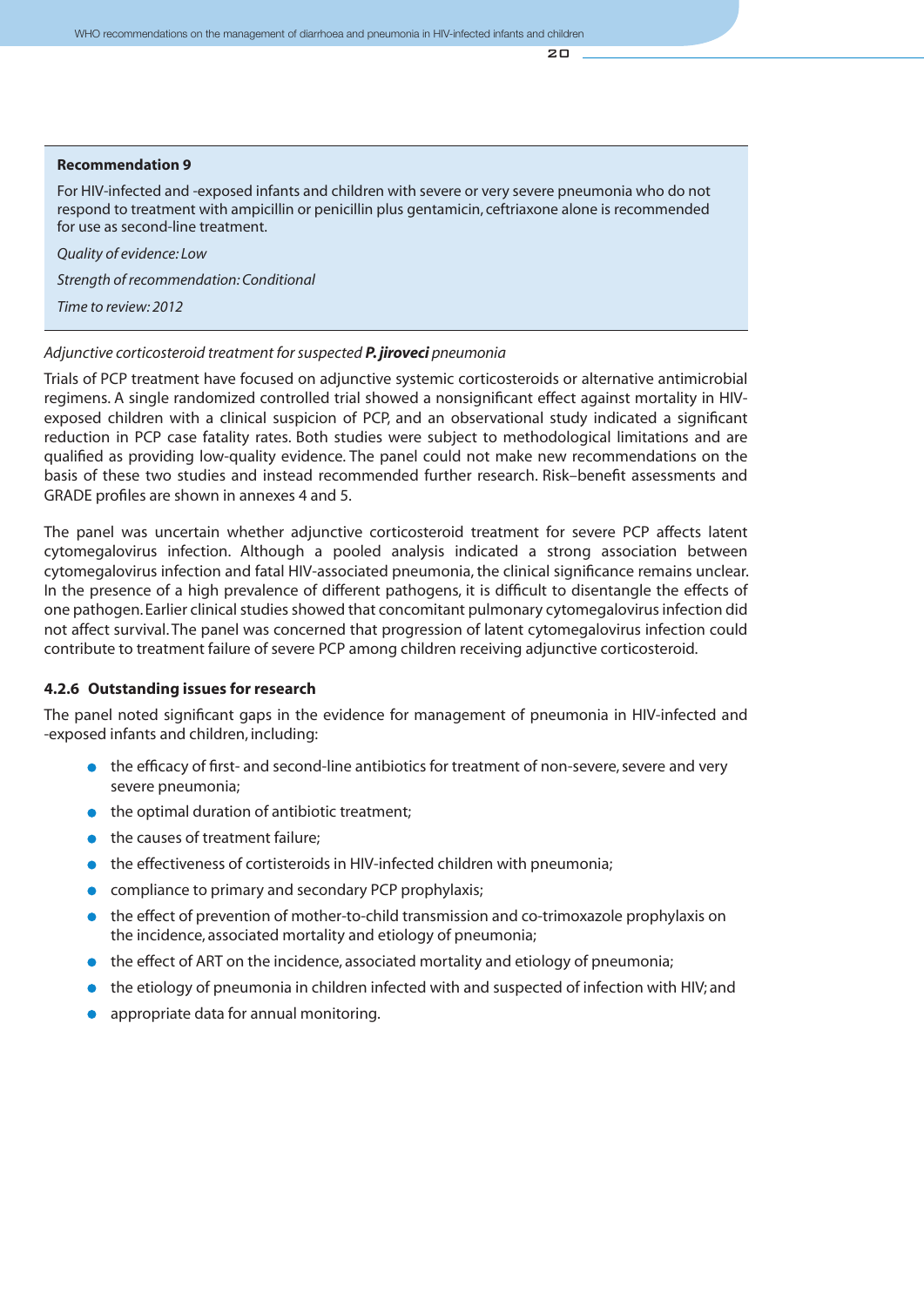**Recommendation 9**

For HIV-infected and -exposed infants and children with severe or very severe pneumonia who do not respond to treatment with ampicillin or penicillin plus gentamicin, ceftriaxone alone is recommended for use as second-line treatment.

*Quality of evidence: Low*

*Strength of recommendation: Conditional*

*Time to review: 2012*

*Adjunctive corticosteroid treatment for suspected* ***P. jiroveci*** *pneumonia*

Trials of PCP treatment have focused on adjunctive systemic corticosteroids or alternative antimicrobial regimens. A single randomized controlled trial showed a nonsignificant effect against mortality in HIV-exposed children with a clinical suspicion of PCP, and an observational study indicated a significant reduction in PCP case fatality rates. Both studies were subject to methodological limitations and are qualified as providing low-quality evidence. The panel could not make new recommendations on the basis of these two studies and instead recommended further research. Risk–benefit assessments and GRADE profiles are shown in annexes 4 and 5.

The panel was uncertain whether adjunctive corticosteroid treatment for severe PCP affects latent cytomegalovirus infection. Although a pooled analysis indicated a strong association between cytomegalovirus infection and fatal HIV-associated pneumonia, the clinical significance remains unclear. In the presence of a high prevalence of different pathogens, it is difficult to disentangle the effects of one pathogen. Earlier clinical studies showed that concomitant pulmonary cytomegalovirus infection did not affect survival. The panel was concerned that progression of latent cytomegalovirus infection could contribute to treatment failure of severe PCP among children receiving adjunctive corticosteroid.

#### 4.2.6 Outstanding issues for research

The panel noted significant gaps in the evidence for management of pneumonia in HIV-infected and -exposed infants and children, including:

- the efficacy of first- and second-line antibiotics for treatment of non-severe, severe and very severe pneumonia;
- the optimal duration of antibiotic treatment;
- the causes of treatment failure;
- the effectiveness of cortisteroids in HIV-infected children with pneumonia;
- compliance to primary and secondary PCP prophylaxis;
- the effect of prevention of mother-to-child transmission and co-trimoxazole prophylaxis on the incidence, associated mortality and etiology of pneumonia;
- the effect of ART on the incidence, associated mortality and etiology of pneumonia;
- the etiology of pneumonia in children infected with and suspected of infection with HIV; and
- appropriate data for annual monitoring.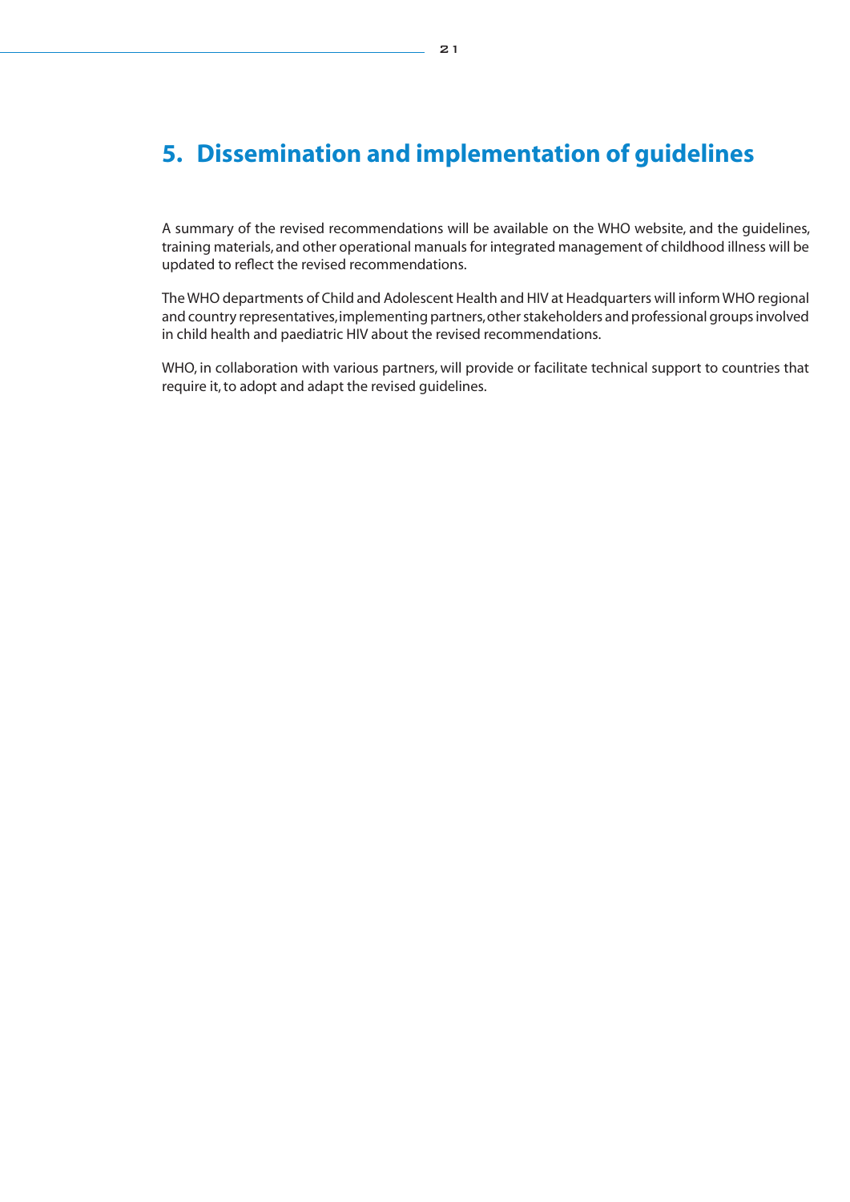# 5. Dissemination and implementation of guidelines

A summary of the revised recommendations will be available on the WHO website, and the guidelines, training materials, and other operational manuals for integrated management of childhood illness will be updated to reflect the revised recommendations.

The WHO departments of Child and Adolescent Health and HIV at Headquarters will inform WHO regional and country representatives, implementing partners, other stakeholders and professional groups involved in child health and paediatric HIV about the revised recommendations.

WHO, in collaboration with various partners, will provide or facilitate technical support to countries that require it, to adopt and adapt the revised guidelines.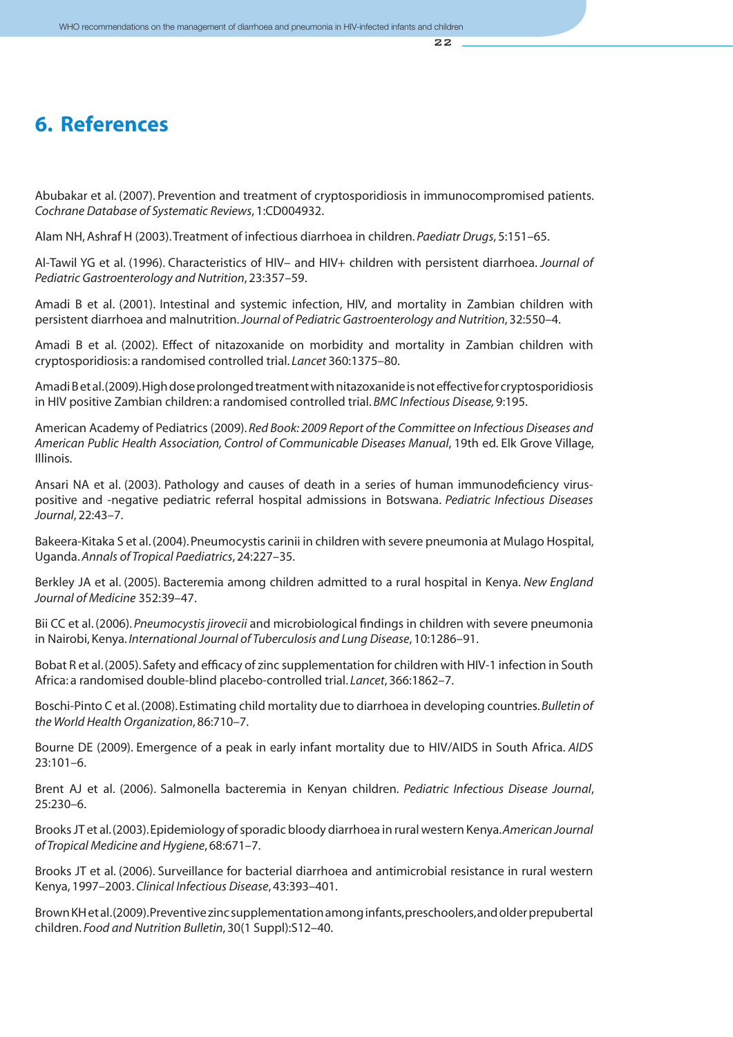# 6. References

Abubakar et al. (2007). Prevention and treatment of cryptosporidiosis in immunocompromised patients. *Cochrane Database of Systematic Reviews*, 1:CD004932.

Alam NH, Ashraf H (2003). Treatment of infectious diarrhoea in children. *Paediatr Drugs*, 5:151–65.

Al-Tawil YG et al. (1996). Characteristics of HIV– and HIV+ children with persistent diarrhoea. *Journal of Pediatric Gastroenterology and Nutrition*, 23:357–59.

Amadi B et al. (2001). Intestinal and systemic infection, HIV, and mortality in Zambian children with persistent diarrhoea and malnutrition. *Journal of Pediatric Gastroenterology and Nutrition*, 32:550–4.

Amadi B et al. (2002). Effect of nitazoxanide on morbidity and mortality in Zambian children with cryptosporidiosis: a randomised controlled trial. *Lancet* 360:1375–80.

Amadi B et al. (2009). High dose prolonged treatment with nitazoxanide is not effective for cryptosporidiosis in HIV positive Zambian children: a randomised controlled trial. *BMC Infectious Disease,* 9:195.

American Academy of Pediatrics (2009). *Red Book: 2009 Report of the Committee on Infectious Diseases and American Public Health Association, Control of Communicable Diseases Manual*, 19th ed. Elk Grove Village, Illinois.

Ansari NA et al. (2003). Pathology and causes of death in a series of human immunodeficiency virus-positive and -negative pediatric referral hospital admissions in Botswana. *Pediatric Infectious Diseases Journal*, 22:43–7.

Bakeera-Kitaka S et al. (2004). Pneumocystis carinii in children with severe pneumonia at Mulago Hospital, Uganda. *Annals of Tropical Paediatrics*, 24:227–35.

Berkley JA et al. (2005). Bacteremia among children admitted to a rural hospital in Kenya. *New England Journal of Medicine* 352:39–47.

Bii CC et al. (2006). *Pneumocystis jirovecii* and microbiological findings in children with severe pneumonia in Nairobi, Kenya. *International Journal of Tuberculosis and Lung Disease*, 10:1286–91.

Bobat R et al. (2005). Safety and efficacy of zinc supplementation for children with HIV-1 infection in South Africa: a randomised double-blind placebo-controlled trial. *Lancet*, 366:1862–7.

Boschi-Pinto C et al. (2008). Estimating child mortality due to diarrhoea in developing countries. *Bulletin of the World Health Organization*, 86:710–7.

Bourne DE (2009). Emergence of a peak in early infant mortality due to HIV/AIDS in South Africa. *AIDS* 23:101–6.

Brent AJ et al. (2006). Salmonella bacteremia in Kenyan children. *Pediatric Infectious Disease Journal*, 25:230–6.

Brooks JT et al. (2003). Epidemiology of sporadic bloody diarrhoea in rural western Kenya. *American Journal of Tropical Medicine and Hygiene*, 68:671–7.

Brooks JT et al. (2006). Surveillance for bacterial diarrhoea and antimicrobial resistance in rural western Kenya, 1997–2003. *Clinical Infectious Disease*, 43:393–401.

Brown KH et al. (2009). Preventive zinc supplementation among infants, preschoolers, and older prepubertal children. *Food and Nutrition Bulletin*, 30(1 Suppl):S12–40.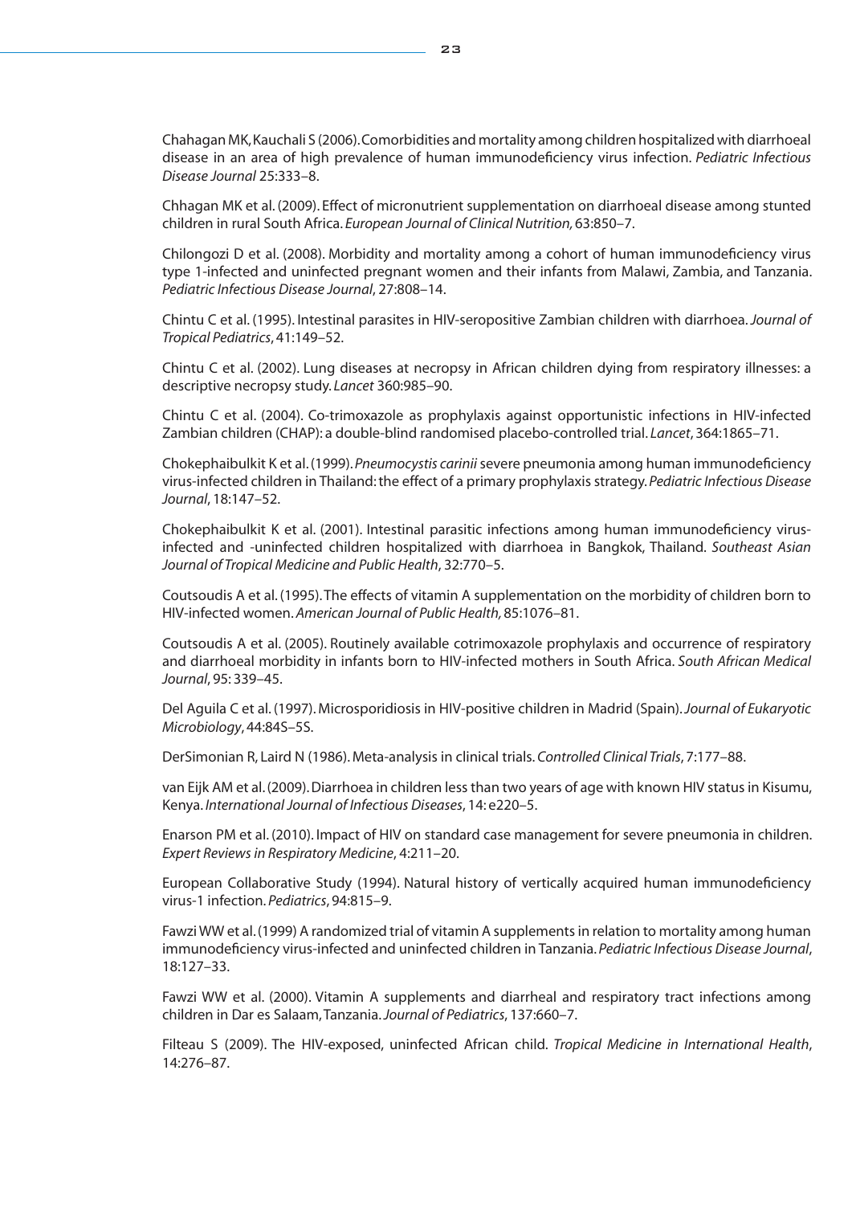Chahagan MK, Kauchali S (2006). Comorbidities and mortality among children hospitalized with diarrhoeal disease in an area of high prevalence of human immunodeficiency virus infection. *Pediatric Infectious Disease Journal* 25:333–8.

Chhagan MK et al. (2009). Effect of micronutrient supplementation on diarrhoeal disease among stunted children in rural South Africa. *European Journal of Clinical Nutrition,* 63:850–7.

Chilongozi D et al. (2008). Morbidity and mortality among a cohort of human immunodeficiency virus type 1-infected and uninfected pregnant women and their infants from Malawi, Zambia, and Tanzania. *Pediatric Infectious Disease Journal*, 27:808–14.

Chintu C et al. (1995). Intestinal parasites in HIV-seropositive Zambian children with diarrhoea. *Journal of Tropical Pediatrics*, 41:149–52.

Chintu C et al. (2002). Lung diseases at necropsy in African children dying from respiratory illnesses: a descriptive necropsy study. *Lancet* 360:985–90.

Chintu C et al. (2004). Co-trimoxazole as prophylaxis against opportunistic infections in HIV-infected Zambian children (CHAP): a double-blind randomised placebo-controlled trial. *Lancet*, 364:1865–71.

Chokephaibulkit K et al. (1999). *Pneumocystis carinii* severe pneumonia among human immunodeficiency virus-infected children in Thailand: the effect of a primary prophylaxis strategy. *Pediatric Infectious Disease Journal*, 18:147–52.

Chokephaibulkit K et al. (2001). Intestinal parasitic infections among human immunodeficiency virus-infected and -uninfected children hospitalized with diarrhoea in Bangkok, Thailand. *Southeast Asian Journal of Tropical Medicine and Public Health*, 32:770–5.

Coutsoudis A et al. (1995). The effects of vitamin A supplementation on the morbidity of children born to HIV-infected women. *American Journal of Public Health,* 85:1076–81.

Coutsoudis A et al. (2005). Routinely available cotrimoxazole prophylaxis and occurrence of respiratory and diarrhoeal morbidity in infants born to HIV-infected mothers in South Africa. *South African Medical Journal*, 95: 339–45.

Del Aguila C et al. (1997). Microsporidiosis in HIV-positive children in Madrid (Spain). *Journal of Eukaryotic Microbiology*, 44:84S–5S.

DerSimonian R, Laird N (1986). Meta-analysis in clinical trials. *Controlled Clinical Trials*, 7:177–88.

van Eijk AM et al. (2009). Diarrhoea in children less than two years of age with known HIV status in Kisumu, Kenya. *International Journal of Infectious Diseases*, 14: e220–5.

Enarson PM et al. (2010). Impact of HIV on standard case management for severe pneumonia in children. *Expert Reviews in Respiratory Medicine*, 4:211–20.

European Collaborative Study (1994). Natural history of vertically acquired human immunodeficiency virus-1 infection. *Pediatrics*, 94:815–9.

Fawzi WW et al. (1999) A randomized trial of vitamin A supplements in relation to mortality among human immunodeficiency virus-infected and uninfected children in Tanzania. *Pediatric Infectious Disease Journal*, 18:127–33.

Fawzi WW et al. (2000). Vitamin A supplements and diarrheal and respiratory tract infections among children in Dar es Salaam, Tanzania. *Journal of Pediatrics*, 137:660–7.

Filteau S (2009). The HIV-exposed, uninfected African child. *Tropical Medicine in International Health*, 14:276–87.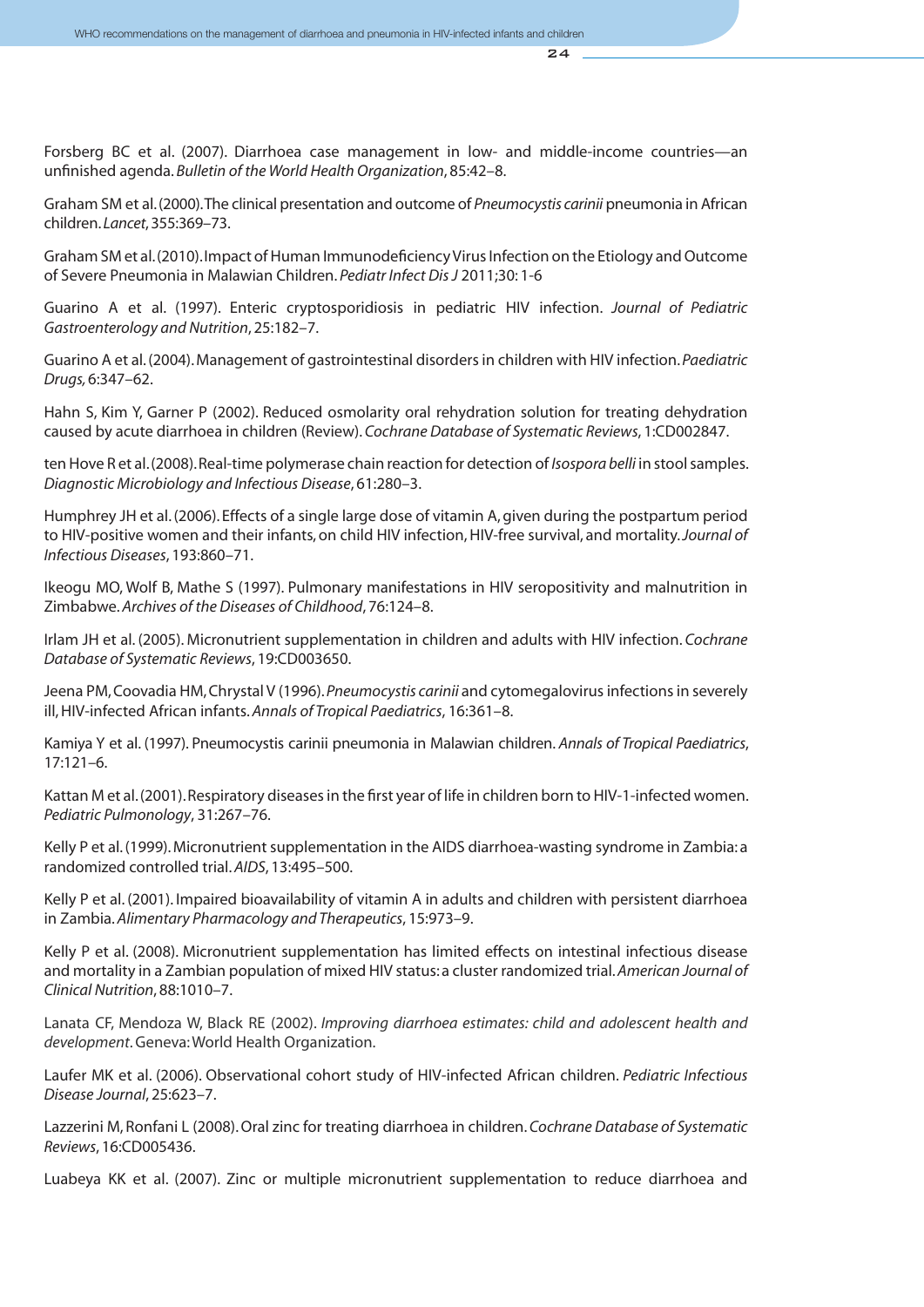Forsberg BC et al. (2007). Diarrhoea case management in low- and middle-income countries—an unfinished agenda. *Bulletin of the World Health Organization*, 85:42–8.

Graham SM et al. (2000). The clinical presentation and outcome of *Pneumocystis carinii* pneumonia in African children. *Lancet*, 355:369–73.

Graham SM et al. (2010). Impact of Human Immunodeficiency Virus Infection on the Etiology and Outcome of Severe Pneumonia in Malawian Children. *Pediatr Infect Dis J* 2011;30: 1-6

Guarino A et al. (1997). Enteric cryptosporidiosis in pediatric HIV infection. *Journal of Pediatric Gastroenterology and Nutrition*, 25:182–7.

Guarino A et al. (2004). Management of gastrointestinal disorders in children with HIV infection. *Paediatric Drugs,* 6:347–62.

Hahn S, Kim Y, Garner P (2002). Reduced osmolarity oral rehydration solution for treating dehydration caused by acute diarrhoea in children (Review). *Cochrane Database of Systematic Reviews*, 1:CD002847.

ten Hove R et al. (2008). Real-time polymerase chain reaction for detection of *Isospora belli* in stool samples. *Diagnostic Microbiology and Infectious Disease*, 61:280–3.

Humphrey JH et al. (2006). Effects of a single large dose of vitamin A, given during the postpartum period to HIV-positive women and their infants, on child HIV infection, HIV-free survival, and mortality. *Journal of Infectious Diseases*, 193:860–71.

Ikeogu MO, Wolf B, Mathe S (1997). Pulmonary manifestations in HIV seropositivity and malnutrition in Zimbabwe. *Archives of the Diseases of Childhood*, 76:124–8.

Irlam JH et al. (2005). Micronutrient supplementation in children and adults with HIV infection. *Cochrane Database of Systematic Reviews*, 19:CD003650.

Jeena PM, Coovadia HM, Chrystal V (1996). *Pneumocystis carinii* and cytomegalovirus infections in severely ill, HIV-infected African infants. *Annals of Tropical Paediatrics*, 16:361–8.

Kamiya Y et al. (1997). Pneumocystis carinii pneumonia in Malawian children. *Annals of Tropical Paediatrics*, 17:121–6.

Kattan M et al. (2001). Respiratory diseases in the first year of life in children born to HIV-1-infected women. *Pediatric Pulmonology*, 31:267–76.

Kelly P et al. (1999). Micronutrient supplementation in the AIDS diarrhoea-wasting syndrome in Zambia: a randomized controlled trial. *AIDS*, 13:495–500.

Kelly P et al. (2001). Impaired bioavailability of vitamin A in adults and children with persistent diarrhoea in Zambia. *Alimentary Pharmacology and Therapeutics*, 15:973–9.

Kelly P et al. (2008). Micronutrient supplementation has limited effects on intestinal infectious disease and mortality in a Zambian population of mixed HIV status: a cluster randomized trial. *American Journal of Clinical Nutrition*, 88:1010–7.

Lanata CF, Mendoza W, Black RE (2002). *Improving diarrhoea estimates: child and adolescent health and development*. Geneva: World Health Organization.

Laufer MK et al. (2006). Observational cohort study of HIV-infected African children. *Pediatric Infectious Disease Journal*, 25:623–7.

Lazzerini M, Ronfani L (2008). Oral zinc for treating diarrhoea in children. *Cochrane Database of Systematic Reviews*, 16:CD005436.

Luabeya KK et al. (2007). Zinc or multiple micronutrient supplementation to reduce diarrhoea and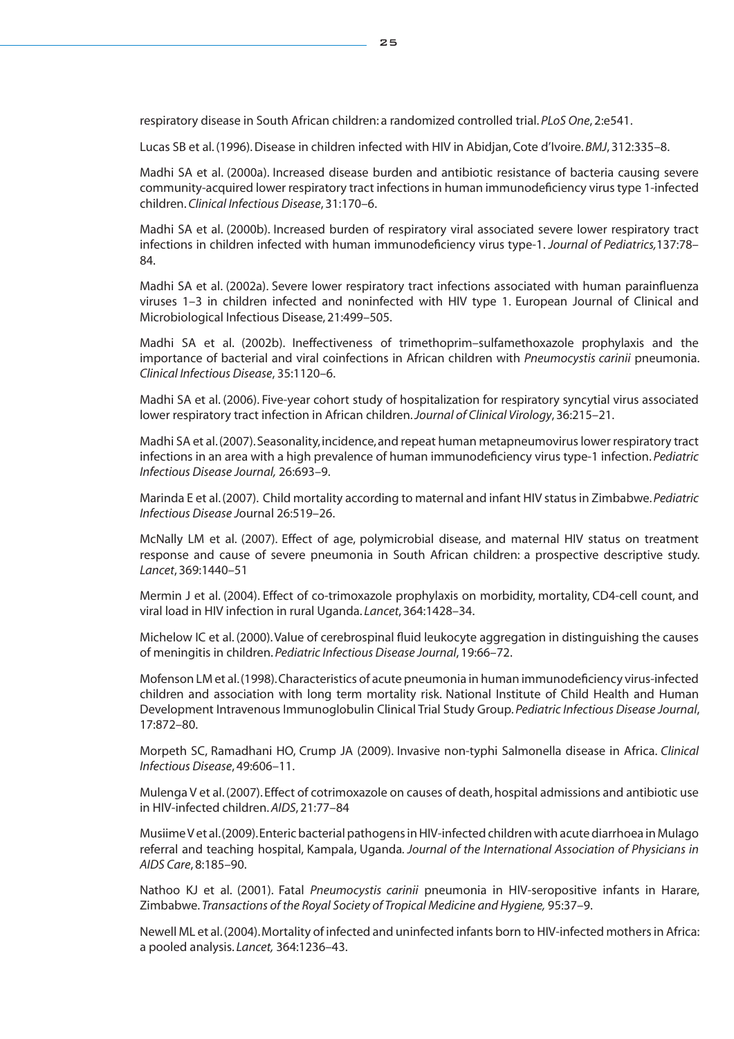respiratory disease in South African children: a randomized controlled trial. *PLoS One*, 2:e541.

Lucas SB et al. (1996). Disease in children infected with HIV in Abidjan, Cote d'Ivoire. *BMJ*, 312:335–8.

Madhi SA et al. (2000a). Increased disease burden and antibiotic resistance of bacteria causing severe community-acquired lower respiratory tract infections in human immunodeficiency virus type 1-infected children. *Clinical Infectious Disease*, 31:170–6.

Madhi SA et al. (2000b). Increased burden of respiratory viral associated severe lower respiratory tract infections in children infected with human immunodeficiency virus type-1. *Journal of Pediatrics,*137:78–84.

Madhi SA et al. (2002a). Severe lower respiratory tract infections associated with human parainfluenza viruses 1–3 in children infected and noninfected with HIV type 1. European Journal of Clinical and Microbiological Infectious Disease, 21:499–505.

Madhi SA et al. (2002b). Ineffectiveness of trimethoprim–sulfamethoxazole prophylaxis and the importance of bacterial and viral coinfections in African children with *Pneumocystis carinii* pneumonia. *Clinical Infectious Disease*, 35:1120–6.

Madhi SA et al. (2006). Five-year cohort study of hospitalization for respiratory syncytial virus associated lower respiratory tract infection in African children. *Journal of Clinical Virology*, 36:215–21.

Madhi SA et al. (2007). Seasonality, incidence, and repeat human metapneumovirus lower respiratory tract infections in an area with a high prevalence of human immunodeficiency virus type-1 infection. *Pediatric Infectious Disease Journal,* 26:693–9.

Marinda E et al. (2007). Child mortality according to maternal and infant HIV status in Zimbabwe. *Pediatric Infectious Disease J*ournal 26:519–26.

McNally LM et al. (2007). Effect of age, polymicrobial disease, and maternal HIV status on treatment response and cause of severe pneumonia in South African children: a prospective descriptive study. *Lancet*, 369:1440–51

Mermin J et al. (2004). Effect of co-trimoxazole prophylaxis on morbidity, mortality, CD4-cell count, and viral load in HIV infection in rural Uganda. *Lancet*, 364:1428–34.

Michelow IC et al. (2000). Value of cerebrospinal fluid leukocyte aggregation in distinguishing the causes of meningitis in children. *Pediatric Infectious Disease Journal*, 19:66–72.

Mofenson LM et al. (1998). Characteristics of acute pneumonia in human immunodeficiency virus-infected children and association with long term mortality risk. National Institute of Child Health and Human Development Intravenous Immunoglobulin Clinical Trial Study Group. *Pediatric Infectious Disease Journal*, 17:872–80.

Morpeth SC, Ramadhani HO, Crump JA (2009). Invasive non-typhi Salmonella disease in Africa. *Clinical Infectious Disease*, 49:606–11.

Mulenga V et al. (2007). Effect of cotrimoxazole on causes of death, hospital admissions and antibiotic use in HIV-infected children. *AIDS*, 21:77–84

Musiime V et al. (2009). Enteric bacterial pathogens in HIV-infected children with acute diarrhoea in Mulago referral and teaching hospital, Kampala, Uganda. *Journal of the International Association of Physicians in AIDS Care*, 8:185–90.

Nathoo KJ et al. (2001). Fatal *Pneumocystis carinii* pneumonia in HIV-seropositive infants in Harare, Zimbabwe. *Transactions of the Royal Society of Tropical Medicine and Hygiene,* 95:37–9.

Newell ML et al. (2004). Mortality of infected and uninfected infants born to HIV-infected mothers in Africa: a pooled analysis. *Lancet,* 364:1236–43.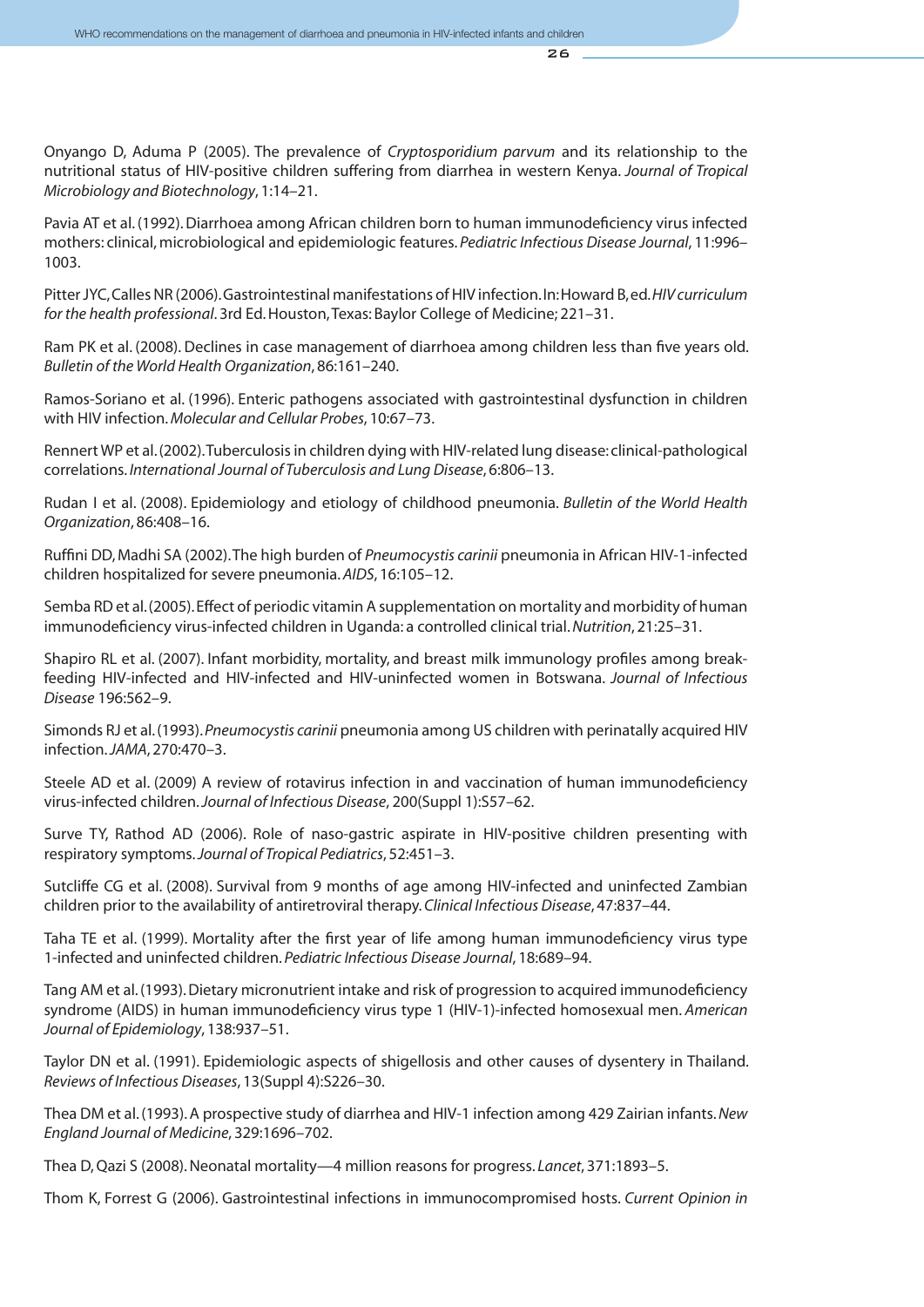Onyango D, Aduma P (2005). The prevalence of *Cryptosporidium parvum* and its relationship to the nutritional status of HIV-positive children suffering from diarrhea in western Kenya. *Journal of Tropical Microbiology and Biotechnology*, 1:14–21.

Pavia AT et al. (1992). Diarrhoea among African children born to human immunodeficiency virus infected mothers: clinical, microbiological and epidemiologic features. *Pediatric Infectious Disease Journal*, 11:996–1003.

Pitter JYC, Calles NR (2006). Gastrointestinal manifestations of HIV infection. In: Howard B, ed. *HIV curriculum for the health professional*. 3rd Ed. Houston, Texas: Baylor College of Medicine; 221–31.

Ram PK et al. (2008). Declines in case management of diarrhoea among children less than five years old. *Bulletin of the World Health Organization*, 86:161–240.

Ramos-Soriano et al. (1996). Enteric pathogens associated with gastrointestinal dysfunction in children with HIV infection. *Molecular and Cellular Probes*, 10:67–73.

Rennert WP et al. (2002). Tuberculosis in children dying with HIV-related lung disease: clinical-pathological correlations. *International Journal of Tuberculosis and Lung Disease*, 6:806–13.

Rudan I et al. (2008). Epidemiology and etiology of childhood pneumonia. *Bulletin of the World Health Organization*, 86:408–16.

Ruffini DD, Madhi SA (2002). The high burden of *Pneumocystis carinii* pneumonia in African HIV-1-infected children hospitalized for severe pneumonia. *AIDS*, 16:105–12.

Semba RD et al. (2005). Effect of periodic vitamin A supplementation on mortality and morbidity of human immunodeficiency virus-infected children in Uganda: a controlled clinical trial. *Nutrition*, 21:25–31.

Shapiro RL et al. (2007). Infant morbidity, mortality, and breast milk immunology profiles among break-feeding HIV-infected and HIV-infected and HIV-uninfected women in Botswana. *Journal of Infectious Disease* 196:562–9.

Simonds RJ et al. (1993). *Pneumocystis carinii* pneumonia among US children with perinatally acquired HIV infection. *JAMA*, 270:470–3.

Steele AD et al. (2009) A review of rotavirus infection in and vaccination of human immunodeficiency virus-infected children. *Journal of Infectious Disease*, 200(Suppl 1):S57–62.

Surve TY, Rathod AD (2006). Role of naso-gastric aspirate in HIV-positive children presenting with respiratory symptoms. *Journal of Tropical Pediatrics*, 52:451–3.

Sutcliffe CG et al. (2008). Survival from 9 months of age among HIV-infected and uninfected Zambian children prior to the availability of antiretroviral therapy. *Clinical Infectious Disease*, 47:837–44.

Taha TE et al. (1999). Mortality after the first year of life among human immunodeficiency virus type 1-infected and uninfected children. *Pediatric Infectious Disease Journal*, 18:689–94.

Tang AM et al. (1993). Dietary micronutrient intake and risk of progression to acquired immunodeficiency syndrome (AIDS) in human immunodeficiency virus type 1 (HIV-1)-infected homosexual men. *American Journal of Epidemiology*, 138:937–51.

Taylor DN et al. (1991). Epidemiologic aspects of shigellosis and other causes of dysentery in Thailand. *Reviews of Infectious Diseases*, 13(Suppl 4):S226–30.

Thea DM et al. (1993). A prospective study of diarrhea and HIV-1 infection among 429 Zairian infants. *New England Journal of Medicine*, 329:1696–702.

Thea D, Qazi S (2008). Neonatal mortality—4 million reasons for progress. *Lancet*, 371:1893–5.

Thom K, Forrest G (2006). Gastrointestinal infections in immunocompromised hosts. *Current Opinion in*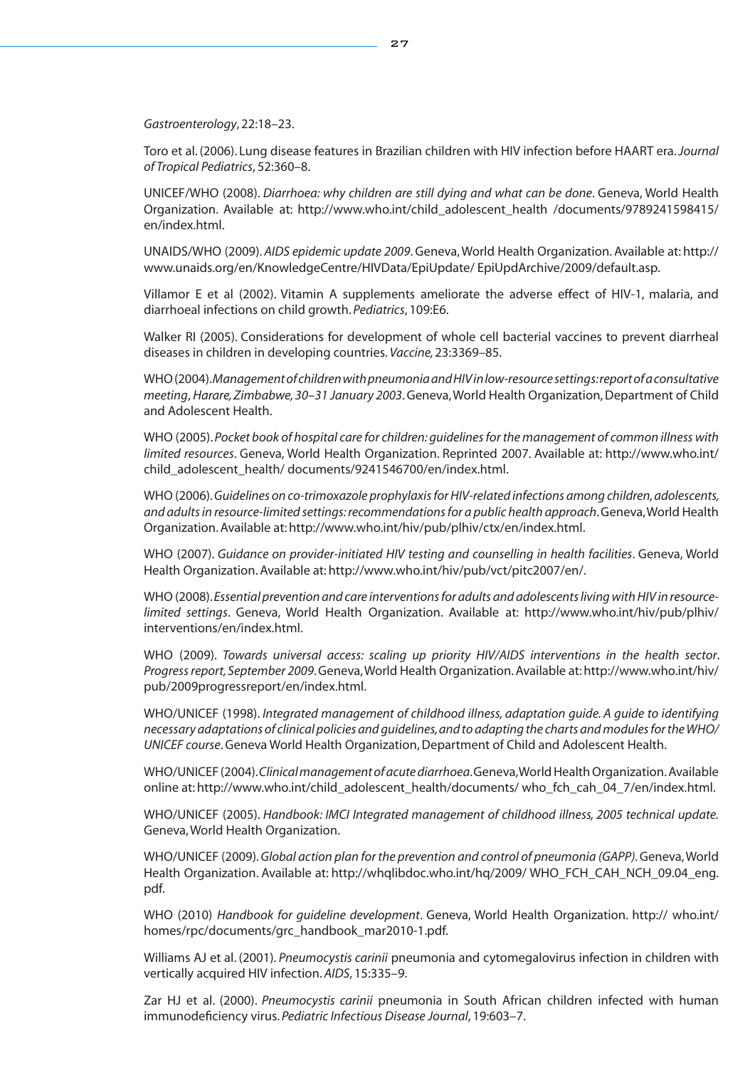*Gastroenterology*, 22:18–23.

Toro et al. (2006). Lung disease features in Brazilian children with HIV infection before HAART era. *Journal of Tropical Pediatrics*, 52:360–8.

UNICEF/WHO (2008). *Diarrhoea: why children are still dying and what can be done*. Geneva, World Health Organization. Available at: http://www.who.int/child_adolescent_health /documents/9789241598415/en/index.html.

UNAIDS/WHO (2009). *AIDS epidemic update 2009*. Geneva, World Health Organization. Available at: http://www.unaids.org/en/KnowledgeCentre/HIVData/EpiUpdate/ EpiUpdArchive/2009/default.asp.

Villamor E et al (2002). Vitamin A supplements ameliorate the adverse effect of HIV-1, malaria, and diarrhoeal infections on child growth. *Pediatrics*, 109:E6.

Walker RI (2005). Considerations for development of whole cell bacterial vaccines to prevent diarrheal diseases in children in developing countries. *Vaccine,* 23:3369–85.

WHO (2004). *Management of children with pneumonia and HIV in low-resource settings: report of a consultative meeting*, *Harare, Zimbabwe, 30–31 January 2003*. Geneva, World Health Organization, Department of Child and Adolescent Health.

WHO (2005). *Pocket book of hospital care for children: guidelines for the management of common illness with limited resources*. Geneva, World Health Organization. Reprinted 2007. Available at: http://www.who.int/child_adolescent_health/ documents/9241546700/en/index.html.

WHO (2006). *Guidelines on co-trimoxazole prophylaxis for HIV-related infections among children, adolescents, and adults in resource-limited settings: recommendations for a public health approach*. Geneva, World Health Organization. Available at: http://www.who.int/hiv/pub/plhiv/ctx/en/index.html.

WHO (2007). *Guidance on provider-initiated HIV testing and counselling in health facilities*. Geneva, World Health Organization. Available at: http://www.who.int/hiv/pub/vct/pitc2007/en/.

WHO (2008). *Essential prevention and care interventions for adults and adolescents living with HIV in resource-limited settings*. Geneva, World Health Organization. Available at: http://www.who.int/hiv/pub/plhiv/interventions/en/index.html.

WHO (2009). *Towards universal access: scaling up priority HIV/AIDS interventions in the health sector*. *Progress report, September 2009*. Geneva, World Health Organization. Available at: http://www.who.int/hiv/pub/2009progressreport/en/index.html.

WHO/UNICEF (1998). *Integrated management of childhood illness, adaptation guide. A guide to identifying necessary adaptations of clinical policies and guidelines, and to adapting the charts and modules for the WHO/UNICEF course*. Geneva World Health Organization, Department of Child and Adolescent Health.

WHO/UNICEF (2004). *Clinical management of acute diarrhoea*. Geneva, World Health Organization. Available online at: http://www.who.int/child_adolescent_health/documents/ who_fch_cah_04_7/en/index.html.

WHO/UNICEF (2005). *Handbook: IMCI Integrated management of childhood illness, 2005 technical update.* Geneva, World Health Organization.

WHO/UNICEF (2009). *Global action plan for the prevention and control of pneumonia (GAPP)*. Geneva, World Health Organization. Available at: http://whqlibdoc.who.int/hq/2009/ WHO_FCH_CAH_NCH_09.04_eng.pdf.

WHO (2010) *Handbook for guideline development*. Geneva, World Health Organization. http:// who.int/homes/rpc/documents/grc_handbook_mar2010-1.pdf.

Williams AJ et al. (2001). *Pneumocystis carinii* pneumonia and cytomegalovirus infection in children with vertically acquired HIV infection. *AIDS*, 15:335–9.

Zar HJ et al. (2000). *Pneumocystis carinii* pneumonia in South African children infected with human immunodeficiency virus. *Pediatric Infectious Disease Journal*, 19:603–7.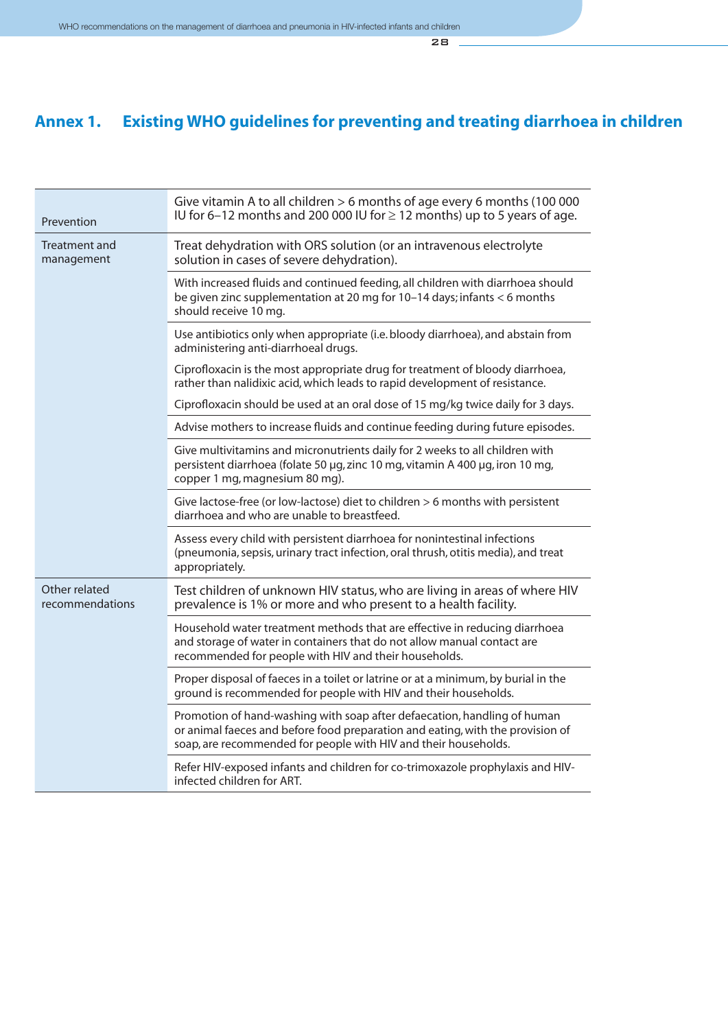## Annex 1. Existing WHO guidelines for preventing and treating diarrhoea in children

| | |
|---|---|
| Prevention | Give vitamin A to all children > 6 months of age every 6 months (100 000 IU for 6–12 months and 200 000 IU for ≥ 12 months) up to 5 years of age. |
| Treatment and management | Treat dehydration with ORS solution (or an intravenous electrolyte solution in cases of severe dehydration). |
| | With increased fluids and continued feeding, all children with diarrhoea should be given zinc supplementation at 20 mg for 10–14 days; infants < 6 months should receive 10 mg. |
| | Use antibiotics only when appropriate (i.e. bloody diarrhoea), and abstain from administering anti-diarrhoeal drugs.<br>Ciprofloxacin is the most appropriate drug for treatment of bloody diarrhoea, rather than nalidixic acid, which leads to rapid development of resistance.<br>Ciprofloxacin should be used at an oral dose of 15 mg/kg twice daily for 3 days. |
| | Advise mothers to increase fluids and continue feeding during future episodes. |
| | Give multivitamins and micronutrients daily for 2 weeks to all children with persistent diarrhoea (folate 50 µg, zinc 10 mg, vitamin A 400 µg, iron 10 mg, copper 1 mg, magnesium 80 mg). |
| | Give lactose-free (or low-lactose) diet to children > 6 months with persistent diarrhoea and who are unable to breastfeed. |
| | Assess every child with persistent diarrhoea for nonintestinal infections (pneumonia, sepsis, urinary tract infection, oral thrush, otitis media), and treat appropriately. |
| Other related recommendations | Test children of unknown HIV status, who are living in areas of where HIV prevalence is 1% or more and who present to a health facility. |
| | Household water treatment methods that are effective in reducing diarrhoea and storage of water in containers that do not allow manual contact are recommended for people with HIV and their households. |
| | Proper disposal of faeces in a toilet or latrine or at a minimum, by burial in the ground is recommended for people with HIV and their households. |
| | Promotion of hand-washing with soap after defaecation, handling of human or animal faeces and before food preparation and eating, with the provision of soap, are recommended for people with HIV and their households. |
| | Refer HIV-exposed infants and children for co-trimoxazole prophylaxis and HIV-infected children for ART. |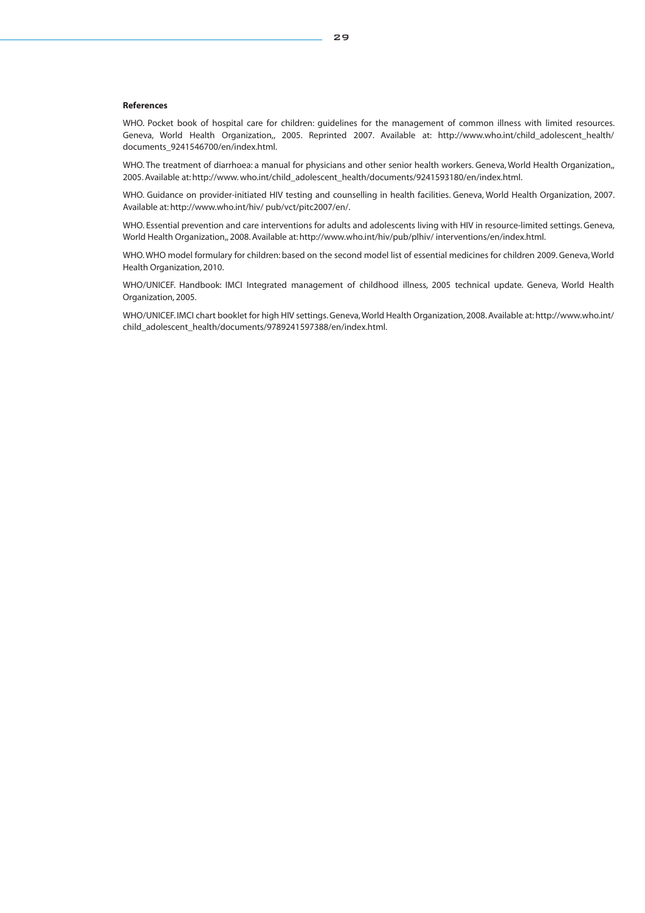**References**

WHO. Pocket book of hospital care for children: guidelines for the management of common illness with limited resources. Geneva, World Health Organization,, 2005. Reprinted 2007. Available at: http://www.who.int/child_adolescent_health/documents_9241546700/en/index.html.

WHO. The treatment of diarrhoea: a manual for physicians and other senior health workers. Geneva, World Health Organization,, 2005. Available at: http://www. who.int/child_adolescent_health/documents/9241593180/en/index.html.

WHO. Guidance on provider-initiated HIV testing and counselling in health facilities. Geneva, World Health Organization, 2007. Available at: http://www.who.int/hiv/ pub/vct/pitc2007/en/.

WHO. Essential prevention and care interventions for adults and adolescents living with HIV in resource-limited settings. Geneva, World Health Organization,, 2008. Available at: http://www.who.int/hiv/pub/plhiv/ interventions/en/index.html.

WHO. WHO model formulary for children: based on the second model list of essential medicines for children 2009. Geneva, World Health Organization, 2010.

WHO/UNICEF. Handbook: IMCI Integrated management of childhood illness, 2005 technical update. Geneva, World Health Organization, 2005.

WHO/UNICEF. IMCI chart booklet for high HIV settings. Geneva, World Health Organization, 2008. Available at: http://www.who.int/child_adolescent_health/documents/9789241597388/en/index.html.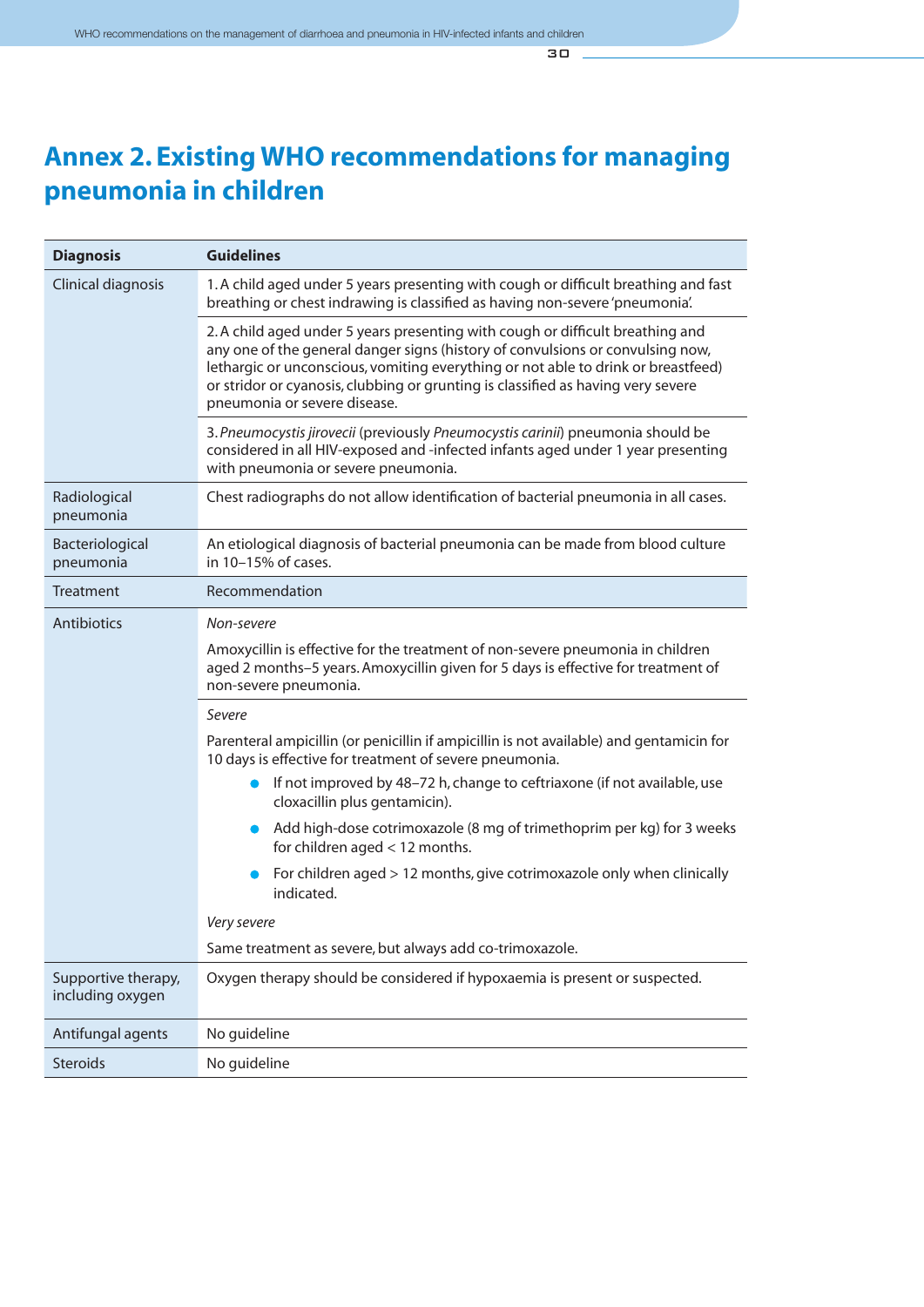# Annex 2. Existing WHO recommendations for managing pneumonia in children

| Diagnosis | Guidelines |
|---|---|
| Clinical diagnosis | 1. A child aged under 5 years presenting with cough or difficult breathing and fast breathing or chest indrawing is classified as having non-severe 'pneumonia'. |
| | 2. A child aged under 5 years presenting with cough or difficult breathing and any one of the general danger signs (history of convulsions or convulsing now, lethargic or unconscious, vomiting everything or not able to drink or breastfeed) or stridor or cyanosis, clubbing or grunting is classified as having very severe pneumonia or severe disease. |
| | 3. *Pneumocystis jirovecii* (previously *Pneumocystis carinii*) pneumonia should be considered in all HIV-exposed and -infected infants aged under 1 year presenting with pneumonia or severe pneumonia. |
| Radiological pneumonia | Chest radiographs do not allow identification of bacterial pneumonia in all cases. |
| Bacteriological pneumonia | An etiological diagnosis of bacterial pneumonia can be made from blood culture in 10–15% of cases. |
| **Treatment** | **Recommendation** |
| Antibiotics | *Non-severe*<br><br>Amoxycillin is effective for the treatment of non-severe pneumonia in children aged 2 months–5 years. Amoxycillin given for 5 days is effective for treatment of non-severe pneumonia. |
| | *Severe*<br><br>Parenteral ampicillin (or penicillin if ampicillin is not available) and gentamicin for 10 days is effective for treatment of severe pneumonia.<br>• If not improved by 48–72 h, change to ceftriaxone (if not available, use cloxacillin plus gentamicin).<br>• Add high-dose cotrimoxazole (8 mg of trimethoprim per kg) for 3 weeks for children aged < 12 months.<br>• For children aged > 12 months, give cotrimoxazole only when clinically indicated.<br><br>*Very severe*<br><br>Same treatment as severe, but always add co-trimoxazole. |
| Supportive therapy, including oxygen | Oxygen therapy should be considered if hypoxaemia is present or suspected. |
| Antifungal agents | No guideline |
| Steroids | No guideline |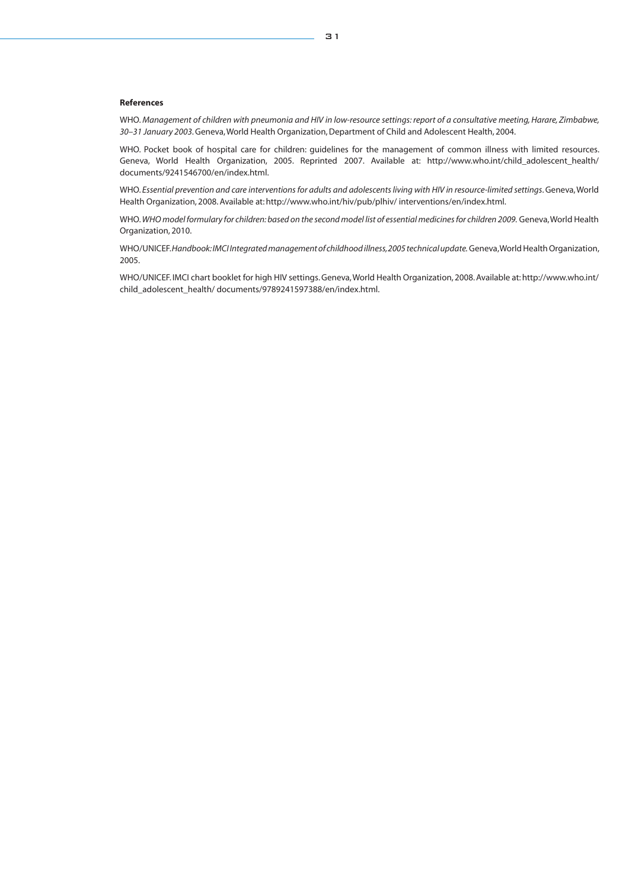**References**

WHO. *Management of children with pneumonia and HIV in low-resource settings: report of a consultative meeting, Harare, Zimbabwe, 30–31 January 2003*. Geneva, World Health Organization, Department of Child and Adolescent Health, 2004.

WHO. Pocket book of hospital care for children: guidelines for the management of common illness with limited resources. Geneva, World Health Organization, 2005. Reprinted 2007. Available at: http://www.who.int/child_adolescent_health/documents/9241546700/en/index.html.

WHO. *Essential prevention and care interventions for adults and adolescents living with HIV in resource-limited settings*. Geneva, World Health Organization, 2008. Available at: http://www.who.int/hiv/pub/plhiv/ interventions/en/index.html.

WHO. *WHO model formulary for children: based on the second model list of essential medicines for children 2009.* Geneva, World Health Organization, 2010.

WHO/UNICEF. *Handbook: IMCI Integrated management of childhood illness, 2005 technical update.* Geneva, World Health Organization, 2005.

WHO/UNICEF. IMCI chart booklet for high HIV settings. Geneva, World Health Organization, 2008. Available at: http://www.who.int/child_adolescent_health/ documents/9789241597388/en/index.html.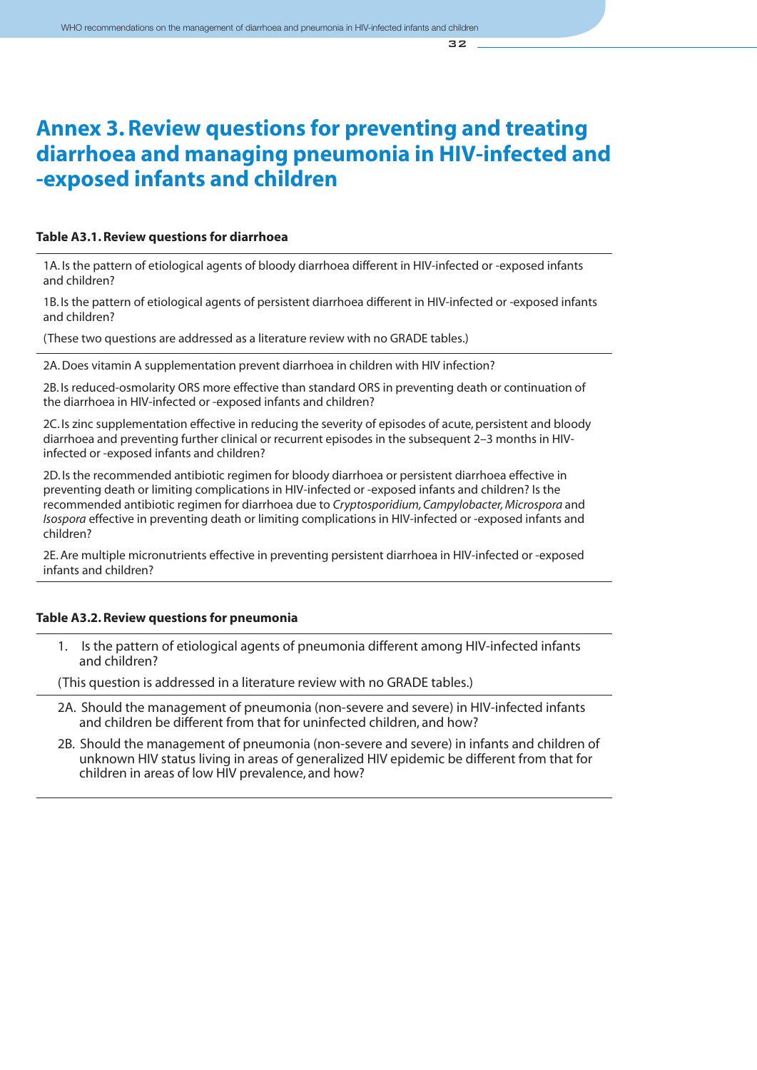# Annex 3. Review questions for preventing and treating diarrhoea and managing pneumonia in HIV-infected and -exposed infants and children

**Table A3.1. Review questions for diarrhoea**

1A. Is the pattern of etiological agents of bloody diarrhoea different in HIV-infected or -exposed infants and children?

1B. Is the pattern of etiological agents of persistent diarrhoea different in HIV-infected or -exposed infants and children?

(These two questions are addressed as a literature review with no GRADE tables.)

2A. Does vitamin A supplementation prevent diarrhoea in children with HIV infection?

2B. Is reduced-osmolarity ORS more effective than standard ORS in preventing death or continuation of the diarrhoea in HIV-infected or -exposed infants and children?

2C. Is zinc supplementation effective in reducing the severity of episodes of acute, persistent and bloody diarrhoea and preventing further clinical or recurrent episodes in the subsequent 2–3 months in HIV-infected or -exposed infants and children?

2D. Is the recommended antibiotic regimen for bloody diarrhoea or persistent diarrhoea effective in preventing death or limiting complications in HIV-infected or -exposed infants and children? Is the recommended antibiotic regimen for diarrhoea due to *Cryptosporidium, Campylobacter, Microspora* and *Isospora* effective in preventing death or limiting complications in HIV-infected or -exposed infants and children?

2E. Are multiple micronutrients effective in preventing persistent diarrhoea in HIV-infected or -exposed infants and children?

**Table A3.2. Review questions for pneumonia**

1. Is the pattern of etiological agents of pneumonia different among HIV-infected infants and children?

(This question is addressed in a literature review with no GRADE tables.)

2A. Should the management of pneumonia (non-severe and severe) in HIV-infected infants and children be different from that for uninfected children, and how?

2B. Should the management of pneumonia (non-severe and severe) in infants and children of unknown HIV status living in areas of generalized HIV epidemic be different from that for children in areas of low HIV prevalence, and how?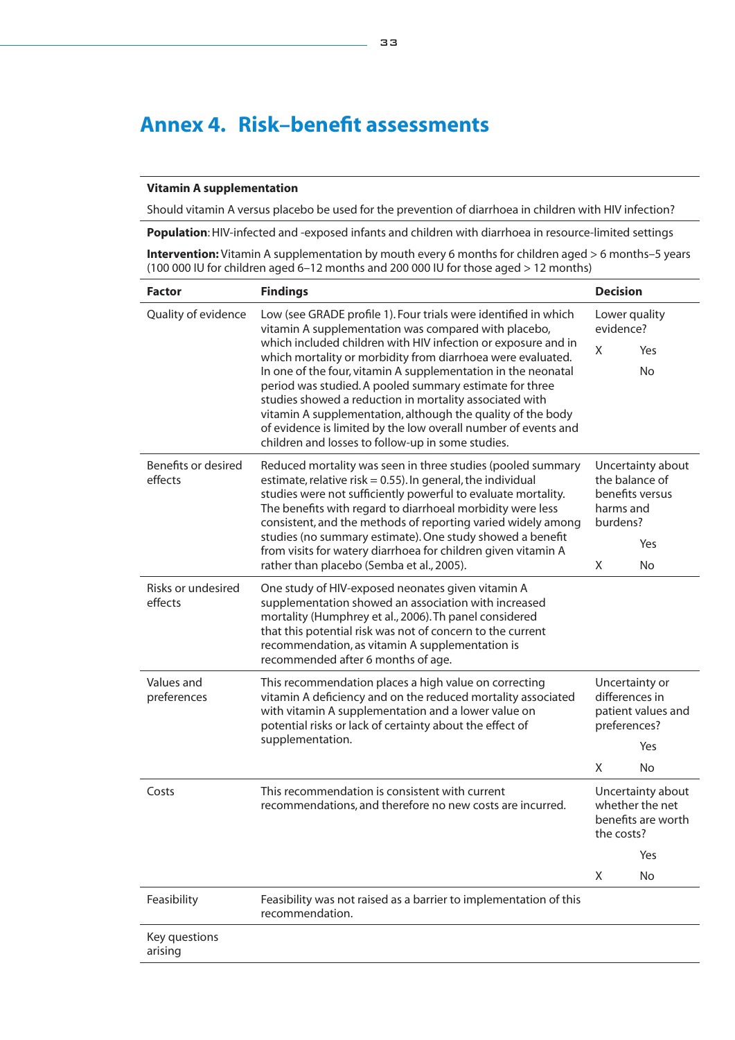# Annex 4. Risk–benefit assessments

**Vitamin A supplementation**

Should vitamin A versus placebo be used for the prevention of diarrhoea in children with HIV infection?

**Population**: HIV-infected and -exposed infants and children with diarrhoea in resource-limited settings

**Intervention:** Vitamin A supplementation by mouth every 6 months for children aged > 6 months–5 years (100 000 IU for children aged 6–12 months and 200 000 IU for those aged > 12 months)

| Factor | Findings | Decision |
|---|---|---|
| Quality of evidence | Low (see GRADE profile 1). Four trials were identified in which vitamin A supplementation was compared with placebo, which included children with HIV infection or exposure and in which mortality or morbidity from diarrhoea were evaluated. In one of the four, vitamin A supplementation in the neonatal period was studied. A pooled summary estimate for three studies showed a reduction in mortality associated with vitamin A supplementation, although the quality of the body of evidence is limited by the low overall number of events and children and losses to follow-up in some studies. | Lower quality evidence?<br>X Yes<br>No |
| Benefits or desired effects | Reduced mortality was seen in three studies (pooled summary estimate, relative risk = 0.55). In general, the individual studies were not sufficiently powerful to evaluate mortality. The benefits with regard to diarrhoeal morbidity were less consistent, and the methods of reporting varied widely among studies (no summary estimate). One study showed a benefit from visits for watery diarrhoea for children given vitamin A rather than placebo (Semba et al., 2005). | Uncertainty about the balance of benefits versus harms and burdens?<br>Yes<br>X No |
| Risks or undesired effects | One study of HIV-exposed neonates given vitamin A supplementation showed an association with increased mortality (Humphrey et al., 2006). Th panel considered that this potential risk was not of concern to the current recommendation, as vitamin A supplementation is recommended after 6 months of age. | |
| Values and preferences | This recommendation places a high value on correcting vitamin A deficiency and on the reduced mortality associated with vitamin A supplementation and a lower value on potential risks or lack of certainty about the effect of supplementation. | Uncertainty or differences in patient values and preferences?<br>Yes<br>X No |
| Costs | This recommendation is consistent with current recommendations, and therefore no new costs are incurred. | Uncertainty about whether the net benefits are worth the costs?<br>Yes<br>X No |
| Feasibility | Feasibility was not raised as a barrier to implementation of this recommendation. | |
| Key questions arising | | |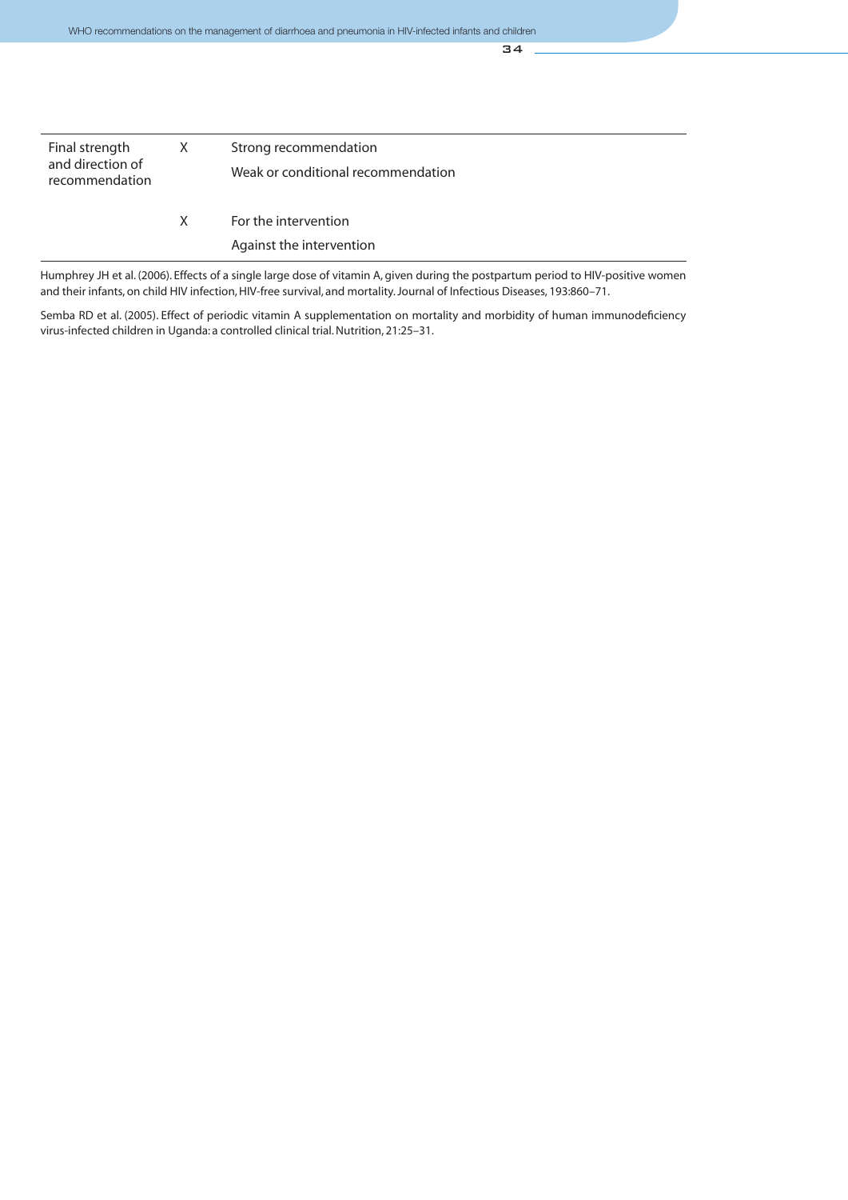| Final strength and direction of recommendation | X | Strong recommendation |
|---|---|---|
| | | Weak or conditional recommendation |
| | X | For the intervention |
| | | Against the intervention |

Humphrey JH et al. (2006). Effects of a single large dose of vitamin A, given during the postpartum period to HIV-positive women and their infants, on child HIV infection, HIV-free survival, and mortality. Journal of Infectious Diseases, 193:860–71.

Semba RD et al. (2005). Effect of periodic vitamin A supplementation on mortality and morbidity of human immunodeficiency virus-infected children in Uganda: a controlled clinical trial. Nutrition, 21:25–31.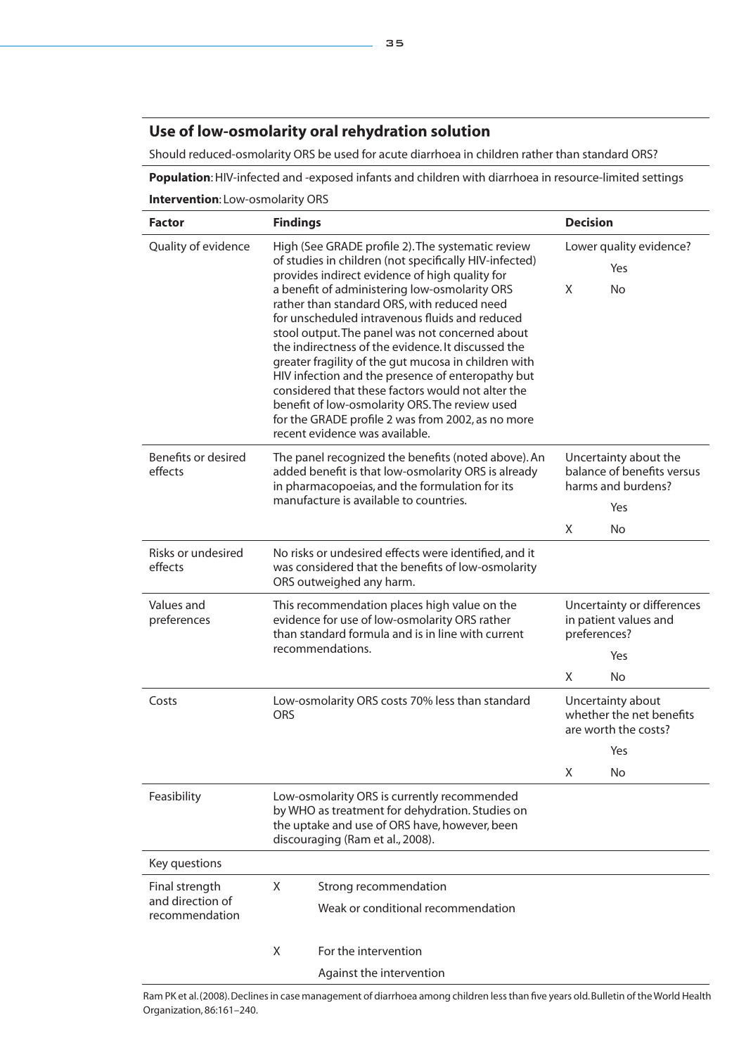## Use of low-osmolarity oral rehydration solution

Should reduced-osmolarity ORS be used for acute diarrhoea in children rather than standard ORS?

**Population**: HIV-infected and -exposed infants and children with diarrhoea in resource-limited settings

**Intervention**: Low-osmolarity ORS

| Factor | Findings | Decision |
|---|---|---|
| Quality of evidence | High (See GRADE profile 2). The systematic review of studies in children (not specifically HIV-infected) provides indirect evidence of high quality for a benefit of administering low-osmolarity ORS rather than standard ORS, with reduced need for unscheduled intravenous fluids and reduced stool output. The panel was not concerned about the indirectness of the evidence. It discussed the greater fragility of the gut mucosa in children with HIV infection and the presence of enteropathy but considered that these factors would not alter the benefit of low-osmolarity ORS. The review used for the GRADE profile 2 was from 2002, as no more recent evidence was available. | Lower quality evidence?<br>Yes<br>X No |
| Benefits or desired effects | The panel recognized the benefits (noted above). An added benefit is that low-osmolarity ORS is already in pharmacopoeias, and the formulation for its manufacture is available to countries. | Uncertainty about the balance of benefits versus harms and burdens?<br>Yes<br>X No |
| Risks or undesired effects | No risks or undesired effects were identified, and it was considered that the benefits of low-osmolarity ORS outweighed any harm. | |
| Values and preferences | This recommendation places high value on the evidence for use of low-osmolarity ORS rather than standard formula and is in line with current recommendations. | Uncertainty or differences in patient values and preferences?<br>Yes<br>X No |
| Costs | Low-osmolarity ORS costs 70% less than standard ORS | Uncertainty about whether the net benefits are worth the costs?<br>Yes<br>X No |
| Feasibility | Low-osmolarity ORS is currently recommended by WHO as treatment for dehydration. Studies on the uptake and use of ORS have, however, been discouraging (Ram et al., 2008). | |
| Key questions | | |
| Final strength and direction of recommendation | X Strong recommendation<br>Weak or conditional recommendation<br><br>X For the intervention<br>Against the intervention | |

Ram PK et al. (2008). Declines in case management of diarrhoea among children less than five years old. Bulletin of the World Health Organization, 86:161–240.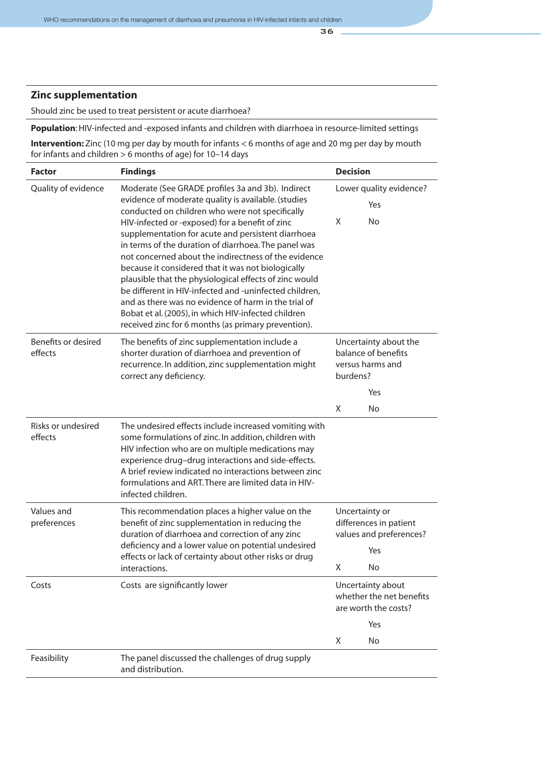## Zinc supplementation

Should zinc be used to treat persistent or acute diarrhoea?

**Population**: HIV-infected and -exposed infants and children with diarrhoea in resource-limited settings

**Intervention:** Zinc (10 mg per day by mouth for infants < 6 months of age and 20 mg per day by mouth for infants and children > 6 months of age) for 10–14 days

| Factor | Findings | Decision |
|---|---|---|
| Quality of evidence | Moderate (See GRADE profiles 3a and 3b). Indirect evidence of moderate quality is available. (studies conducted on children who were not specifically HIV-infected or -exposed) for a benefit of zinc supplementation for acute and persistent diarrhoea in terms of the duration of diarrhoea. The panel was not concerned about the indirectness of the evidence because it considered that it was not biologically plausible that the physiological effects of zinc would be different in HIV-infected and -uninfected children, and as there was no evidence of harm in the trial of Bobat et al. (2005), in which HIV-infected children received zinc for 6 months (as primary prevention). | Lower quality evidence?<br>Yes<br>X No |
| Benefits or desired effects | The benefits of zinc supplementation include a shorter duration of diarrhoea and prevention of recurrence. In addition, zinc supplementation might correct any deficiency. | Uncertainty about the balance of benefits versus harms and burdens?<br>Yes<br>X No |
| Risks or undesired effects | The undesired effects include increased vomiting with some formulations of zinc. In addition, children with HIV infection who are on multiple medications may experience drug–drug interactions and side-effects. A brief review indicated no interactions between zinc formulations and ART. There are limited data in HIV-infected children. | |
| Values and preferences | This recommendation places a higher value on the benefit of zinc supplementation in reducing the duration of diarrhoea and correction of any zinc deficiency and a lower value on potential undesired effects or lack of certainty about other risks or drug interactions. | Uncertainty or differences in patient values and preferences?<br>Yes<br>X No |
| Costs | Costs are significantly lower | Uncertainty about whether the net benefits are worth the costs?<br>Yes<br>X No |
| Feasibility | The panel discussed the challenges of drug supply and distribution. | |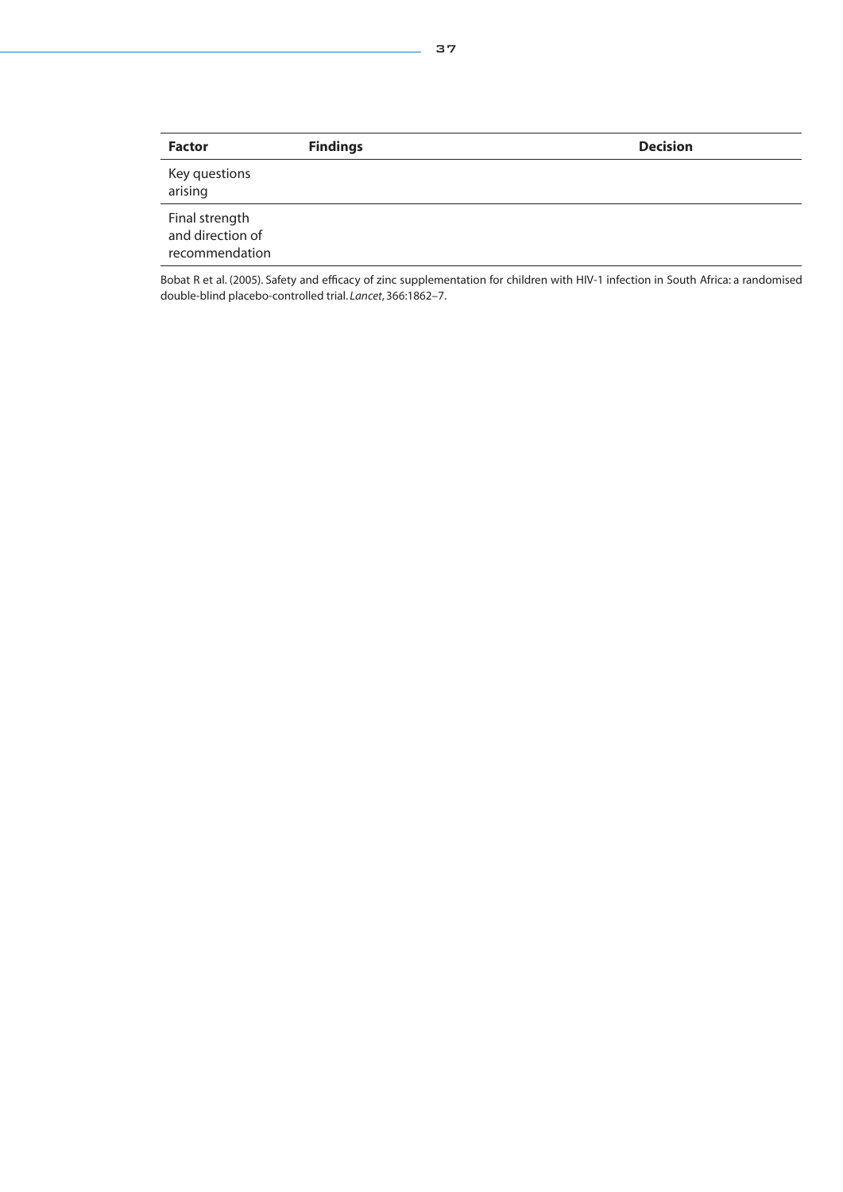| Factor | Findings | Decision |
|---|---|---|
| Key questions arising | | |
| Final strength and direction of recommendation | | |

Bobat R et al. (2005). Safety and efficacy of zinc supplementation for children with HIV-1 infection in South Africa: a randomised double-blind placebo-controlled trial. *Lancet*, 366:1862–7.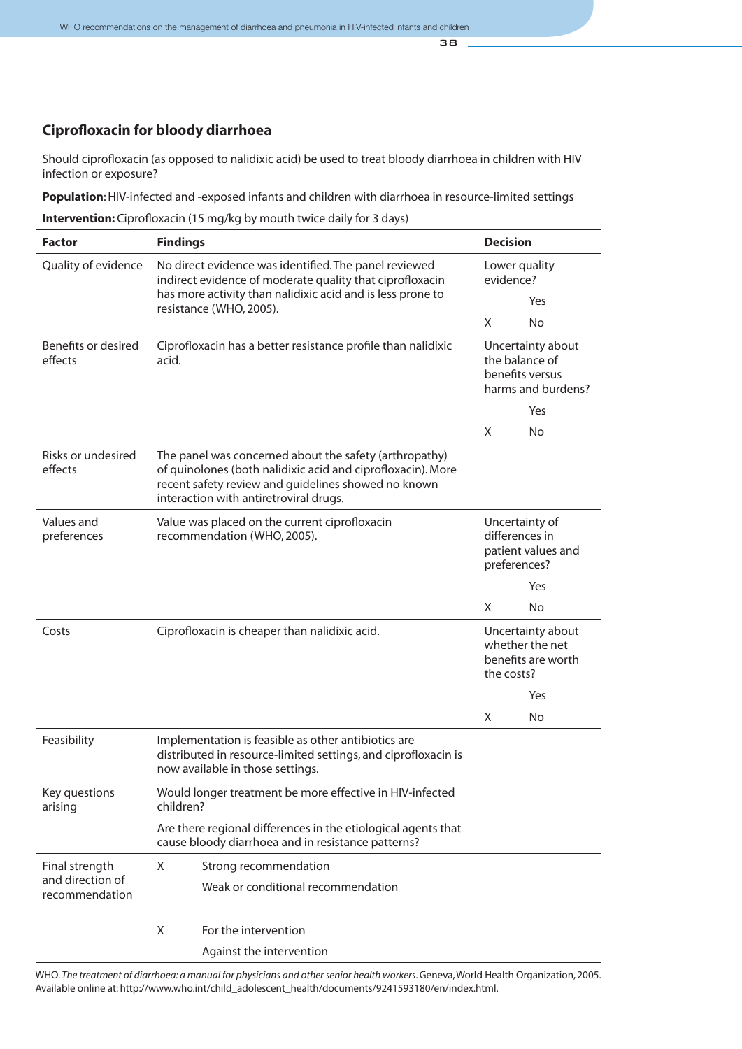## Ciprofloxacin for bloody diarrhoea

Should ciprofloxacin (as opposed to nalidixic acid) be used to treat bloody diarrhoea in children with HIV infection or exposure?

**Population**: HIV-infected and -exposed infants and children with diarrhoea in resource-limited settings

**Intervention:** Ciprofloxacin (15 mg/kg by mouth twice daily for 3 days)

| Factor | Findings | Decision |
|---|---|---|
| Quality of evidence | No direct evidence was identified. The panel reviewed indirect evidence of moderate quality that ciprofloxacin has more activity than nalidixic acid and is less prone to resistance (WHO, 2005). | Lower quality evidence?<br>Yes<br>X No |
| Benefits or desired effects | Ciprofloxacin has a better resistance profile than nalidixic acid. | Uncertainty about the balance of benefits versus harms and burdens?<br>Yes<br>X No |
| Risks or undesired effects | The panel was concerned about the safety (arthropathy) of quinolones (both nalidixic acid and ciprofloxacin). More recent safety review and guidelines showed no known interaction with antiretroviral drugs. | |
| Values and preferences | Value was placed on the current ciprofloxacin recommendation (WHO, 2005). | Uncertainty of differences in patient values and preferences?<br>Yes<br>X No |
| Costs | Ciprofloxacin is cheaper than nalidixic acid. | Uncertainty about whether the net benefits are worth the costs?<br>Yes<br>X No |
| Feasibility | Implementation is feasible as other antibiotics are distributed in resource-limited settings, and ciprofloxacin is now available in those settings. | |
| Key questions arising | Would longer treatment be more effective in HIV-infected children?<br><br>Are there regional differences in the etiological agents that cause bloody diarrhoea and in resistance patterns? | |
| Final strength and direction of recommendation | X Strong recommendation<br>Weak or conditional recommendation<br><br>X For the intervention<br>Against the intervention | |

WHO. *The treatment of diarrhoea: a manual for physicians and other senior health workers*. Geneva, World Health Organization, 2005. Available online at: http://www.who.int/child_adolescent_health/documents/9241593180/en/index.html.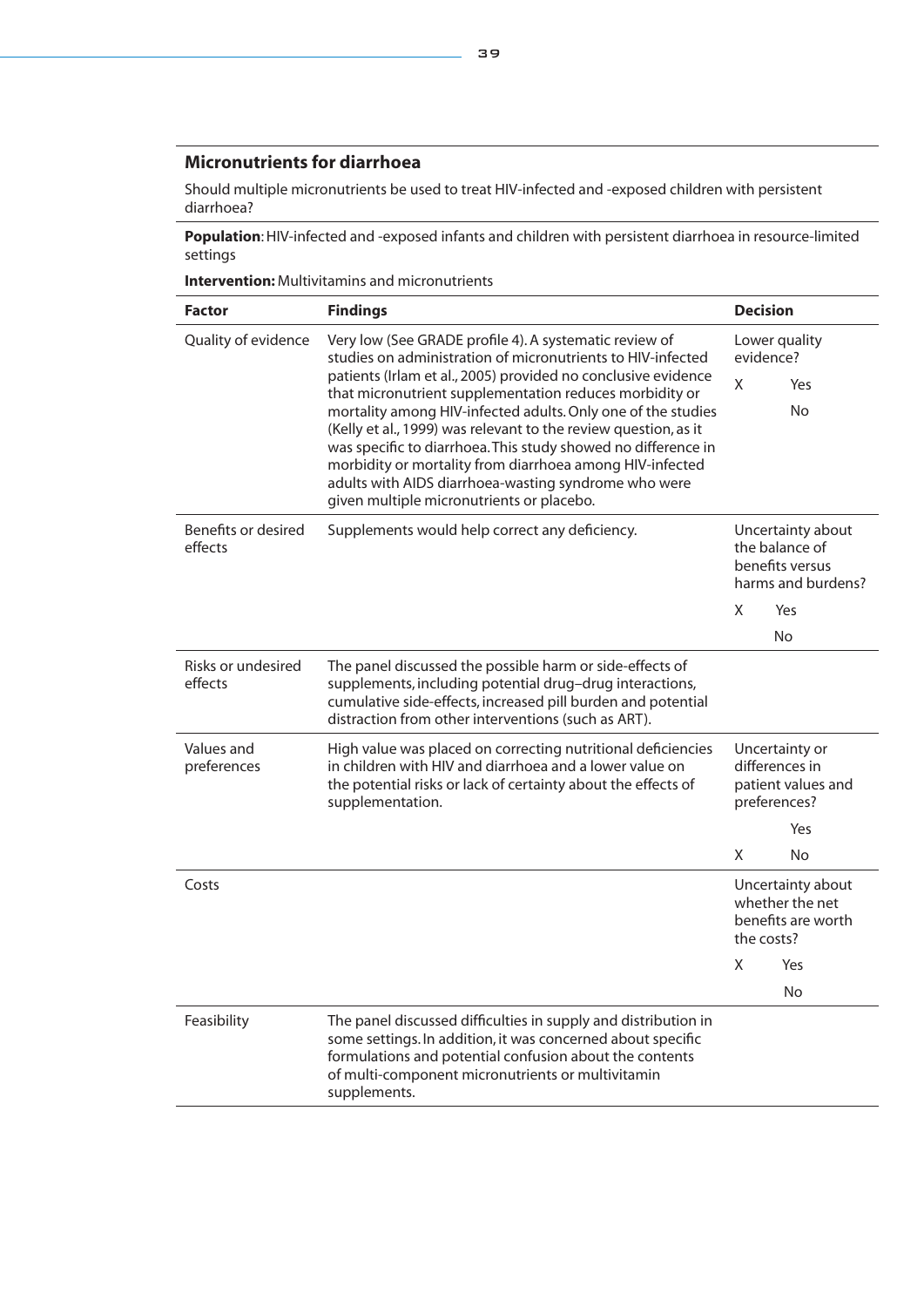## Micronutrients for diarrhoea

Should multiple micronutrients be used to treat HIV-infected and -exposed children with persistent diarrhoea?

**Population**: HIV-infected and -exposed infants and children with persistent diarrhoea in resource-limited settings

**Intervention:** Multivitamins and micronutrients

| Factor | Findings | Decision |
|---|---|---|
| Quality of evidence | Very low (See GRADE profile 4). A systematic review of studies on administration of micronutrients to HIV-infected patients (Irlam et al., 2005) provided no conclusive evidence that micronutrient supplementation reduces morbidity or mortality among HIV-infected adults. Only one of the studies (Kelly et al., 1999) was relevant to the review question, as it was specific to diarrhoea. This study showed no difference in morbidity or mortality from diarrhoea among HIV-infected adults with AIDS diarrhoea-wasting syndrome who were given multiple micronutrients or placebo. | Lower quality evidence?<br>X Yes<br>No |
| Benefits or desired effects | Supplements would help correct any deficiency. | Uncertainty about the balance of benefits versus harms and burdens?<br>X Yes<br>No |
| Risks or undesired effects | The panel discussed the possible harm or side-effects of supplements, including potential drug–drug interactions, cumulative side-effects, increased pill burden and potential distraction from other interventions (such as ART). | |
| Values and preferences | High value was placed on correcting nutritional deficiencies in children with HIV and diarrhoea and a lower value on the potential risks or lack of certainty about the effects of supplementation. | Uncertainty or differences in patient values and preferences?<br>Yes<br>X No |
| Costs | | Uncertainty about whether the net benefits are worth the costs?<br>X Yes<br>No |
| Feasibility | The panel discussed difficulties in supply and distribution in some settings. In addition, it was concerned about specific formulations and potential confusion about the contents of multi-component micronutrients or multivitamin supplements. | |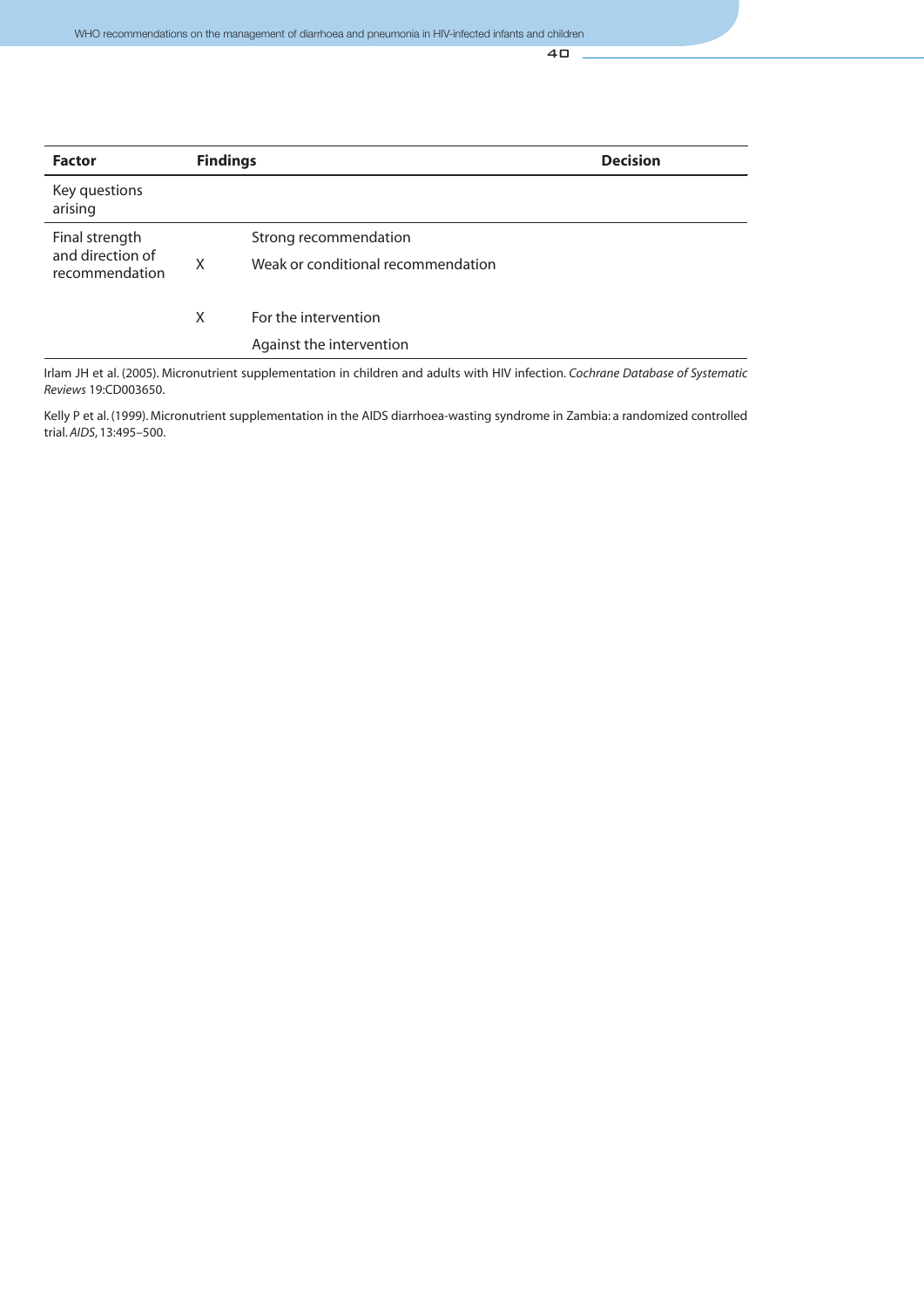| Factor | Findings | | Decision |
|---|---|---|---|
| Key questions arising | | | |
| Final strength and direction of recommendation | | Strong recommendation | |
| | X | Weak or conditional recommendation | |
| | X | For the intervention | |
| | | Against the intervention | |

Irlam JH et al. (2005). Micronutrient supplementation in children and adults with HIV infection. *Cochrane Database of Systematic Reviews* 19:CD003650.

Kelly P et al. (1999). Micronutrient supplementation in the AIDS diarrhoea-wasting syndrome in Zambia: a randomized controlled trial. *AIDS*, 13:495–500.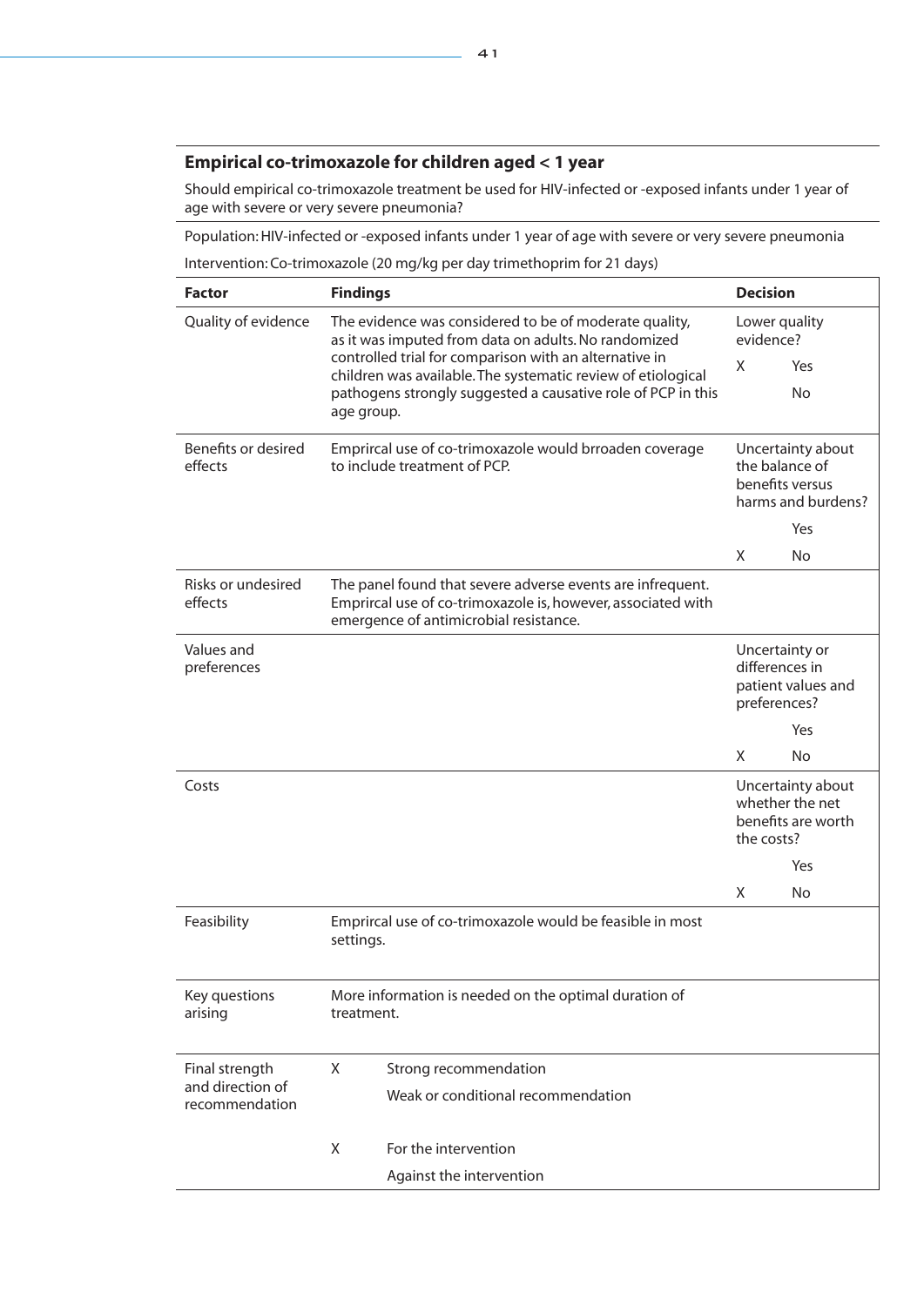## Empirical co-trimoxazole for children aged < 1 year

Should empirical co-trimoxazole treatment be used for HIV-infected or -exposed infants under 1 year of age with severe or very severe pneumonia?

Population: HIV-infected or -exposed infants under 1 year of age with severe or very severe pneumonia

Intervention: Co-trimoxazole (20 mg/kg per day trimethoprim for 21 days)

| Factor | Findings | Decision | |
|---|---|---|---|
| Quality of evidence | The evidence was considered to be of moderate quality, as it was imputed from data on adults. No randomized controlled trial for comparison with an alternative in children was available. The systematic review of etiological pathogens strongly suggested a causative role of PCP in this age group. | Lower quality evidence? | |
| | | X | Yes |
| | | | No |
| Benefits or desired effects | Emprircal use of co-trimoxazole would brroaden coverage to include treatment of PCP. | Uncertainty about the balance of benefits versus harms and burdens? | |
| | | | Yes |
| | | X | No |
| Risks or undesired effects | The panel found that severe adverse events are infrequent. Emprircal use of co-trimoxazole is, however, associated with emergence of antimicrobial resistance. | | |
| Values and preferences | | Uncertainty or differences in patient values and preferences? | |
| | | | Yes |
| | | X | No |
| Costs | | Uncertainty about whether the net benefits are worth the costs? | |
| | | | Yes |
| | | X | No |
| Feasibility | Emprircal use of co-trimoxazole would be feasible in most settings. | | |
| Key questions arising | More information is needed on the optimal duration of treatment. | | |
| Final strength and direction of recommendation | X Strong recommendation | | |
| | Weak or conditional recommendation | | |
| | X For the intervention | | |
| | Against the intervention | | |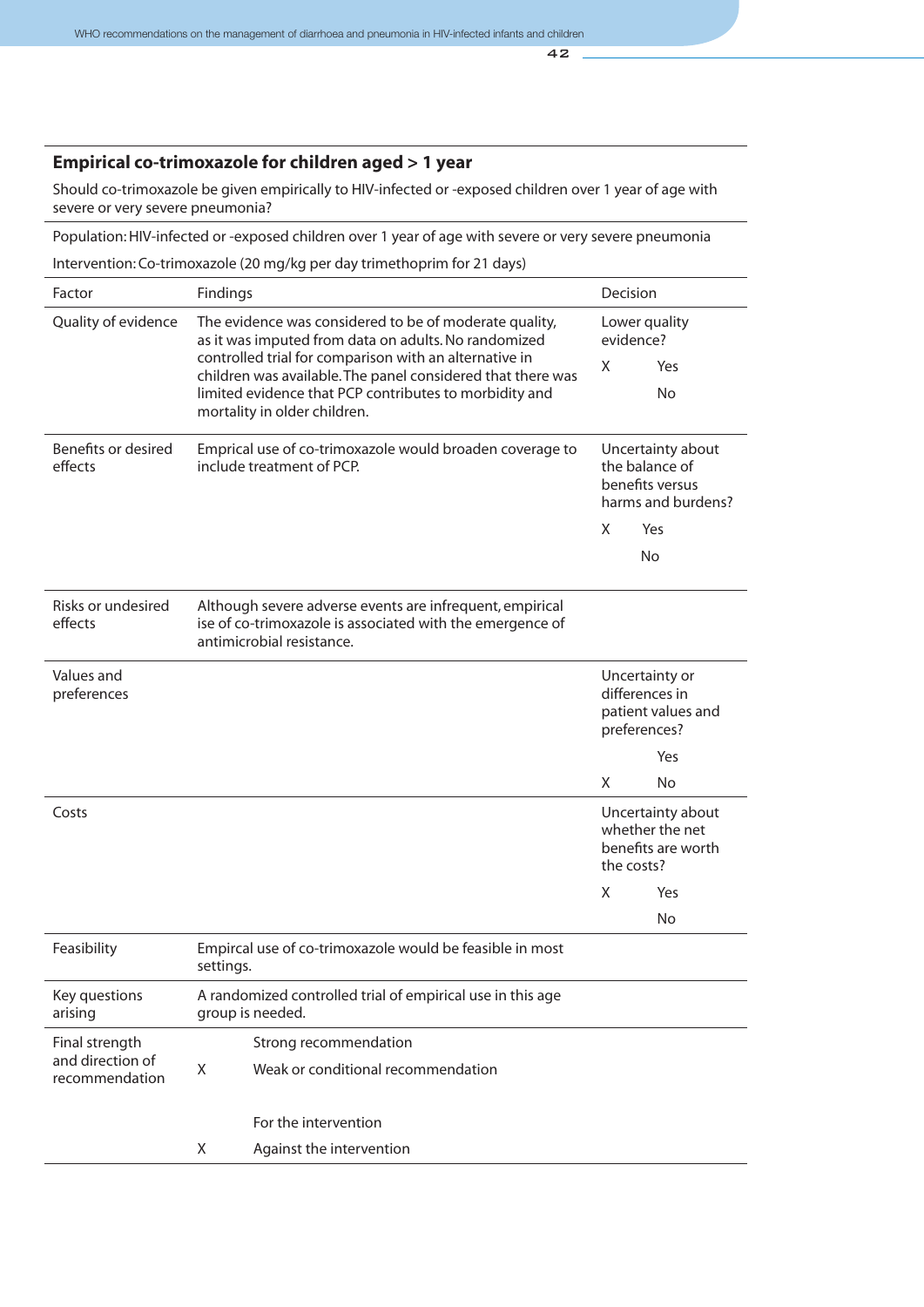## Empirical co-trimoxazole for children aged > 1 year

Should co-trimoxazole be given empirically to HIV-infected or -exposed children over 1 year of age with severe or very severe pneumonia?

Population: HIV-infected or -exposed children over 1 year of age with severe or very severe pneumonia

Intervention: Co-trimoxazole (20 mg/kg per day trimethoprim for 21 days)

| Factor | Findings | Decision |
|---|---|---|
| Quality of evidence | The evidence was considered to be of moderate quality, as it was imputed from data on adults. No randomized controlled trial for comparison with an alternative in children was available. The panel considered that there was limited evidence that PCP contributes to morbidity and mortality in older children. | Lower quality evidence?<br>X Yes<br>No |
| Benefits or desired effects | Emprical use of co-trimoxazole would broaden coverage to include treatment of PCP. | Uncertainty about the balance of benefits versus harms and burdens?<br>X Yes<br>No |
| Risks or undesired effects | Although severe adverse events are infrequent, empirical ise of co-trimoxazole is associated with the emergence of antimicrobial resistance. | |
| Values and preferences | | Uncertainty or differences in patient values and preferences?<br>Yes<br>X No |
| Costs | | Uncertainty about whether the net benefits are worth the costs?<br>X Yes<br>No |
| Feasibility | Empircal use of co-trimoxazole would be feasible in most settings. | |
| Key questions arising | A randomized controlled trial of empirical use in this age group is needed. | |
| Final strength and direction of recommendation | Strong recommendation<br>X Weak or conditional recommendation<br><br>For the intervention<br>X Against the intervention | |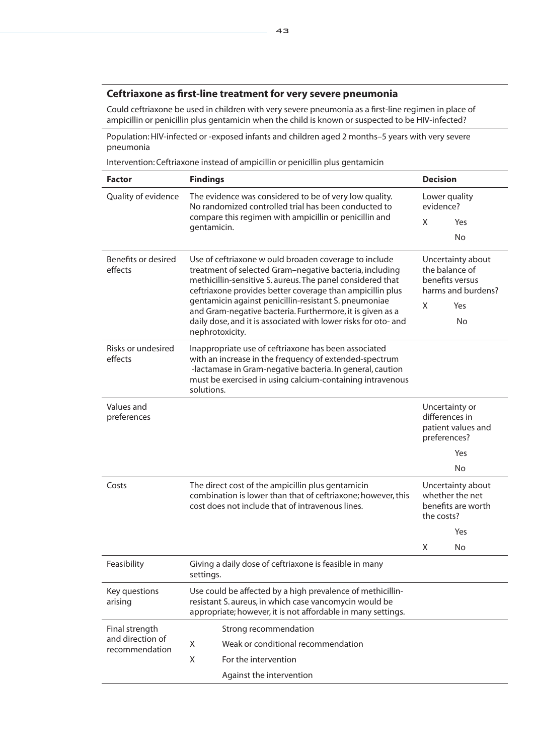## Ceftriaxone as first-line treatment for very severe pneumonia

Could ceftriaxone be used in children with very severe pneumonia as a first-line regimen in place of ampicillin or penicillin plus gentamicin when the child is known or suspected to be HIV-infected?

Population: HIV-infected or -exposed infants and children aged 2 months–5 years with very severe pneumonia

Intervention: Ceftriaxone instead of ampicillin or penicillin plus gentamicin

| Factor | Findings | Decision |
|---|---|---|
| Quality of evidence | The evidence was considered to be of very low quality. No randomized controlled trial has been conducted to compare this regimen with ampicillin or penicillin and gentamicin. | Lower quality evidence?<br>X Yes<br>No |
| Benefits or desired effects | Use of ceftriaxone w ould broaden coverage to include treatment of selected Gram–negative bacteria, including methicillin-sensitive S. aureus. The panel considered that ceftriaxone provides better coverage than ampicillin plus gentamicin against penicillin-resistant S. pneumoniae and Gram-negative bacteria. Furthermore, it is given as a daily dose, and it is associated with lower risks for oto- and nephrotoxicity. | Uncertainty about the balance of benefits versus harms and burdens?<br>X Yes<br>No |
| Risks or undesired effects | Inappropriate use of ceftriaxone has been associated with an increase in the frequency of extended-spectrum -lactamase in Gram-negative bacteria. In general, caution must be exercised in using calcium-containing intravenous solutions. | |
| Values and preferences | | Uncertainty or differences in patient values and preferences?<br>Yes<br>No |
| Costs | The direct cost of the ampicillin plus gentamicin combination is lower than that of ceftriaxone; however, this cost does not include that of intravenous lines. | Uncertainty about whether the net benefits are worth the costs?<br>Yes<br>X No |
| Feasibility | Giving a daily dose of ceftriaxone is feasible in many settings. | |
| Key questions arising | Use could be affected by a high prevalence of methicillin-resistant S. aureus, in which case vancomycin would be appropriate; however, it is not affordable in many settings. | |
| Final strength and direction of recommendation | Strong recommendation<br>X Weak or conditional recommendation<br>X For the intervention<br>Against the intervention | |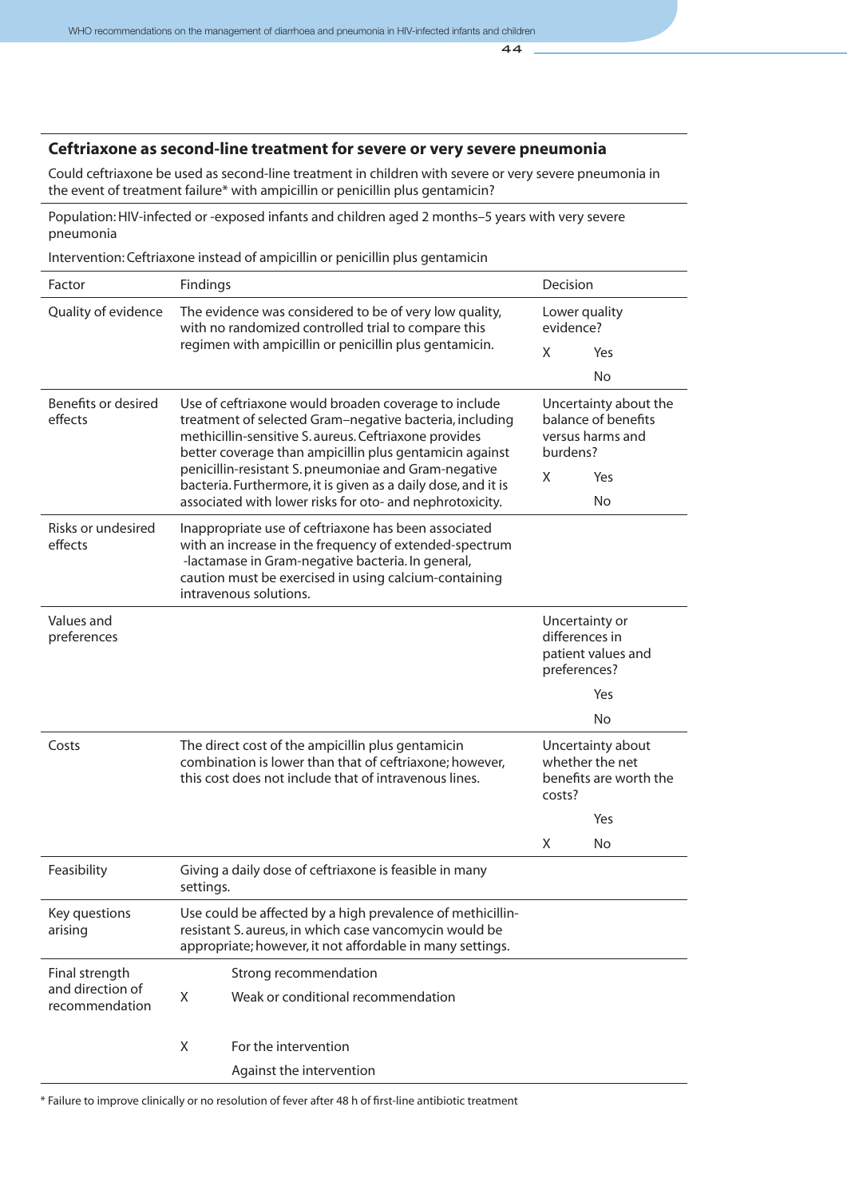## Ceftriaxone as second-line treatment for severe or very severe pneumonia

Could ceftriaxone be used as second-line treatment in children with severe or very severe pneumonia in the event of treatment failure* with ampicillin or penicillin plus gentamicin?

Population: HIV-infected or -exposed infants and children aged 2 months–5 years with very severe pneumonia

Intervention: Ceftriaxone instead of ampicillin or penicillin plus gentamicin

| Factor | Findings | Decision |
|---|---|---|
| Quality of evidence | The evidence was considered to be of very low quality, with no randomized controlled trial to compare this regimen with ampicillin or penicillin plus gentamicin. | Lower quality evidence?<br>X Yes<br>No |
| Benefits or desired effects | Use of ceftriaxone would broaden coverage to include treatment of selected Gram–negative bacteria, including methicillin-sensitive S. aureus. Ceftriaxone provides better coverage than ampicillin plus gentamicin against penicillin-resistant S. pneumoniae and Gram-negative bacteria. Furthermore, it is given as a daily dose, and it is associated with lower risks for oto- and nephrotoxicity. | Uncertainty about the balance of benefits versus harms and burdens?<br>X Yes<br>No |
| Risks or undesired effects | Inappropriate use of ceftriaxone has been associated with an increase in the frequency of extended-spectrum -lactamase in Gram-negative bacteria. In general, caution must be exercised in using calcium-containing intravenous solutions. | |
| Values and preferences | | Uncertainty or differences in patient values and preferences?<br>Yes<br>No |
| Costs | The direct cost of the ampicillin plus gentamicin combination is lower than that of ceftriaxone; however, this cost does not include that of intravenous lines. | Uncertainty about whether the net benefits are worth the costs?<br>Yes<br>X No |
| Feasibility | Giving a daily dose of ceftriaxone is feasible in many settings. | |
| Key questions arising | Use could be affected by a high prevalence of methicillin-resistant S. aureus, in which case vancomycin would be appropriate; however, it not affordable in many settings. | |
| Final strength and direction of recommendation | Strong recommendation<br>X Weak or conditional recommendation<br><br>X For the intervention<br>Against the intervention | |

* Failure to improve clinically or no resolution of fever after 48 h of first-line antibiotic treatment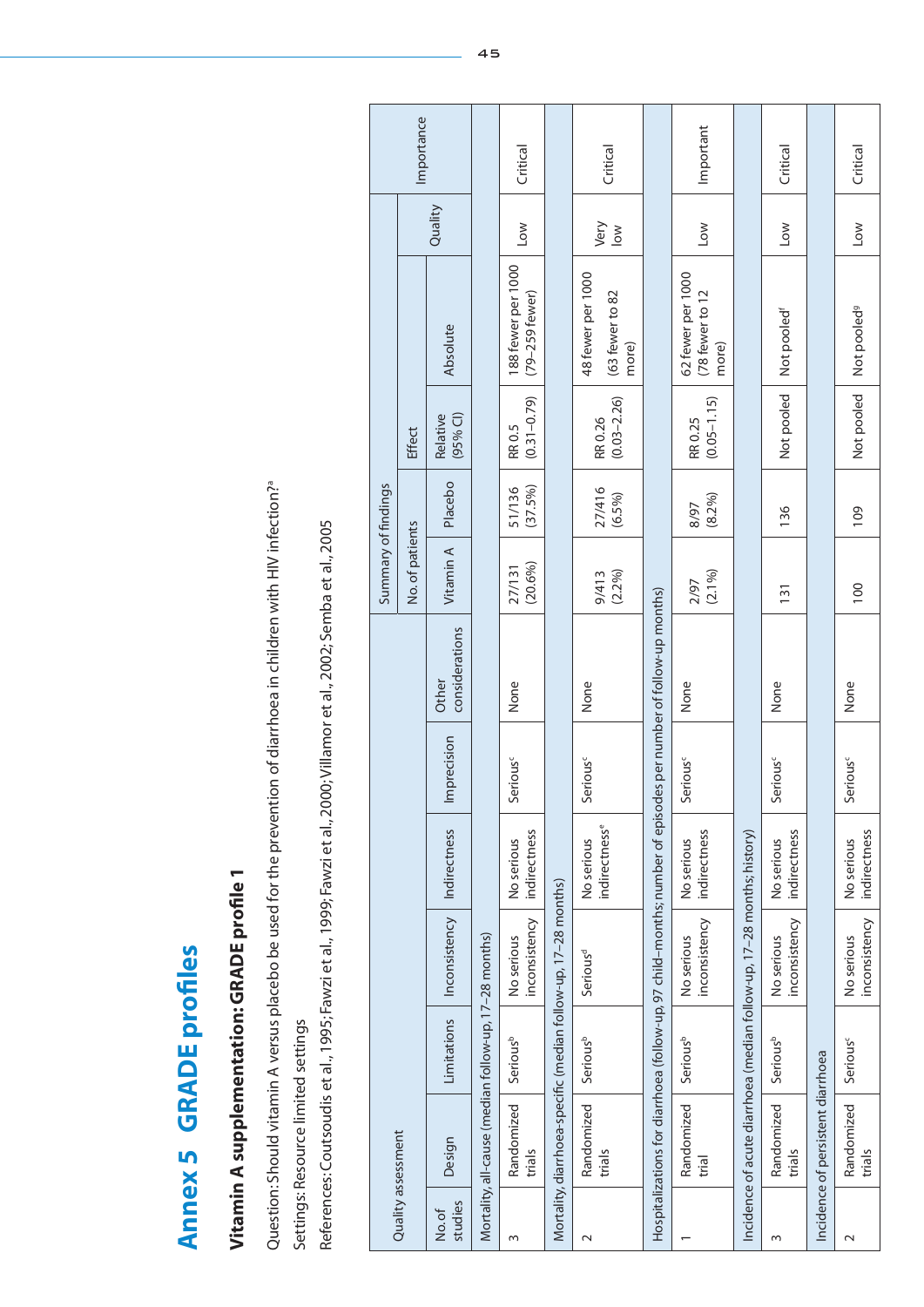# Annex 5 GRADE profiles

## Vitamin A supplementation: GRADE profile 1

Question: Should vitamin A versus placebo be used for the prevention of diarrhoea in children with HIV infection?[a]

Settings: Resource limited settings

References: Coutsoudis et al., 1995; Fawzi et al., 1999; Fawzi et al., 2000; Villamor et al., 2002; Semba et al., 2005

| Quality assessment | | | | | | | Summary of findings | | | | | |
|---|---|---|---|---|---|---|---|---|---|---|---|---|
| | | | | | | | No. of patients | | Effect | | Quality | Importance |
| No. of studies | Design | Limitations | Inconsistency | Indirectness | Imprecision | Other considerations | Vitamin A | Placebo | Relative (95% CI) | Absolute | | |
| Mortality, all-cause (median follow-up, 17–28 months) | | | | | | | | | | | | |
| 3 | Randomized trials | Serious[b] | No serious inconsistency | No serious indirectness | Serious[c] | None | 27/131 (20.6%) | 51/136 (37.5%) | RR 0.5 (0.31–0.79) | 188 fewer per 1000 (79–259 fewer) | Low | Critical |
| Mortality, diarrhoea-specific (median follow-up, 17–28 months) | | | | | | | | | | | | |
| 2 | Randomized trials | Serious[b] | Serious[d] | No serious indirectness[e] | Serious[c] | None | 9/413 (2.2%) | 27/416 (6.5%) | RR 0.26 (0.03–2.26) | 48 fewer per 1000 (63 fewer to 82 more) | Very low | Critical |
| Hospitalizations for diarrhoea (follow-up, 97 child–months; number of episodes per number of follow-up months) | | | | | | | | | | | | |
| 1 | Randomized trial | Serious[b] | No serious inconsistency | No serious indirectness | Serious[c] | None | 2/97 (2.1%) | 8/97 (8.2%) | RR 0.25 (0.05–1.15) | 62 fewer per 1000 (78 fewer to 12 more) | Low | Important |
| Incidence of acute diarrhoea (median follow-up, 17–28 months; history) | | | | | | | | | | | | |
| 3 | Randomized trials | Serious[b] | No serious inconsistency | No serious indirectness | Serious[c] | None | 131 | 136 | Not pooled | Not pooled[f] | Low | Critical |
| Incidence of persistent diarrhoea | | | | | | | | | | | | |
| 2 | Randomized trials | Serious[c] | No serious inconsistency | No serious indirectness | Serious[c] | None | 100 | 109 | Not pooled | Not pooled[g] | Low | Critical |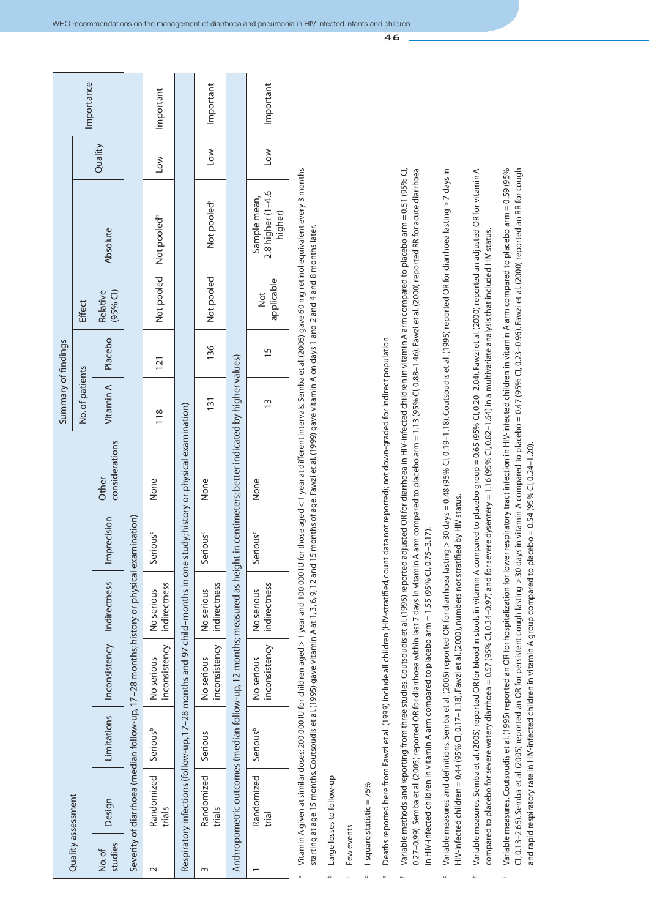| Quality assessment | | | | | | | Summary of findings | | | | | Importance |
|---|---|---|---|---|---|---|---|---|---|---|---|---|
| | | | | | | | No. of patients | | Effect | | Quality | |
| No. of studies | Design | Limitations | Inconsistency | Indirectness | Imprecision | Other considerations | Vitamin A | Placebo | Relative (95% CI) | Absolute | | |
| **Severity of diarrhoea (median follow-up, 17–28 months; history or physical examination)** | | | | | | | | | | | | |
| 2 | Randomized trials | Serious[b] | No serious inconsistency | No serious indirectness | Serious[c] | None | 118 | 121 | Not pooled | Not pooled[h] | Low | Important |
| **Respiratory infections (follow-up, 17–28 months and 97 child–months in one study; history or physical examination)** | | | | | | | | | | | | |
| 3 | Randomized trials | Serious | No serious inconsistency | No serious indirectness | Serious[c] | None | 131 | 136 | Not pooled | Not pooled[i] | Low | Important |
| **Anthropometric outcomes (median follow-up, 12 months; measured as height in centimeters; better indicated by higher values)** | | | | | | | | | | | | |
| 1 | Randomized trial | Serious[b] | No serious inconsistency | No serious indirectness | Serious[c] | None | 13 | 15 | Not applicable | Sample mean, 2.8 higher (1–4.6 higher) | Low | Important |

[a] Vitamin A given at similar doses: 200 000 IU for children aged > 1 year and 100 000 IU for those aged < 1 year at different intervals. Semba et al. (2005) gave 60 mg retinol equivalent every 3 months starting at age 15 months. Coutsoudis et al. (1995) gave vitamin A at 1, 3, 6, 9, 12 and 15 months of age. Fawzi et al. (1999) gave vitamin A on days 1 and 2 and 4 and 8 months later.

[b] Large losses to follow-up

[c] Few events

[d] I-square statistic = 75%

[e] Deaths reported here from Fawzi et al. (1999) include all children (HIV-stratified, count data not reported); not down-graded for indirect population

[f] Variable methods and reporting from three studies. Coutsoudis et al. (1995) reported adjusted OR for diarrhoea in HIV-infected children in vitamin A arm compared to placebo arm = 0.51 (95% CI, 0.27–0.99). Semba et al. (2005) reported OR for diarrhoea within last 7 days in vitamin A arm compared to placebo arm = 1.13 (95% CI, 0.88–1.46). Fawzi et al. (2000) reported RR for acute diarrhoea in HIV-infected children in vitamin A arm compared to placebo arm = 1.55 (95% CI, 0.75–3.17).

[g] Variable measures and definitions. Semba et al. (2005) reported OR for diarrhoea lasting > 30 days = 0.48 (95% CI, 0.19–1.18). Coutsoudis et al. (1995) reported OR for diarrhoea lasting > 7 days in HIV-infected children = 0.44 (95% CI, 0.17–1.18). Fawzi et al. (2000), numbers not stratified by HIV status.

[h] Variable measures. Semba et al. (2005) reported OR for blood in stools in vitamin A compared to placebo group = 0.65 (95% CI, 0.20–2.04). Fawzi et al. (2000) reported an adjusted OR for vitamin A compared to placebo for severe watery diarrhoea = 0.57 (95% CI, 0.34–0.97) and for severe dysentery = 1.16 (95% CI, 0.82–1.64) in a multivariate analysis that included HIV status.

[i] Variable measures. Coutsoudis et al. (1995) reported an OR for hospitalization for lower respiratory tract infection in HIV-infected children in vitamin A arm compared to placebo arm = 0.59 (95% CI, 0.13–2.65). Semba et al. (2005) reported an OR for persistent cough lasting > 30 days in vitamin A compared to placebo = 0.47 (95% CI, 0.23–0.96). Fawzi et al. (2000) reported an RR for cough and rapid respiratory rate in HIV-infected children in vitamin A group compared to placebo = 0.54 (95% CI, 0.24–1.20).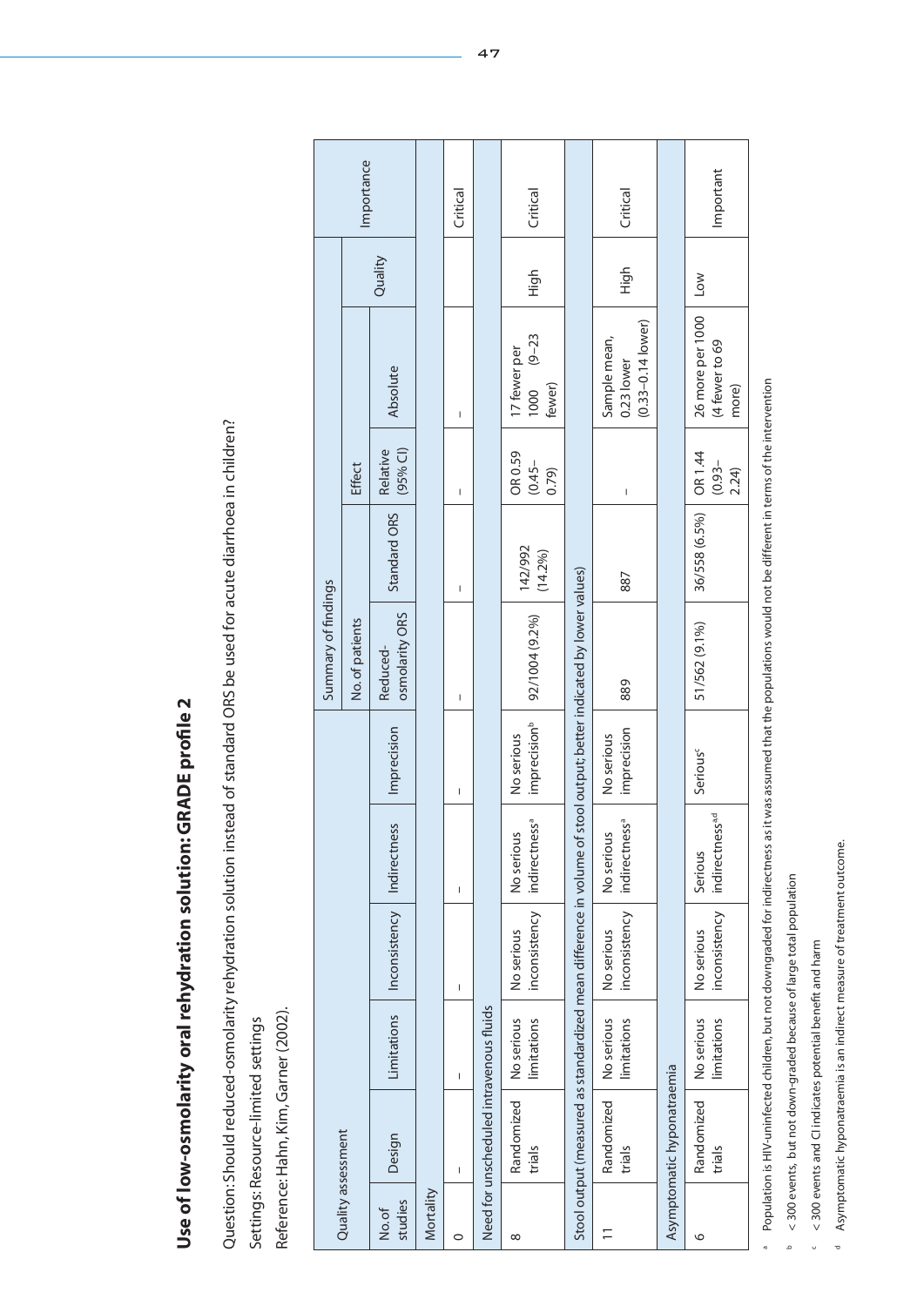## Use of low-osmolarity oral rehydration solution: GRADE profile 2

Question: Should reduced-osmolarity rehydration solution instead of standard ORS be used for acute diarrhoea in children?

Settings: Resource-limited settings

Reference: Hahn, Kim, Garner (2002).

| Quality assessment | | | | | | Summary of findings | | | | | Importance |
|---|---|---|---|---|---|---|---|---|---|---|---|
| | | | | | | No. of patients | | Effect | | Quality | |
| No.of studies | Design | Limitations | Inconsistency | Indirectness | Imprecision | Reduced-osmolarity ORS | Standard ORS | Relative (95% CI) | Absolute | | |
| **Mortality** | | | | | | | | | | | |
| 0 | – | – | – | – | – | – | – | – | – | | Critical |
| **Need for unscheduled intravenous fluids** | | | | | | | | | | | |
| 8 | Randomized trials | No serious limitations | No serious inconsistency | No serious indirectness[a] | No serious imprecision[b] | 92/1004 (9.2%) | 142/992 (14.2%) | OR 0.59 (0.45–0.79) | 17 fewer per 1000 (9–23 fewer) | High | Critical |
| **Stool output (measured as standardized mean difference in volume of stool output; better indicated by lower values)** | | | | | | | | | | | |
| 11 | Randomized trials | No serious limitations | No serious inconsistency | No serious indirectness[a] | No serious imprecision | 889 | 887 | – | Sample mean, 0.23 lower (0.33–0.14 lower) | High | Critical |
| **Asymptomatic hyponatraemia** | | | | | | | | | | | |
| 6 | Randomized trials | No serious limitations | No serious inconsistency | Serious indirectness[a,d] | Serious[c] | 51/562 (9.1%) | 36/558 (6.5%) | OR 1.44 (0.93–2.24) | 26 more per 1000 (4 fewer to 69 more) | Low | Important |

[a] Population is HIV-uninfected children, but not downgraded for indirectness as it was assumed that the populations would not be different in terms of the intervention

[b] < 300 events, but not down-graded because of large total population

[c] < 300 events and CI indicates potential benefit and harm

[d] Asymptomatic hyponatraemia is an indirect measure of treatment outcome.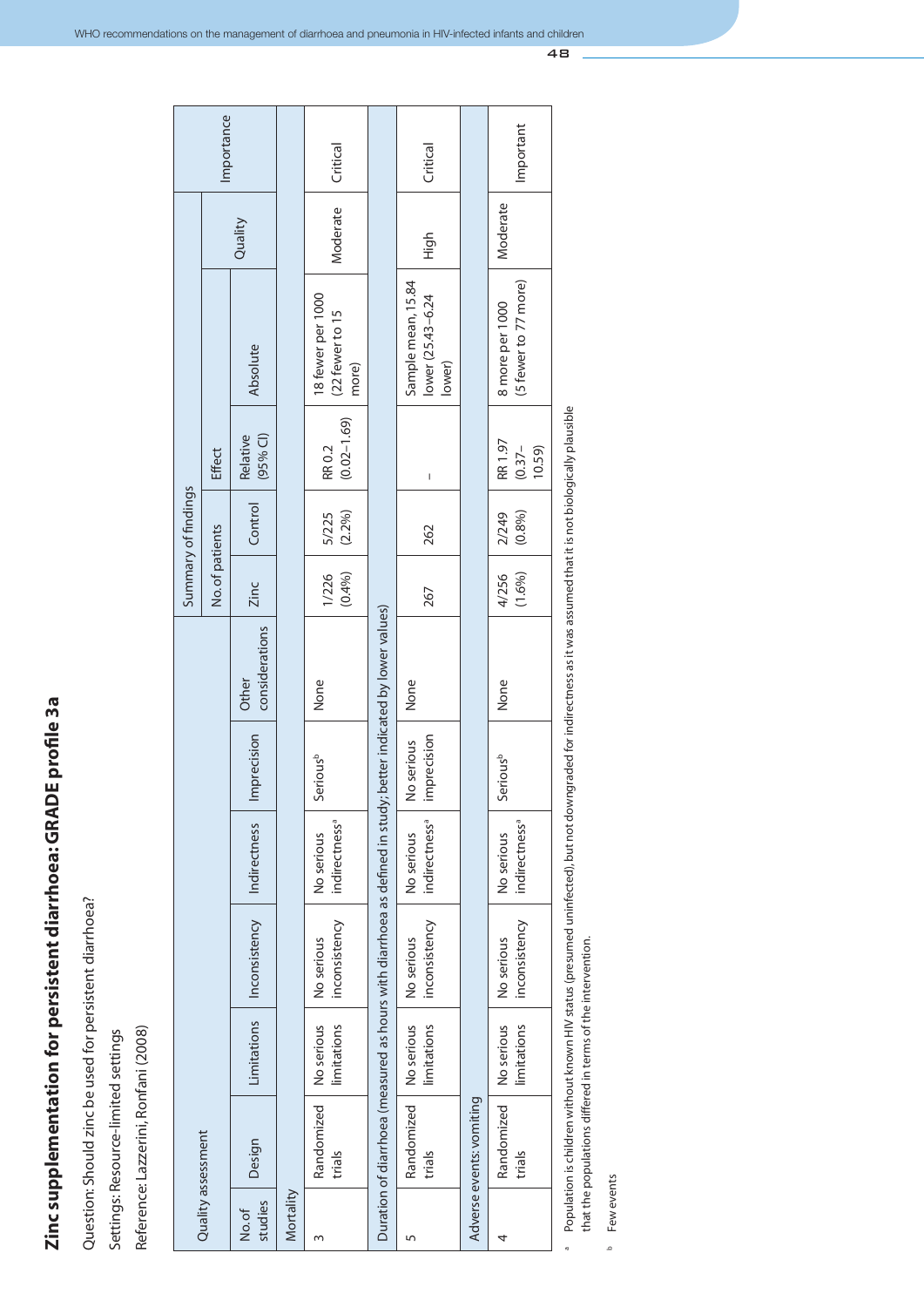## Zinc supplementation for persistent diarrhoea: GRADE profile 3a

Question: Should zinc be used for persistent diarrhoea?

Settings: Resource-limited settings

Reference: Lazzerini, Ronfani (2008)

| Quality assessment | | | | | | | Summary of findings | | | | | |
|---|---|---|---|---|---|---|---|---|---|---|---|---|
| | | | | | | | No. of patients | | Effect | | Quality | Importance |
| No. of studies | Design | Limitations | Inconsistency | Indirectness | Imprecision | Other considerations | Zinc | Control | Relative (95% CI) | Absolute | | |
| **Mortality** | | | | | | | | | | | | |
| 3 | Randomized trials | No serious limitations | No serious inconsistency | No serious indirectness[a] | Serious[b] | None | 1/226 (0.4%) | 5/225 (2.2%) | RR 0.2 (0.02–1.69) | 18 fewer per 1000 (22 fewer to 15 more) | Moderate | Critical |
| **Duration of diarrhoea (measured as hours with diarrhoea as defined in study; better indicated by lower values)** | | | | | | | | | | | | |
| 5 | Randomized trials | No serious limitations | No serious inconsistency | No serious indirectness[a] | No serious imprecision | None | 267 | 262 | – | Sample mean, 15.84 lower (25.43–6.24 lower) | High | Critical |
| **Adverse events: vomiting** | | | | | | | | | | | | |
| 4 | Randomized trials | No serious limitations | No serious inconsistency | No serious indirectness[a] | Serious[b] | None | 4/256 (1.6%) | 2/249 (0.8%) | RR 1.97 (0.37–10.59) | 8 more per 1000 (5 fewer to 77 more) | Moderate | Important |

[a] Population is children without known HIV status (presumed uninfected), but not downgraded for indirectness as it was assumed that it is not biologically plausible that the populations differed in terms of the intervention.

[b] Few events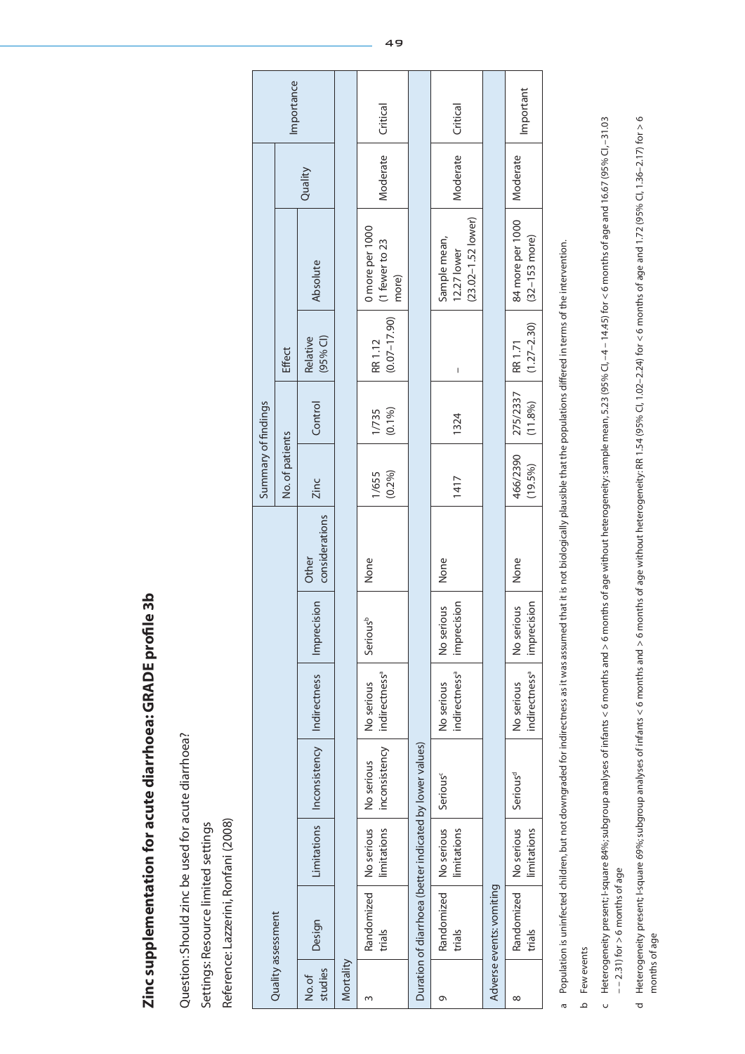# Zinc supplementation for acute diarrhoea: GRADE profile 3b

Question: Should zinc be used for acute diarrhoea?

Settings: Resource limited settings

Reference: Lazzerini, Ronfani (2008)

| Quality assessment | | | | | | | Summary of findings | | | | | |
|---|---|---|---|---|---|---|---|---|---|---|---|---|
| | | | | | | | No. of patients | | Effect | | Quality | Importance |
| No.of studies | Design | Limitations | Inconsistency | Indirectness | Imprecision | Other considerations | Zinc | Control | Relative (95% CI) | Absolute | | |
| **Mortality** | | | | | | | | | | | | |
| 3 | Randomized trials | No serious limitations | No serious inconsistency | No serious indirectness[a] | Serious[b] | None | 1/655 (0.2%) | 1/735 (0.1%) | RR 1.12 (0.07–17.90) | 0 more per 1000 (1 fewer to 23 more) | Moderate | Critical |
| **Duration of diarrhoea (better indicated by lower values)** | | | | | | | | | | | | |
| 9 | Randomized trials | No serious limitations | Serious[c] | No serious indirectness[a] | No serious imprecision | None | 1417 | 1324 | – | Sample mean, 12.27 lower (23.02–1.52 lower) | Moderate | Critical |
| **Adverse events: vomiting** | | | | | | | | | | | | |
| 8 | Randomized trials | No serious limitations | Serious[d] | No serious indirectness[a] | No serious imprecision | None | 466/2390 (19.5%) | 275/2337 (11.8%) | RR 1.71 (1.27–2.30) | 84 more per 1000 (32–153 more) | Moderate | Important |

a Population is uninfected children, but not downgraded for indirectness as it was assumed that it is not biologically plausible that the populations differed in terms of the intervention.

b Few events

c Heterogeneity present; I-square 84%; subgroup analyses of infants < 6 months and > 6 months of age without heterogeneity: sample mean, 5.23 (95% CI, –4 – 14.45) for < 6 months of age and 16.67 (95% CI, –31.03 – – 2.31) for > 6 months of age

d Heterogeneity present; I-square 69%; subgroup analyses of infants < 6 months and > 6 months of age without heterogeneity: RR 1.54 (95% CI, 1.02–2.24) for < 6 months of age and 1.72 (95% CI, 1.36–2.17) for > 6 months of age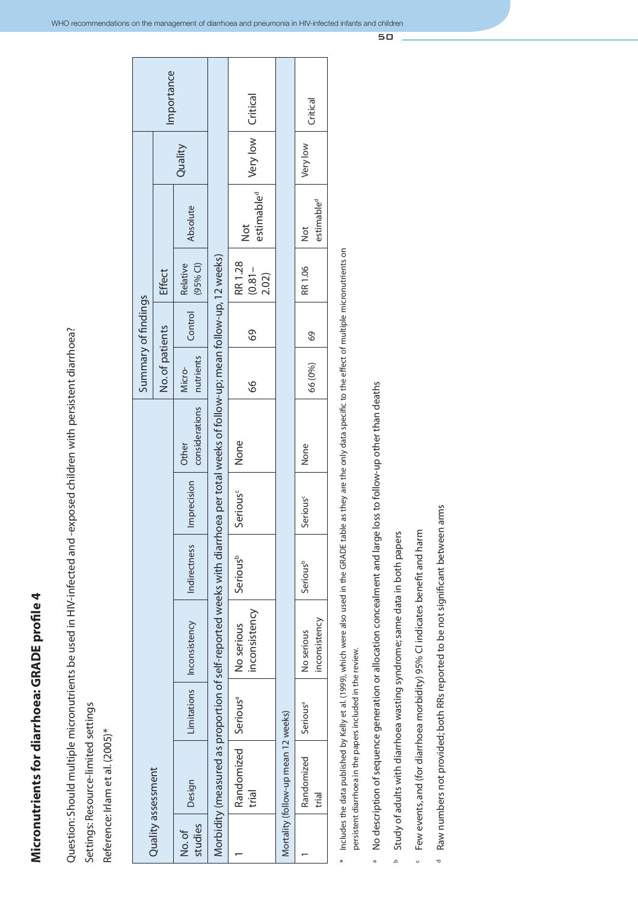## Micronutrients for diarrhoea: GRADE profile 4

Question: Should multiple micronutrients be used in HIV-infected and -exposed children with persistent diarrhoea?

Settings: Resource-limited settings

Reference: Irlam et al. (2005)*

| Quality assessment | | | | | | | Summary of findings | | | | | |
|---|---|---|---|---|---|---|---|---|---|---|---|---|
| | | | | | | | No. of patients | | Effect | | Quality | Importance |
| No. of studies | Design | Limitations | Inconsistency | Indirectness | Imprecision | Other considerations | Micro-nutrients | Control | Relative (95% CI) | Absolute | | |
| **Morbidity (measured as proportion of self-reported weeks with diarrhoea per total weeks of follow-up; mean follow-up, 12 weeks)** | | | | | | | | | | | | |
| 1 | Randomized trial | Serious[a] | No serious inconsistency | Serious[b] | Serious[c] | None | 66 | 69 | RR 1.28 (0.81–2.02) | Not estimable[d] | Very low | Critical |
| **Mortality (follow-up mean 12 weeks)** | | | | | | | | | | | | |
| 1 | Randomized trial | Serious[a] | No serious inconsistency | Serious[b] | Serious[c] | None | 66 (0%) | 69 | RR 1.06 | Not estimable[d] | Very low | Critical |

\* Includes the data published by Kelly et al. (1999), which were also used in the GRADE table as they are the only data specific to the effect of multiple micronutrients on persistent diarrhoea in the papers included in the review.

[a] No description of sequence generation or allocation concealment and large loss to follow-up other than deaths

[b] Study of adults with diarrhoea wasting syndrome; same data in both papers

[c] Few events, and (for diarrhoea morbidity) 95% CI indicates benefit and harm

[d] Raw numbers not provided; both RRs reported to be not significant between arms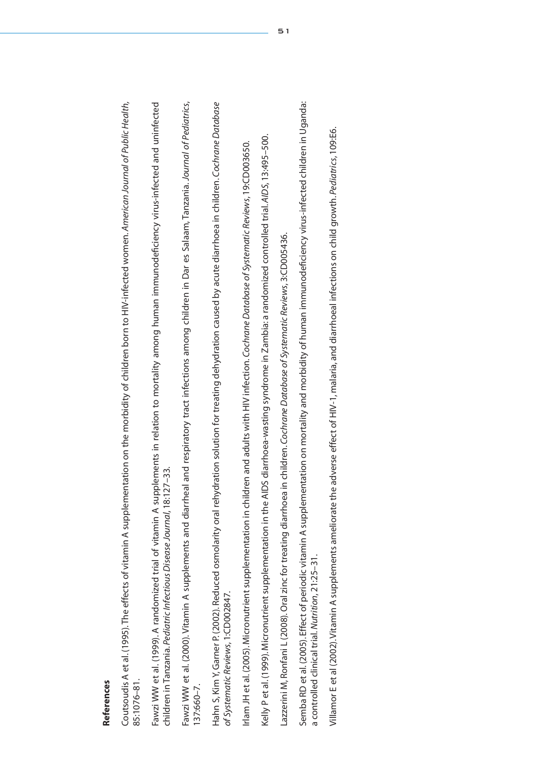**References**

Coutsoudis A et al. (1995). The effects of vitamin A supplementation on the morbidity of children born to HIV-infected women. *American Journal of Public Health*, 85:1076–81.

Fawzi WW et al. (1999). A randomized trial of vitamin A supplements in relation to mortality among human immunodeficiency virus-infected and uninfected children in Tanzania. *Pediatric Infectious Disease Journal*, 18:127–33.

Fawzi WW et al. (2000). Vitamin A supplements and diarrheal and respiratory tract infections among children in Dar es Salaam, Tanzania. *Journal of Pediatrics*, 137:660–7.

Hahn S, Kim Y, Garner P. (2002). Reduced osmolarity oral rehydration solution for treating dehydration caused by acute diarrhoea in children. *Cochrane Database of Systematic Reviews*, 1:CD002847.

Irlam JH et al. (2005). Micronutrient supplementation in children and adults with HIV infection. *Cochrane Database of Systematic Reviews*, 19:CD003650.

Kelly P et al. (1999). Micronutrient supplementation in the AIDS diarrhoea-wasting syndrome in Zambia: a randomized controlled trial. *AIDS*, 13:495–500.

Lazzerini M, Ronfani L (2008). Oral zinc for treating diarrhoea in children. *Cochrane Database of Systematic Reviews*, 3:CD005436.

Semba RD et al. (2005). Effect of periodic vitamin A supplementation on mortality and morbidity of human immunodeficiency virus-infected children in Uganda: a controlled clinical trial. *Nutrition*, 21:25–31.

Villamor E et al (2002). Vitamin A supplements ameliorate the adverse effect of HIV-1, malaria, and diarrhoeal infections on child growth. *Pediatrics*, 109:E6.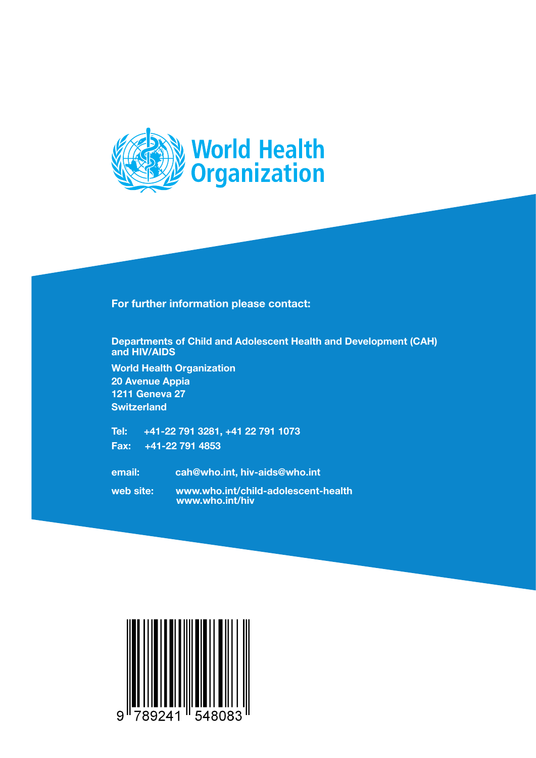World Health Organization

**For further information please contact:**

**Departments of Child and Adolescent Health and Development (CAH) and HIV/AIDS**

**World Health Organization**
**20 Avenue Appia**
**1211 Geneva 27**
**Switzerland**

**Tel:** **+41-22 791 3281, +41 22 791 1073**
**Fax:** **+41-22 791 4853**

**email:** **cah@who.int, hiv-aids@who.int**

**web site:** **www.who.int/child-adolescent-health**
**www.who.int/hiv**

9 789241 548083